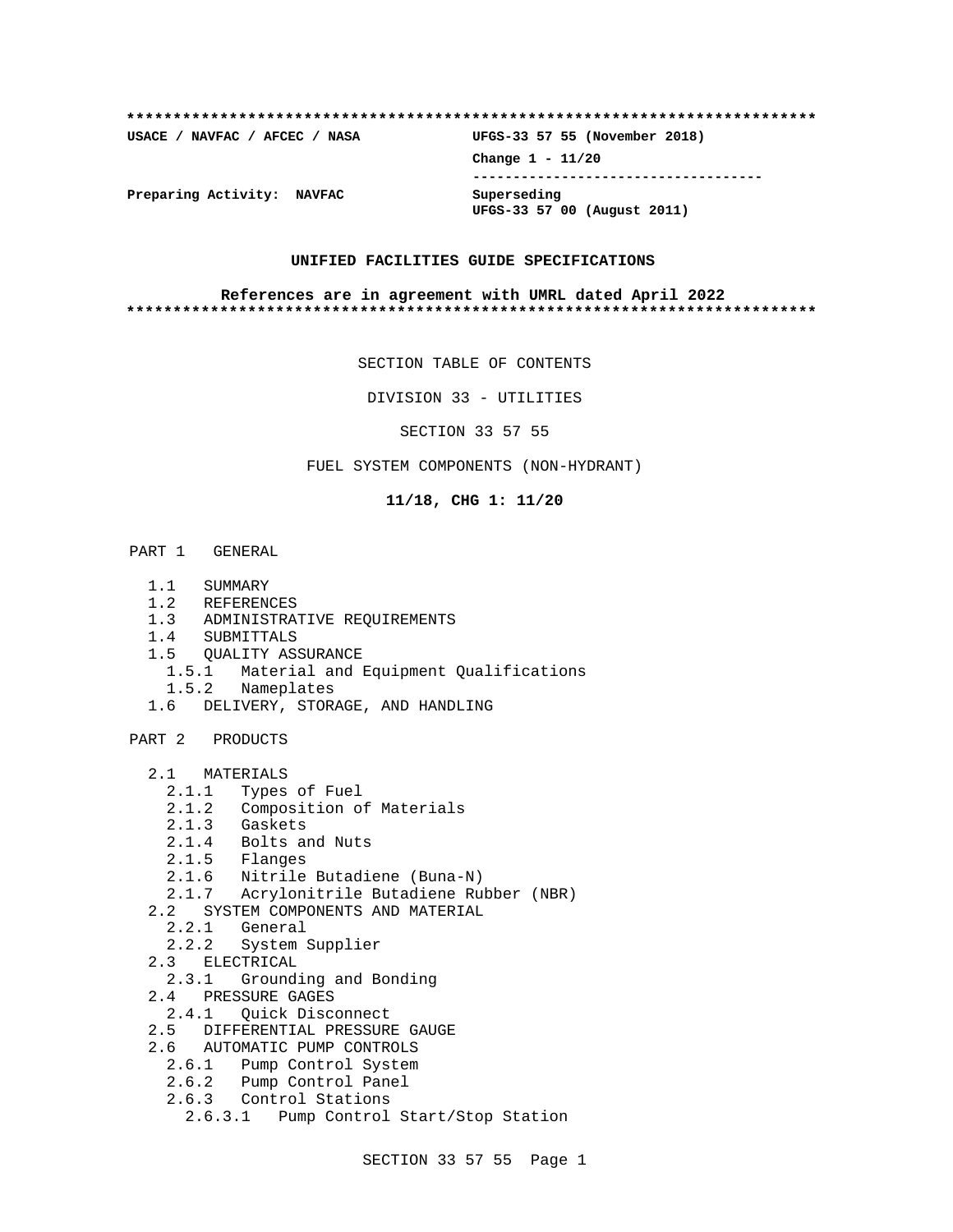**************************************************************************

**USACE / NAVFAC / AFCEC / NASA** | **UFGS-33 57 55 (November 2018)**

**Change 1 - 11/20**

-----------------------------------

**Preparing Activity: NAVFAC** | **Superseding UFGS-33 57 00 (August 2011)**

**UNIFIED FACILITIES GUIDE SPECIFICATIONS**

**References are in agreement with UMRL dated April 2022**

**************************************************************************

SECTION TABLE OF CONTENTS

DIVISION 33 - UTILITIES

SECTION 33 57 55

FUEL SYSTEM COMPONENTS (NON-HYDRANT)

**11/18, CHG 1: 11/20**

PART 1 GENERAL

- 1.1 SUMMARY
- 1.2 REFERENCES
- 1.3 ADMINISTRATIVE REQUIREMENTS
- 1.4 SUBMITTALS
- 1.5 QUALITY ASSURANCE
  - 1.5.1 Material and Equipment Qualifications
  - 1.5.2 Nameplates
- 1.6 DELIVERY, STORAGE, AND HANDLING

PART 2 PRODUCTS

- 2.1 MATERIALS
  - 2.1.1 Types of Fuel
  - 2.1.2 Composition of Materials
  - 2.1.3 Gaskets
  - 2.1.4 Bolts and Nuts
  - 2.1.5 Flanges
  - 2.1.6 Nitrile Butadiene (Buna-N)
  - 2.1.7 Acrylonitrile Butadiene Rubber (NBR)
- 2.2 SYSTEM COMPONENTS AND MATERIAL
  - 2.2.1 General
  - 2.2.2 System Supplier
- 2.3 ELECTRICAL
  - 2.3.1 Grounding and Bonding
- 2.4 PRESSURE GAGES
  - 2.4.1 Quick Disconnect
- 2.5 DIFFERENTIAL PRESSURE GAUGE
- 2.6 AUTOMATIC PUMP CONTROLS
  - 2.6.1 Pump Control System
  - 2.6.2 Pump Control Panel
  - 2.6.3 Control Stations
    - 2.6.3.1 Pump Control Start/Stop Station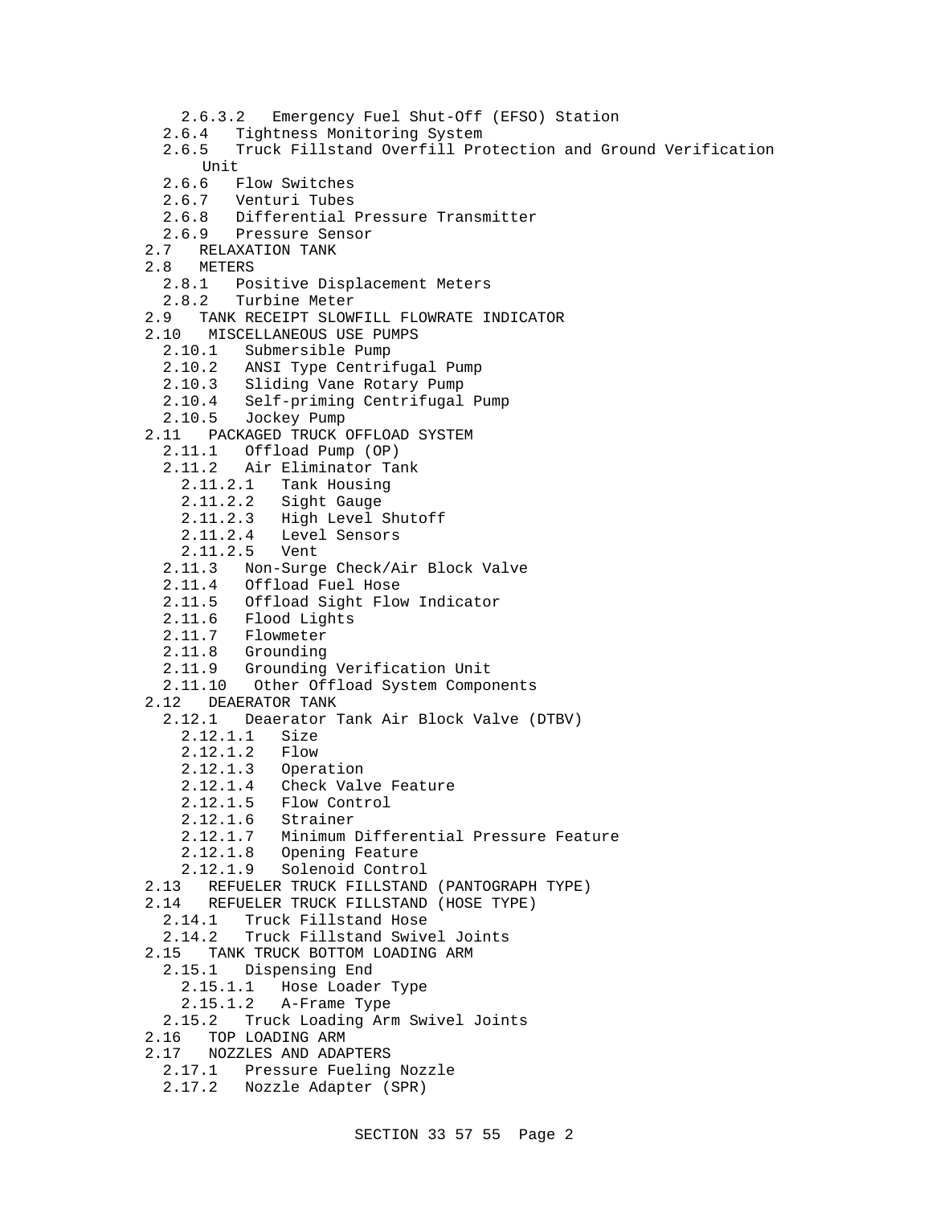2.6.3.2   Emergency Fuel Shut-Off (EFSO) Station
    2.6.4   Tightness Monitoring System
    2.6.5   Truck Fillstand Overfill Protection and Ground Verification Unit
    2.6.6   Flow Switches
    2.6.7   Venturi Tubes
    2.6.8   Differential Pressure Transmitter
    2.6.9   Pressure Sensor
  2.7   RELAXATION TANK
  2.8   METERS
    2.8.1   Positive Displacement Meters
    2.8.2   Turbine Meter
  2.9   TANK RECEIPT SLOWFILL FLOWRATE INDICATOR
  2.10   MISCELLANEOUS USE PUMPS
    2.10.1   Submersible Pump
    2.10.2   ANSI Type Centrifugal Pump
    2.10.3   Sliding Vane Rotary Pump
    2.10.4   Self-priming Centrifugal Pump
    2.10.5   Jockey Pump
  2.11   PACKAGED TRUCK OFFLOAD SYSTEM
    2.11.1   Offload Pump (OP)
    2.11.2   Air Eliminator Tank
      2.11.2.1   Tank Housing
      2.11.2.2   Sight Gauge
      2.11.2.3   High Level Shutoff
      2.11.2.4   Level Sensors
      2.11.2.5   Vent
    2.11.3   Non-Surge Check/Air Block Valve
    2.11.4   Offload Fuel Hose
    2.11.5   Offload Sight Flow Indicator
    2.11.6   Flood Lights
    2.11.7   Flowmeter
    2.11.8   Grounding
    2.11.9   Grounding Verification Unit
    2.11.10   Other Offload System Components
  2.12   DEAERATOR TANK
    2.12.1   Deaerator Tank Air Block Valve (DTBV)
      2.12.1.1   Size
      2.12.1.2   Flow
      2.12.1.3   Operation
      2.12.1.4   Check Valve Feature
      2.12.1.5   Flow Control
      2.12.1.6   Strainer
      2.12.1.7   Minimum Differential Pressure Feature
      2.12.1.8   Opening Feature
      2.12.1.9   Solenoid Control
  2.13   REFUELER TRUCK FILLSTAND (PANTOGRAPH TYPE)
  2.14   REFUELER TRUCK FILLSTAND (HOSE TYPE)
    2.14.1   Truck Fillstand Hose
    2.14.2   Truck Fillstand Swivel Joints
  2.15   TANK TRUCK BOTTOM LOADING ARM
    2.15.1   Dispensing End
      2.15.1.1   Hose Loader Type
      2.15.1.2   A-Frame Type
    2.15.2   Truck Loading Arm Swivel Joints
  2.16   TOP LOADING ARM
  2.17   NOZZLES AND ADAPTERS
    2.17.1   Pressure Fueling Nozzle
    2.17.2   Nozzle Adapter (SPR)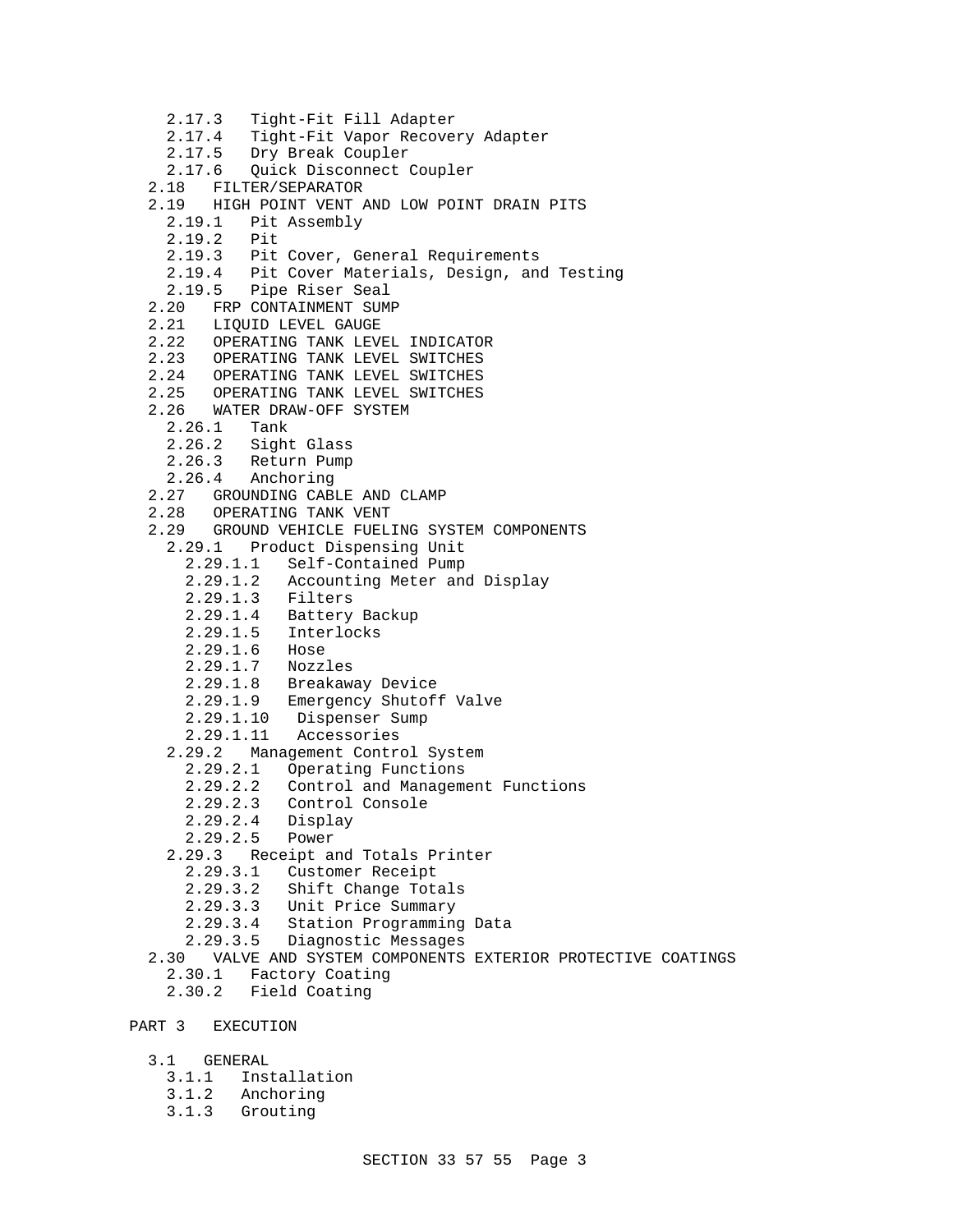2.17.3   Tight-Fit Fill Adapter
    2.17.4   Tight-Fit Vapor Recovery Adapter
    2.17.5   Dry Break Coupler
    2.17.6   Quick Disconnect Coupler
  2.18   FILTER/SEPARATOR
  2.19   HIGH POINT VENT AND LOW POINT DRAIN PITS
    2.19.1   Pit Assembly
    2.19.2   Pit
    2.19.3   Pit Cover, General Requirements
    2.19.4   Pit Cover Materials, Design, and Testing
    2.19.5   Pipe Riser Seal
  2.20   FRP CONTAINMENT SUMP
  2.21   LIQUID LEVEL GAUGE
  2.22   OPERATING TANK LEVEL INDICATOR
  2.23   OPERATING TANK LEVEL SWITCHES
  2.24   OPERATING TANK LEVEL SWITCHES
  2.25   OPERATING TANK LEVEL SWITCHES
  2.26   WATER DRAW-OFF SYSTEM
    2.26.1   Tank
    2.26.2   Sight Glass
    2.26.3   Return Pump
    2.26.4   Anchoring
  2.27   GROUNDING CABLE AND CLAMP
  2.28   OPERATING TANK VENT
  2.29   GROUND VEHICLE FUELING SYSTEM COMPONENTS
    2.29.1   Product Dispensing Unit
      2.29.1.1   Self-Contained Pump
      2.29.1.2   Accounting Meter and Display
      2.29.1.3   Filters
      2.29.1.4   Battery Backup
      2.29.1.5   Interlocks
      2.29.1.6   Hose
      2.29.1.7   Nozzles
      2.29.1.8   Breakaway Device
      2.29.1.9   Emergency Shutoff Valve
      2.29.1.10   Dispenser Sump
      2.29.1.11   Accessories
    2.29.2   Management Control System
      2.29.2.1   Operating Functions
      2.29.2.2   Control and Management Functions
      2.29.2.3   Control Console
      2.29.2.4   Display
      2.29.2.5   Power
    2.29.3   Receipt and Totals Printer
      2.29.3.1   Customer Receipt
      2.29.3.2   Shift Change Totals
      2.29.3.3   Unit Price Summary
      2.29.3.4   Station Programming Data
      2.29.3.5   Diagnostic Messages
  2.30   VALVE AND SYSTEM COMPONENTS EXTERIOR PROTECTIVE COATINGS
    2.30.1   Factory Coating
    2.30.2   Field Coating

PART 3   EXECUTION

  3.1   GENERAL
    3.1.1   Installation
    3.1.2   Anchoring
    3.1.3   Grouting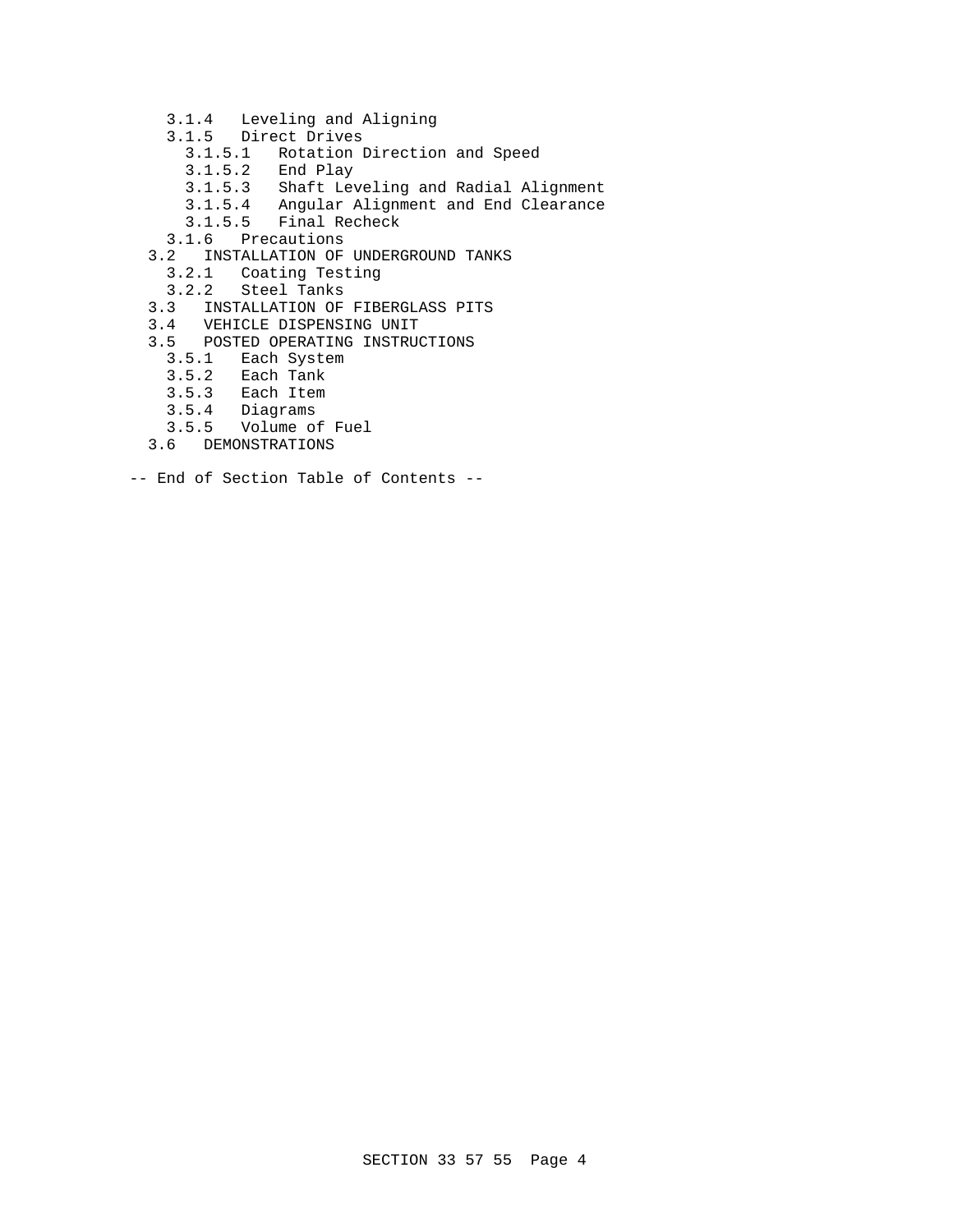- 3.1.4 Leveling and Aligning
- 3.1.5 Direct Drives
  - 3.1.5.1 Rotation Direction and Speed
  - 3.1.5.2 End Play
  - 3.1.5.3 Shaft Leveling and Radial Alignment
  - 3.1.5.4 Angular Alignment and End Clearance
  - 3.1.5.5 Final Recheck
- 3.1.6 Precautions
- 3.2 INSTALLATION OF UNDERGROUND TANKS
  - 3.2.1 Coating Testing
  - 3.2.2 Steel Tanks
- 3.3 INSTALLATION OF FIBERGLASS PITS
- 3.4 VEHICLE DISPENSING UNIT
- 3.5 POSTED OPERATING INSTRUCTIONS
  - 3.5.1 Each System
  - 3.5.2 Each Tank
  - 3.5.3 Each Item
  - 3.5.4 Diagrams
  - 3.5.5 Volume of Fuel
- 3.6 DEMONSTRATIONS

-- End of Section Table of Contents --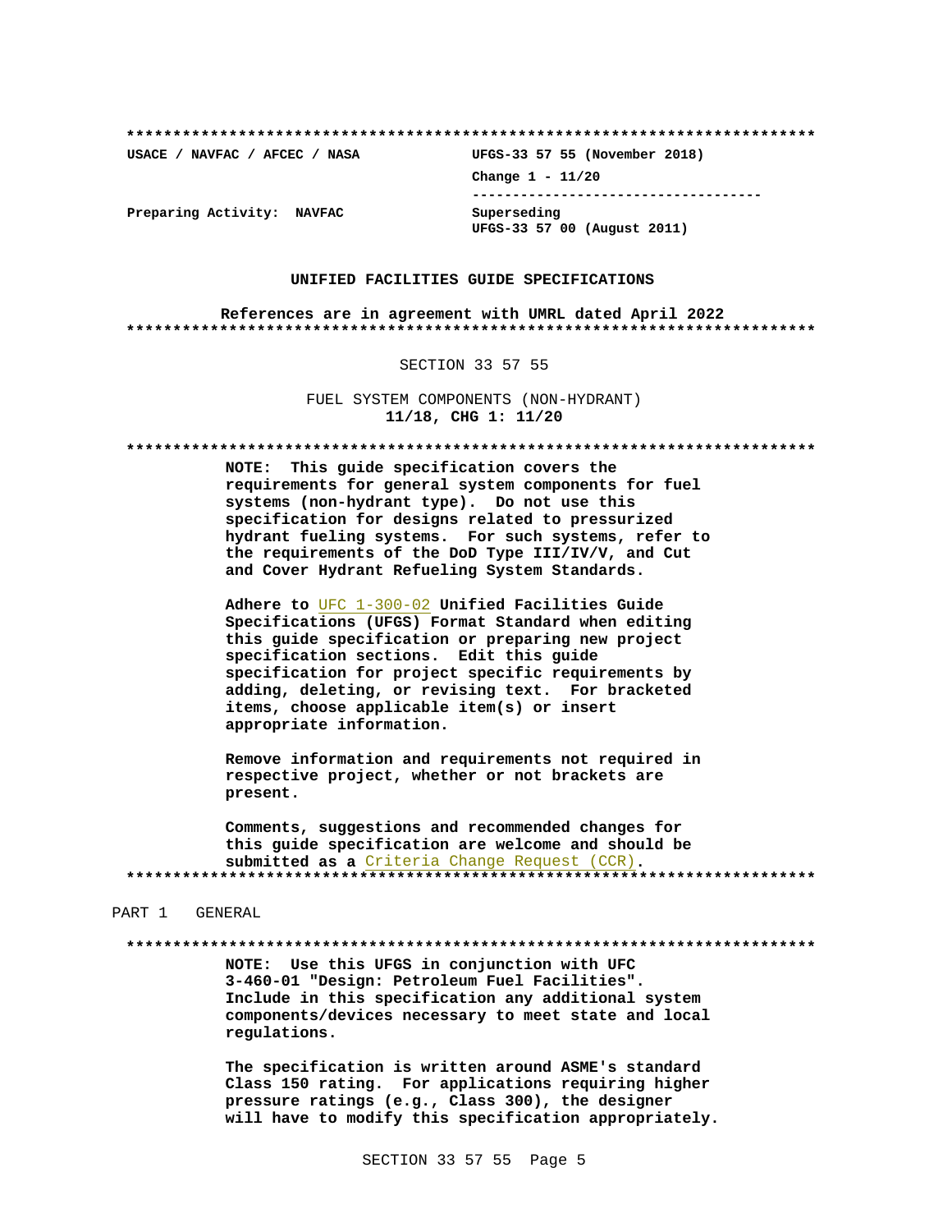**************************************************************************

**USACE / NAVFAC / AFCEC / NASA** **UFGS-33 57 55 (November 2018)**

**Change 1 - 11/20**

-----------------------------------

**Preparing Activity: NAVFAC** Superseding
**UFGS-33 57 00 (August 2011)**

**UNIFIED FACILITIES GUIDE SPECIFICATIONS**

**References are in agreement with UMRL dated April 2022**

**************************************************************************

SECTION 33 57 55

FUEL SYSTEM COMPONENTS (NON-HYDRANT)
**11/18, CHG 1: 11/20**

**************************************************************************

**NOTE: This guide specification covers the requirements for general system components for fuel systems (non-hydrant type). Do not use this specification for designs related to pressurized hydrant fueling systems. For such systems, refer to the requirements of the DoD Type III/IV/V, and Cut and Cover Hydrant Refueling System Standards.**

**Adhere to** UFC 1-300-02 **Unified Facilities Guide Specifications (UFGS) Format Standard when editing this guide specification or preparing new project specification sections. Edit this guide specification for project specific requirements by adding, deleting, or revising text. For bracketed items, choose applicable item(s) or insert appropriate information.**

**Remove information and requirements not required in respective project, whether or not brackets are present.**

**Comments, suggestions and recommended changes for this guide specification are welcome and should be submitted as a** Criteria Change Request (CCR)**.**

**************************************************************************

PART 1 GENERAL

**************************************************************************

**NOTE: Use this UFGS in conjunction with UFC 3-460-01 "Design: Petroleum Fuel Facilities". Include in this specification any additional system components/devices necessary to meet state and local regulations.**

**The specification is written around ASME's standard Class 150 rating. For applications requiring higher pressure ratings (e.g., Class 300), the designer will have to modify this specification appropriately.**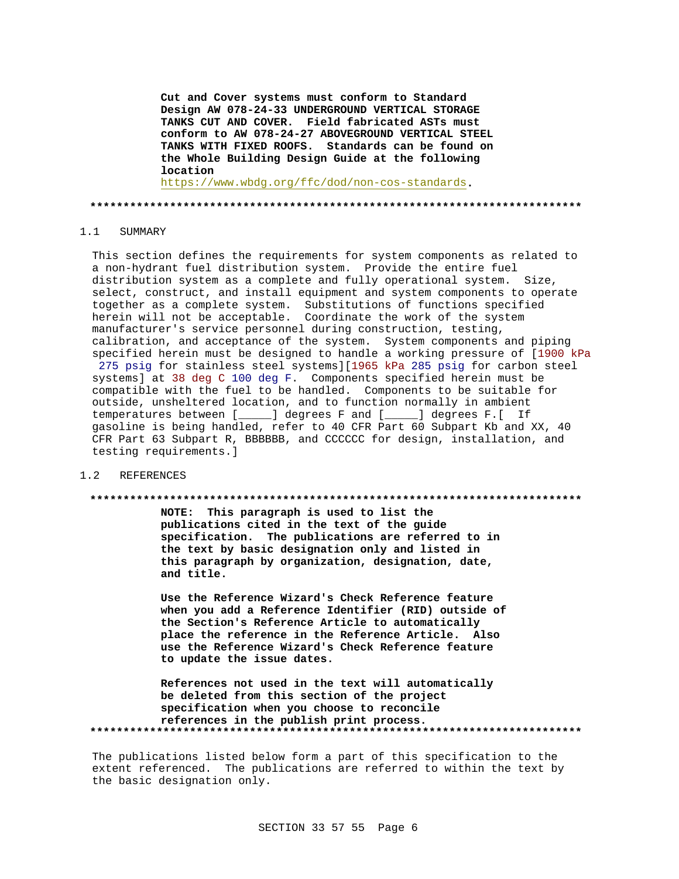**Cut and Cover systems must conform to Standard Design AW 078-24-33 UNDERGROUND VERTICAL STORAGE TANKS CUT AND COVER. Field fabricated ASTs must conform to AW 078-24-27 ABOVEGROUND VERTICAL STEEL TANKS WITH FIXED ROOFS. Standards can be found on the Whole Building Design Guide at the following location** https://www.wbdg.org/ffc/dod/non-cos-standards.

**************************************************************************

## 1.1 SUMMARY

This section defines the requirements for system components as related to a non-hydrant fuel distribution system. Provide the entire fuel distribution system as a complete and fully operational system. Size, select, construct, and install equipment and system components to operate together as a complete system. Substitutions of functions specified herein will not be acceptable. Coordinate the work of the system manufacturer's service personnel during construction, testing, calibration, and acceptance of the system. System components and piping specified herein must be designed to handle a working pressure of [1900 kPa 275 psig for stainless steel systems][1965 kPa 285 psig for carbon steel systems] at 38 deg C 100 deg F. Components specified herein must be compatible with the fuel to be handled. Components to be suitable for outside, unsheltered location, and to function normally in ambient temperatures between [_____] degrees F and [_____] degrees F.[ If gasoline is being handled, refer to 40 CFR Part 60 Subpart Kb and XX, 40 CFR Part 63 Subpart R, BBBBBB, and CCCCCC for design, installation, and testing requirements.]

## 1.2 REFERENCES

**************************************************************************

**NOTE: This paragraph is used to list the publications cited in the text of the guide specification. The publications are referred to in the text by basic designation only and listed in this paragraph by organization, designation, date, and title.**

**Use the Reference Wizard's Check Reference feature when you add a Reference Identifier (RID) outside of the Section's Reference Article to automatically place the reference in the Reference Article. Also use the Reference Wizard's Check Reference feature to update the issue dates.**

**References not used in the text will automatically be deleted from this section of the project specification when you choose to reconcile references in the publish print process.**

**************************************************************************

The publications listed below form a part of this specification to the extent referenced. The publications are referred to within the text by the basic designation only.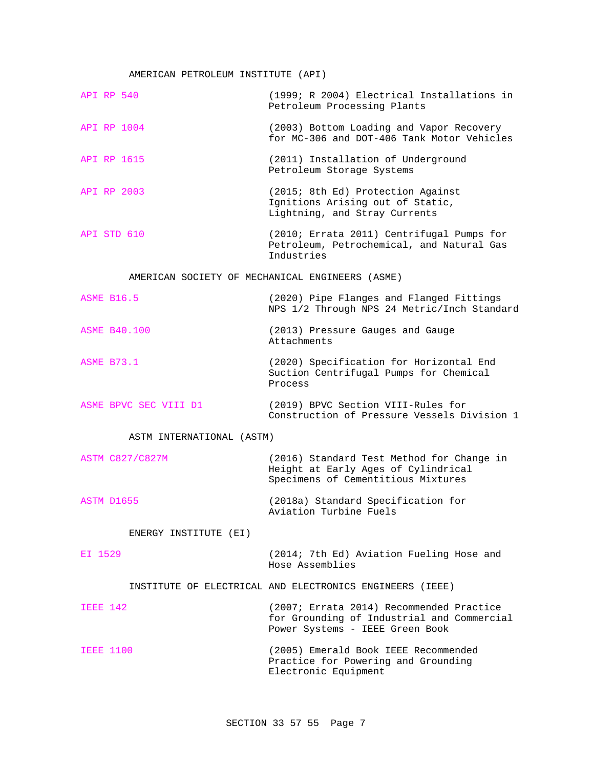AMERICAN PETROLEUM INSTITUTE (API)

API RP 540 (1999; R 2004) Electrical Installations in Petroleum Processing Plants

API RP 1004 (2003) Bottom Loading and Vapor Recovery for MC-306 and DOT-406 Tank Motor Vehicles

API RP 1615 (2011) Installation of Underground Petroleum Storage Systems

API RP 2003 (2015; 8th Ed) Protection Against Ignitions Arising out of Static, Lightning, and Stray Currents

API STD 610 (2010; Errata 2011) Centrifugal Pumps for Petroleum, Petrochemical, and Natural Gas Industries

AMERICAN SOCIETY OF MECHANICAL ENGINEERS (ASME)

ASME B16.5 (2020) Pipe Flanges and Flanged Fittings NPS 1/2 Through NPS 24 Metric/Inch Standard

ASME B40.100 (2013) Pressure Gauges and Gauge Attachments

ASME B73.1 (2020) Specification for Horizontal End Suction Centrifugal Pumps for Chemical Process

ASME BPVC SEC VIII D1 (2019) BPVC Section VIII-Rules for Construction of Pressure Vessels Division 1

ASTM INTERNATIONAL (ASTM)

ASTM C827/C827M (2016) Standard Test Method for Change in Height at Early Ages of Cylindrical Specimens of Cementitious Mixtures

ASTM D1655 (2018a) Standard Specification for Aviation Turbine Fuels

ENERGY INSTITUTE (EI)

EI 1529 (2014; 7th Ed) Aviation Fueling Hose and Hose Assemblies

INSTITUTE OF ELECTRICAL AND ELECTRONICS ENGINEERS (IEEE)

IEEE 142 (2007; Errata 2014) Recommended Practice for Grounding of Industrial and Commercial Power Systems - IEEE Green Book

IEEE 1100 (2005) Emerald Book IEEE Recommended Practice for Powering and Grounding Electronic Equipment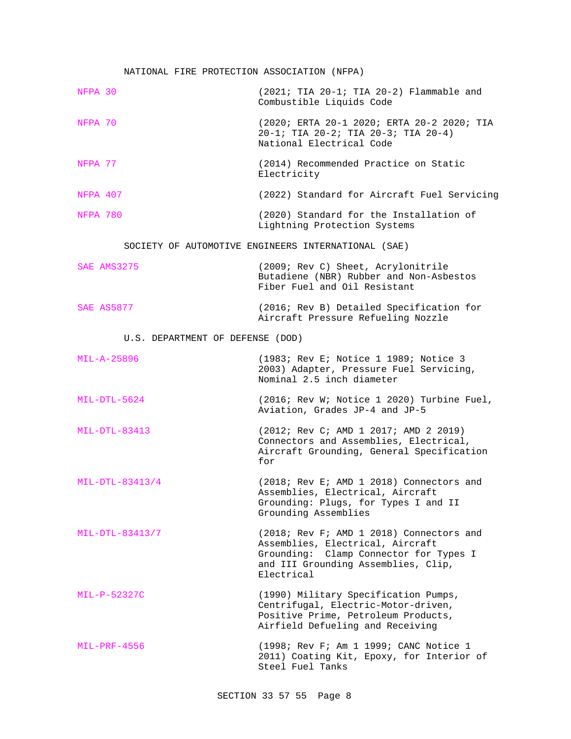NATIONAL FIRE PROTECTION ASSOCIATION (NFPA)

NFPA 30 (2021; TIA 20-1; TIA 20-2) Flammable and Combustible Liquids Code

NFPA 70 (2020; ERTA 20-1 2020; ERTA 20-2 2020; TIA 20-1; TIA 20-2; TIA 20-3; TIA 20-4) National Electrical Code

NFPA 77 (2014) Recommended Practice on Static Electricity

NFPA 407 (2022) Standard for Aircraft Fuel Servicing

NFPA 780 (2020) Standard for the Installation of Lightning Protection Systems

SOCIETY OF AUTOMOTIVE ENGINEERS INTERNATIONAL (SAE)

SAE AMS3275 (2009; Rev C) Sheet, Acrylonitrile Butadiene (NBR) Rubber and Non-Asbestos Fiber Fuel and Oil Resistant

SAE AS5877 (2016; Rev B) Detailed Specification for Aircraft Pressure Refueling Nozzle

U.S. DEPARTMENT OF DEFENSE (DOD)

MIL-A-25896 (1983; Rev E; Notice 1 1989; Notice 3 2003) Adapter, Pressure Fuel Servicing, Nominal 2.5 inch diameter

MIL-DTL-5624 (2016; Rev W; Notice 1 2020) Turbine Fuel, Aviation, Grades JP-4 and JP-5

MIL-DTL-83413 (2012; Rev C; AMD 1 2017; AMD 2 2019) Connectors and Assemblies, Electrical, Aircraft Grounding, General Specification for

MIL-DTL-83413/4 (2018; Rev E; AMD 1 2018) Connectors and Assemblies, Electrical, Aircraft Grounding: Plugs, for Types I and II Grounding Assemblies

MIL-DTL-83413/7 (2018; Rev F; AMD 1 2018) Connectors and Assemblies, Electrical, Aircraft Grounding: Clamp Connector for Types I and III Grounding Assemblies, Clip, Electrical

MIL-P-52327C (1990) Military Specification Pumps, Centrifugal, Electric-Motor-driven, Positive Prime, Petroleum Products, Airfield Defueling and Receiving

MIL-PRF-4556 (1998; Rev F; Am 1 1999; CANC Notice 1 2011) Coating Kit, Epoxy, for Interior of Steel Fuel Tanks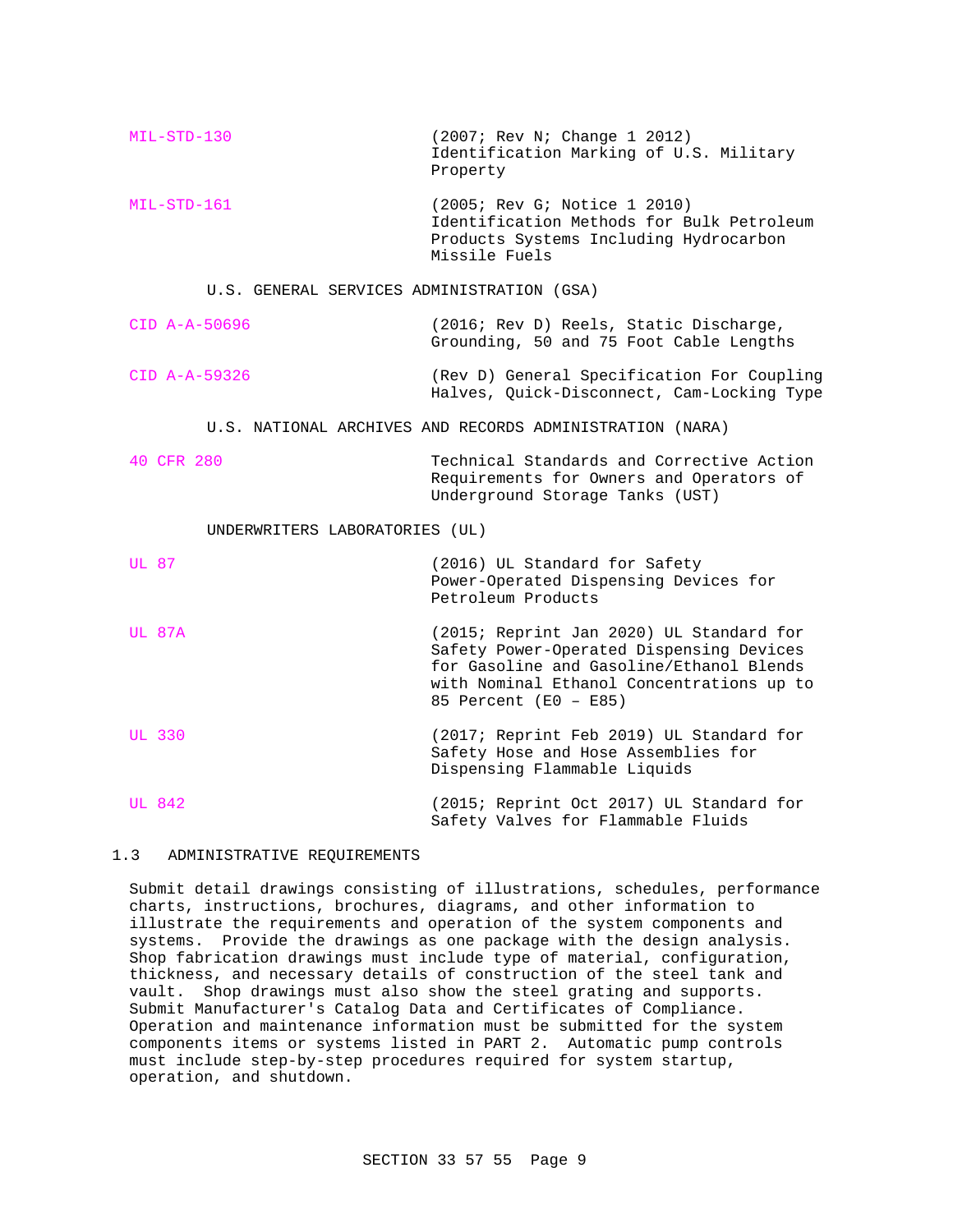MIL-STD-130 (2007; Rev N; Change 1 2012) Identification Marking of U.S. Military Property

MIL-STD-161 (2005; Rev G; Notice 1 2010) Identification Methods for Bulk Petroleum Products Systems Including Hydrocarbon Missile Fuels

U.S. GENERAL SERVICES ADMINISTRATION (GSA)

CID A-A-50696 (2016; Rev D) Reels, Static Discharge, Grounding, 50 and 75 Foot Cable Lengths

CID A-A-59326 (Rev D) General Specification For Coupling Halves, Quick-Disconnect, Cam-Locking Type

U.S. NATIONAL ARCHIVES AND RECORDS ADMINISTRATION (NARA)

40 CFR 280 Technical Standards and Corrective Action Requirements for Owners and Operators of Underground Storage Tanks (UST)

UNDERWRITERS LABORATORIES (UL)

UL 87 (2016) UL Standard for Safety Power-Operated Dispensing Devices for Petroleum Products

UL 87A (2015; Reprint Jan 2020) UL Standard for Safety Power-Operated Dispensing Devices for Gasoline and Gasoline/Ethanol Blends with Nominal Ethanol Concentrations up to 85 Percent (E0 – E85)

UL 330 (2017; Reprint Feb 2019) UL Standard for Safety Hose and Hose Assemblies for Dispensing Flammable Liquids

UL 842 (2015; Reprint Oct 2017) UL Standard for Safety Valves for Flammable Fluids

## 1.3 ADMINISTRATIVE REQUIREMENTS

Submit detail drawings consisting of illustrations, schedules, performance charts, instructions, brochures, diagrams, and other information to illustrate the requirements and operation of the system components and systems. Provide the drawings as one package with the design analysis. Shop fabrication drawings must include type of material, configuration, thickness, and necessary details of construction of the steel tank and vault. Shop drawings must also show the steel grating and supports. Submit Manufacturer's Catalog Data and Certificates of Compliance. Operation and maintenance information must be submitted for the system components items or systems listed in PART 2. Automatic pump controls must include step-by-step procedures required for system startup, operation, and shutdown.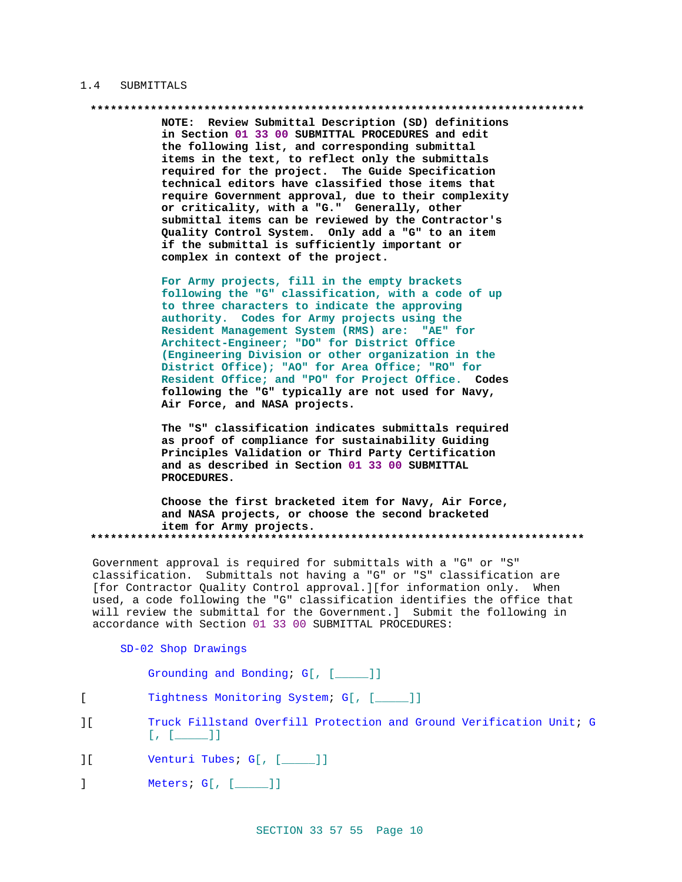## 1.4 SUBMITTALS

```
**************************************************************************
            NOTE:  Review Submittal Description (SD) definitions
            in Section 01 33 00 SUBMITTAL PROCEDURES and edit
            the following list, and corresponding submittal
            items in the text, to reflect only the submittals
            required for the project.  The Guide Specification
            technical editors have classified those items that
            require Government approval, due to their complexity
            or criticality, with a "G."  Generally, other
            submittal items can be reviewed by the Contractor's
            Quality Control System.  Only add a "G" to an item
            if the submittal is sufficiently important or
            complex in context of the project.

            For Army projects, fill in the empty brackets
            following the "G" classification, with a code of up
            to three characters to indicate the approving
            authority.  Codes for Army projects using the
            Resident Management System (RMS) are:  "AE" for
            Architect-Engineer; "DO" for District Office
            (Engineering Division or other organization in the
            District Office); "AO" for Area Office; "RO" for
            Resident Office; and "PO" for Project Office.  Codes
            following the "G" typically are not used for Navy,
            Air Force, and NASA projects.

            The "S" classification indicates submittals required
            as proof of compliance for sustainability Guiding
            Principles Validation or Third Party Certification
            and as described in Section 01 33 00 SUBMITTAL
            PROCEDURES.

            Choose the first bracketed item for Navy, Air Force,
            and NASA projects, or choose the second bracketed
            item for Army projects.
**************************************************************************
```

Government approval is required for submittals with a "G" or "S" classification. Submittals not having a "G" or "S" classification are [for Contractor Quality Control approval.][for information only. When used, a code following the "G" classification identifies the office that will review the submittal for the Government.] Submit the following in accordance with Section 01 33 00 SUBMITTAL PROCEDURES:

SD-02 Shop Drawings

Grounding and Bonding; G[, [_____]]

[ Tightness Monitoring System; G[, [_____]]

][ Truck Fillstand Overfill Protection and Ground Verification Unit; G [, [_____]]

][ Venturi Tubes; G[, [_____]]

] Meters; G[, [_____]]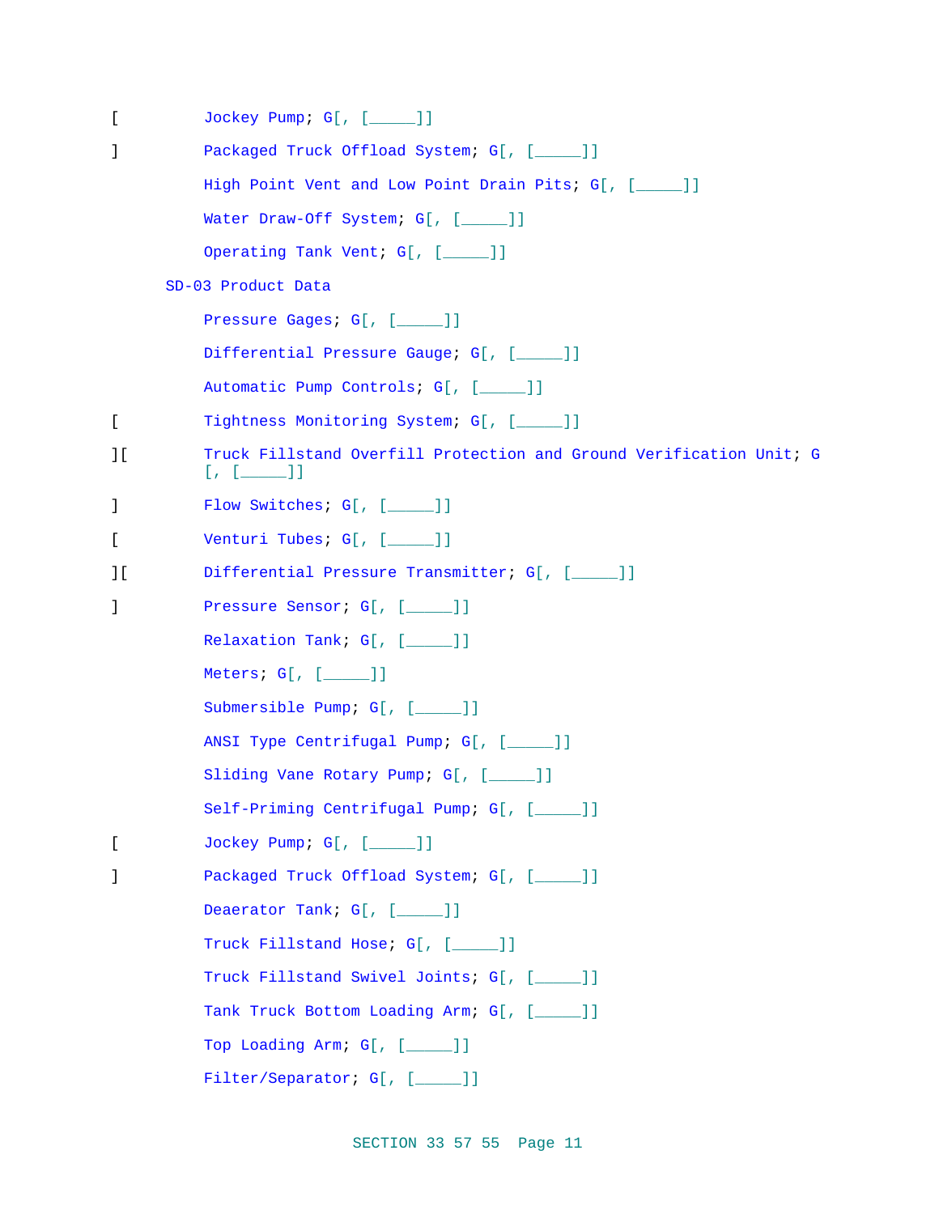[ Jockey Pump; G[, [_____]]

] Packaged Truck Offload System; G[, [_____]]

High Point Vent and Low Point Drain Pits; G[, [_____]]

Water Draw-Off System; G[, [_____]]

Operating Tank Vent; G[, [_____]]

SD-03 Product Data

Pressure Gages; G[, [_____]]

Differential Pressure Gauge; G[, [_____]]

Automatic Pump Controls; G[, [_____]]

[ Tightness Monitoring System; G[, [_____]]

][ Truck Fillstand Overfill Protection and Ground Verification Unit; G [, [_____]]

] Flow Switches; G[, [_____]]

[ Venturi Tubes; G[, [_____]]

][ Differential Pressure Transmitter; G[, [_____]]

] Pressure Sensor; G[, [_____]]

Relaxation Tank; G[, [_____]]

Meters; G[, [_____]]

Submersible Pump; G[, [_____]]

ANSI Type Centrifugal Pump; G[, [_____]]

Sliding Vane Rotary Pump; G[, [_____]]

Self-Priming Centrifugal Pump; G[, [_____]]

[ Jockey Pump; G[, [_____]]

] Packaged Truck Offload System; G[, [_____]]

Deaerator Tank; G[, [_____]]

Truck Fillstand Hose; G[, [_____]]

Truck Fillstand Swivel Joints; G[, [_____]]

Tank Truck Bottom Loading Arm; G[, [_____]]

Top Loading Arm; G[, [_____]]

Filter/Separator; G[, [_____]]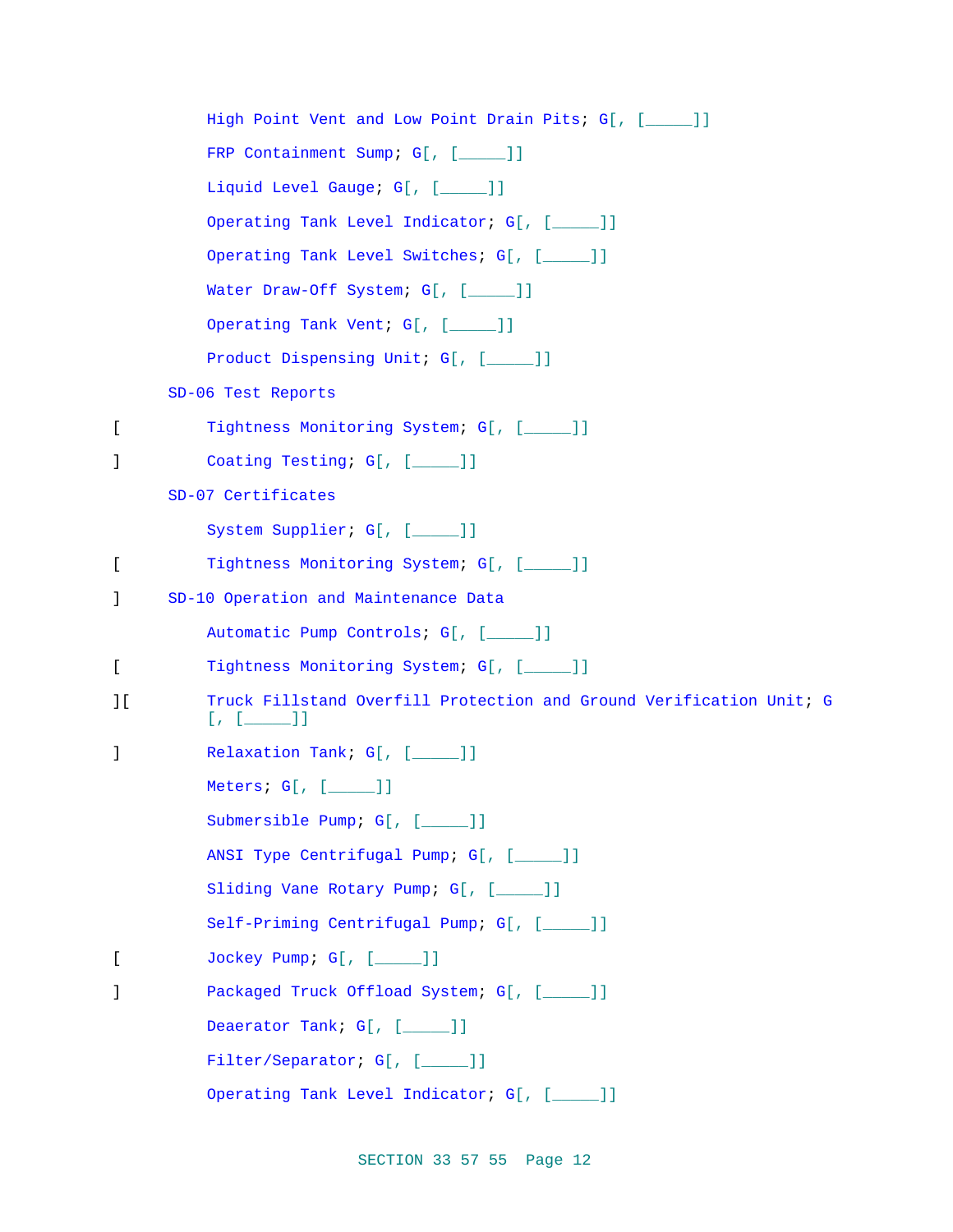High Point Vent and Low Point Drain Pits; G[, [_____]]

FRP Containment Sump; G[, [_____]]

Liquid Level Gauge; G[, [_____]]

Operating Tank Level Indicator; G[, [_____]]

Operating Tank Level Switches; G[, [_____]]

Water Draw-Off System; G[, [_____]]

Operating Tank Vent; G[, [_____]]

Product Dispensing Unit; G[, [_____]]

SD-06 Test Reports

[ Tightness Monitoring System; G[, [_____]]

] Coating Testing; G[, [_____]]

SD-07 Certificates

System Supplier; G[, [_____]]

[ Tightness Monitoring System; G[, [_____]]

] SD-10 Operation and Maintenance Data

Automatic Pump Controls; G[, [_____]]

[ Tightness Monitoring System; G[, [_____]]

][ Truck Fillstand Overfill Protection and Ground Verification Unit; G [, [_____]]

] Relaxation Tank; G[, [_____]]

Meters; G[, [_____]]

Submersible Pump; G[, [_____]]

ANSI Type Centrifugal Pump; G[, [_____]]

Sliding Vane Rotary Pump; G[, [_____]]

Self-Priming Centrifugal Pump; G[, [_____]]

[ Jockey Pump; G[, [_____]]

] Packaged Truck Offload System; G[, [_____]]

Deaerator Tank; G[, [_____]]

Filter/Separator; G[, [_____]]

Operating Tank Level Indicator; G[, [_____]]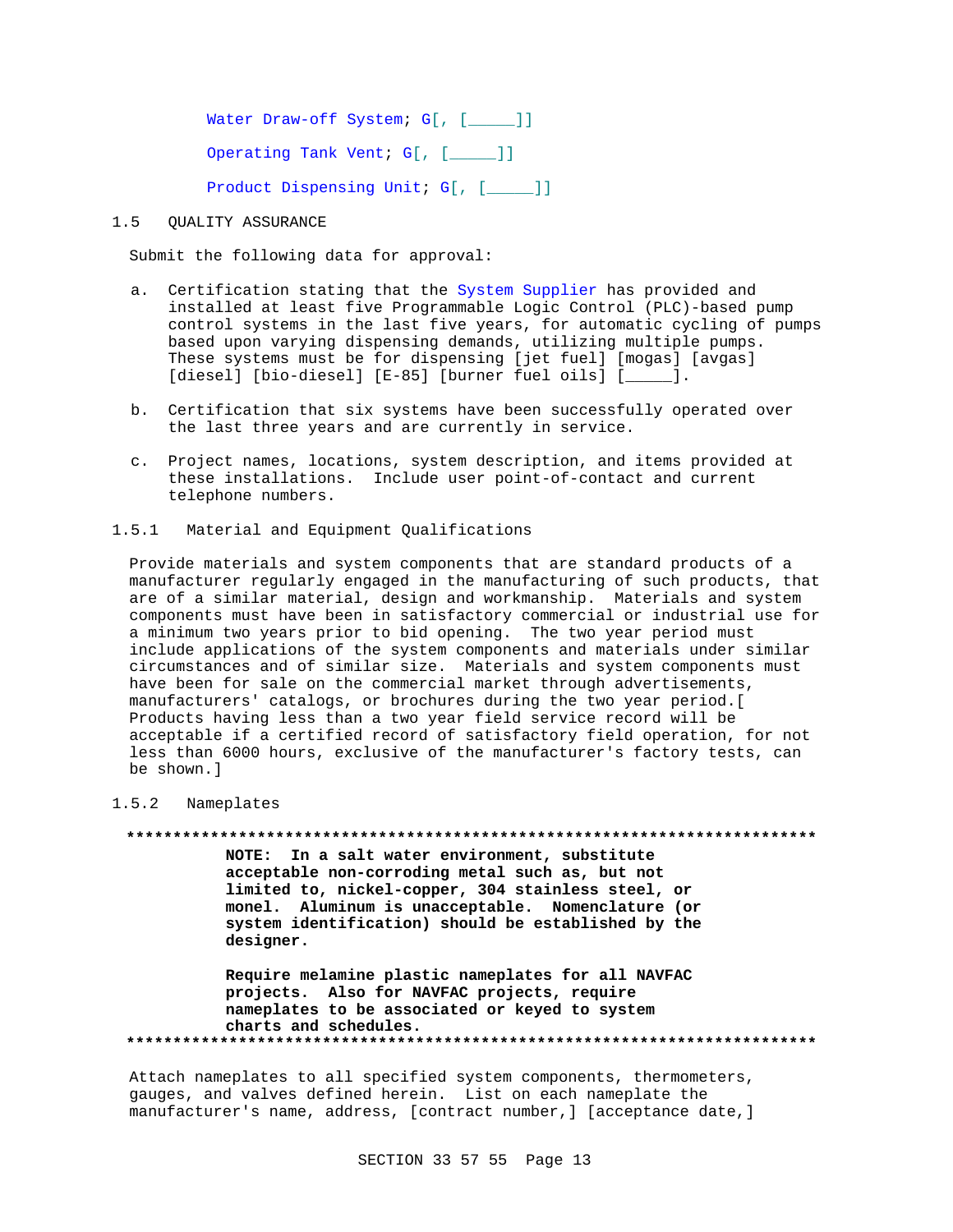Water Draw-off System; G[, [_____]]

Operating Tank Vent; G[, [_____]]

Product Dispensing Unit; G[, [_____]]

## 1.5 QUALITY ASSURANCE

Submit the following data for approval:

a. Certification stating that the System Supplier has provided and installed at least five Programmable Logic Control (PLC)-based pump control systems in the last five years, for automatic cycling of pumps based upon varying dispensing demands, utilizing multiple pumps. These systems must be for dispensing [jet fuel] [mogas] [avgas] [diesel] [bio-diesel] [E-85] [burner fuel oils] [_____].

b. Certification that six systems have been successfully operated over the last three years and are currently in service.

c. Project names, locations, system description, and items provided at these installations. Include user point-of-contact and current telephone numbers.

### 1.5.1 Material and Equipment Qualifications

Provide materials and system components that are standard products of a manufacturer regularly engaged in the manufacturing of such products, that are of a similar material, design and workmanship. Materials and system components must have been in satisfactory commercial or industrial use for a minimum two years prior to bid opening. The two year period must include applications of the system components and materials under similar circumstances and of similar size. Materials and system components must have been for sale on the commercial market through advertisements, manufacturers' catalogs, or brochures during the two year period.[ Products having less than a two year field service record will be acceptable if a certified record of satisfactory field operation, for not less than 6000 hours, exclusive of the manufacturer's factory tests, can be shown.]

### 1.5.2 Nameplates

**************************************************************************

**NOTE: In a salt water environment, substitute acceptable non-corroding metal such as, but not limited to, nickel-copper, 304 stainless steel, or monel. Aluminum is unacceptable. Nomenclature (or system identification) should be established by the designer.**

**Require melamine plastic nameplates for all NAVFAC projects. Also for NAVFAC projects, require nameplates to be associated or keyed to system charts and schedules.**

**************************************************************************

Attach nameplates to all specified system components, thermometers, gauges, and valves defined herein. List on each nameplate the manufacturer's name, address, [contract number,] [acceptance date,]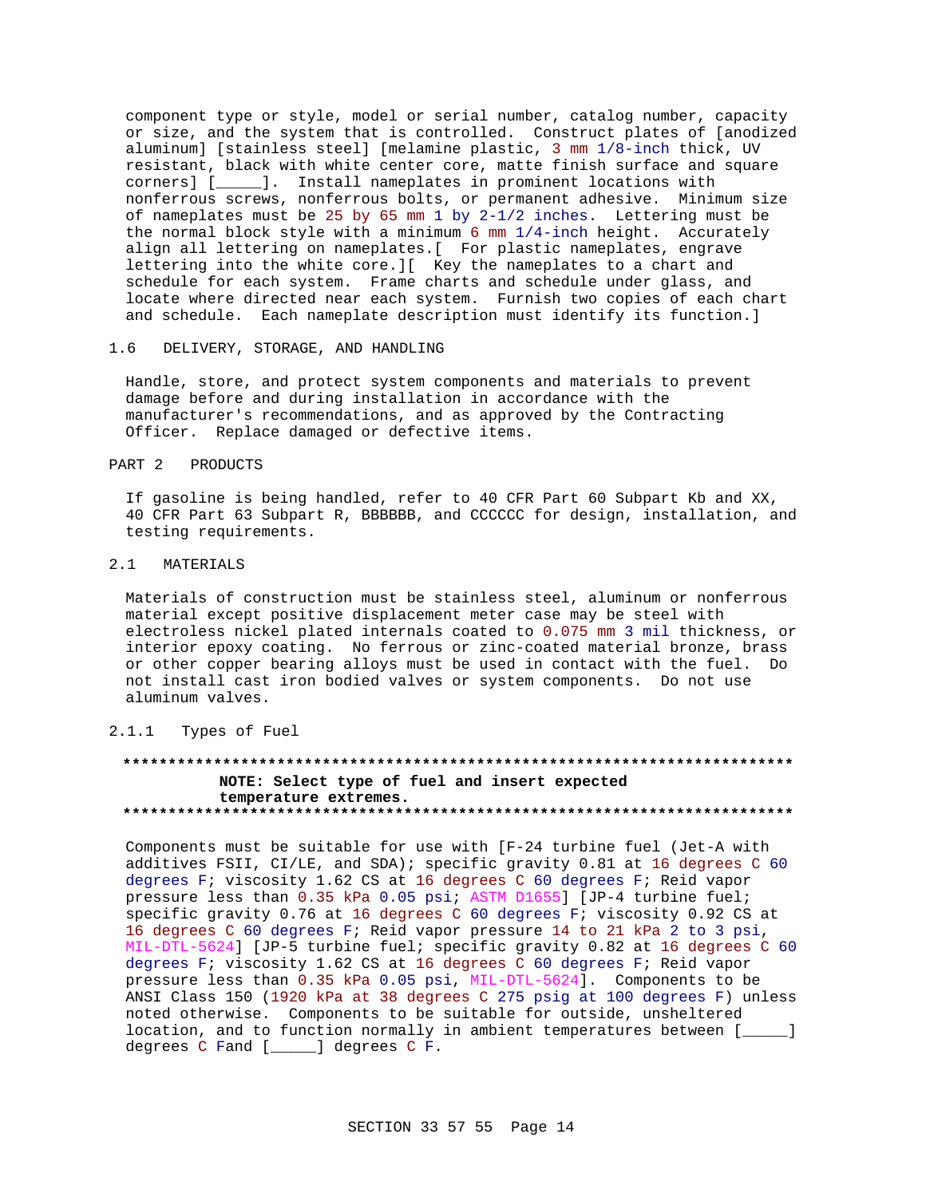component type or style, model or serial number, catalog number, capacity or size, and the system that is controlled. Construct plates of [anodized aluminum] [stainless steel] [melamine plastic, 3 mm 1/8-inch thick, UV resistant, black with white center core, matte finish surface and square corners] [_____]. Install nameplates in prominent locations with nonferrous screws, nonferrous bolts, or permanent adhesive. Minimum size of nameplates must be 25 by 65 mm 1 by 2-1/2 inches. Lettering must be the normal block style with a minimum 6 mm 1/4-inch height. Accurately align all lettering on nameplates.[ For plastic nameplates, engrave lettering into the white core.][ Key the nameplates to a chart and schedule for each system. Frame charts and schedule under glass, and locate where directed near each system. Furnish two copies of each chart and schedule. Each nameplate description must identify its function.]

## 1.6 DELIVERY, STORAGE, AND HANDLING

Handle, store, and protect system components and materials to prevent damage before and during installation in accordance with the manufacturer's recommendations, and as approved by the Contracting Officer. Replace damaged or defective items.

# PART 2 PRODUCTS

If gasoline is being handled, refer to 40 CFR Part 60 Subpart Kb and XX, 40 CFR Part 63 Subpart R, BBBBBB, and CCCCCC for design, installation, and testing requirements.

## 2.1 MATERIALS

Materials of construction must be stainless steel, aluminum or nonferrous material except positive displacement meter case may be steel with electroless nickel plated internals coated to 0.075 mm 3 mil thickness, or interior epoxy coating. No ferrous or zinc-coated material bronze, brass or other copper bearing alloys must be used in contact with the fuel. Do not install cast iron bodied valves or system components. Do not use aluminum valves.

### 2.1.1 Types of Fuel

**************************************************************************
**NOTE: Select type of fuel and insert expected temperature extremes.**
**************************************************************************

Components must be suitable for use with [F-24 turbine fuel (Jet-A with additives FSII, CI/LE, and SDA); specific gravity 0.81 at 16 degrees C 60 degrees F; viscosity 1.62 CS at 16 degrees C 60 degrees F; Reid vapor pressure less than 0.35 kPa 0.05 psi; ASTM D1655] [JP-4 turbine fuel; specific gravity 0.76 at 16 degrees C 60 degrees F; viscosity 0.92 CS at 16 degrees C 60 degrees F; Reid vapor pressure 14 to 21 kPa 2 to 3 psi, MIL-DTL-5624] [JP-5 turbine fuel; specific gravity 0.82 at 16 degrees C 60 degrees F; viscosity 1.62 CS at 16 degrees C 60 degrees F; Reid vapor pressure less than 0.35 kPa 0.05 psi, MIL-DTL-5624]. Components to be ANSI Class 150 (1920 kPa at 38 degrees C 275 psig at 100 degrees F) unless noted otherwise. Components to be suitable for outside, unsheltered location, and to function normally in ambient temperatures between [_____] degrees C Fand [_____] degrees C F.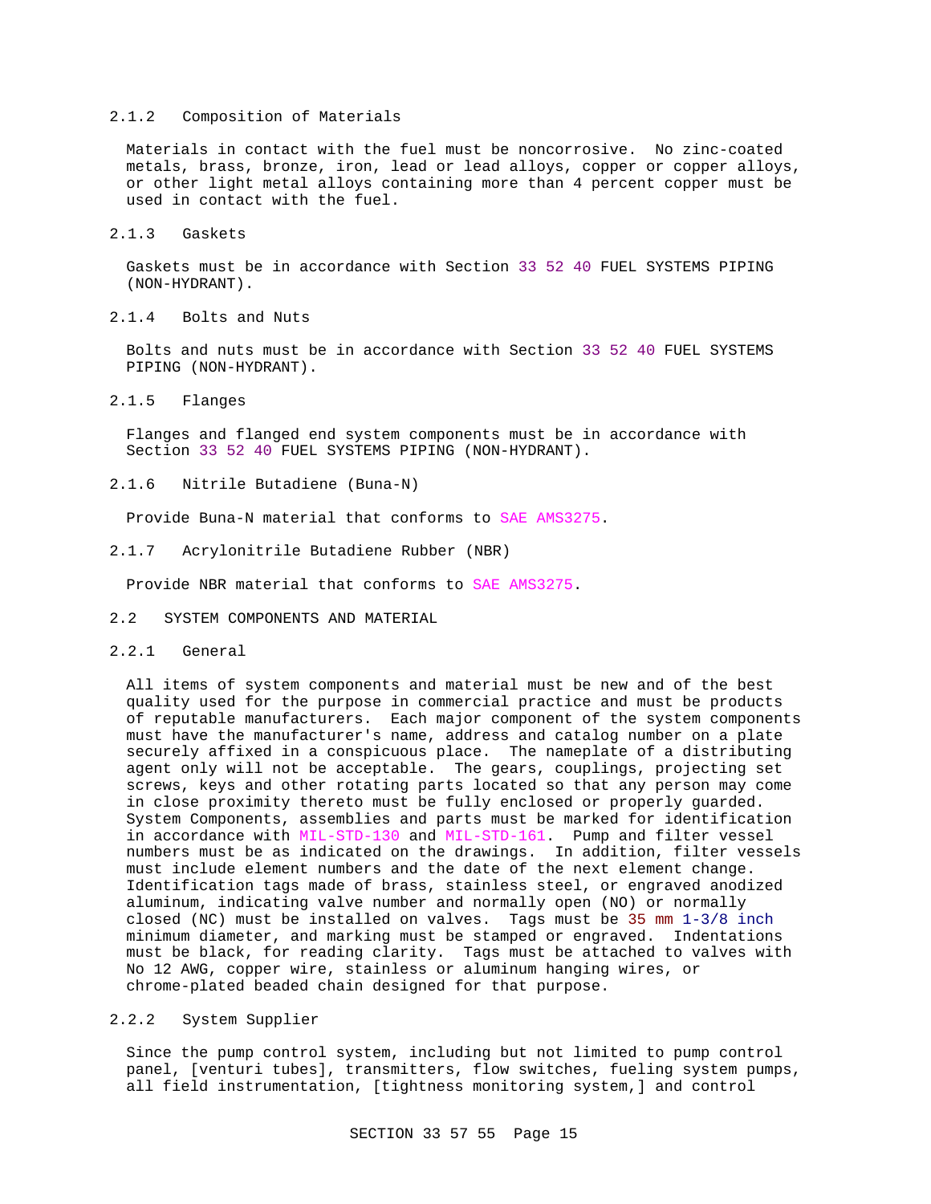### 2.1.2 Composition of Materials

Materials in contact with the fuel must be noncorrosive. No zinc-coated metals, brass, bronze, iron, lead or lead alloys, copper or copper alloys, or other light metal alloys containing more than 4 percent copper must be used in contact with the fuel.

### 2.1.3 Gaskets

Gaskets must be in accordance with Section 33 52 40 FUEL SYSTEMS PIPING (NON-HYDRANT).

### 2.1.4 Bolts and Nuts

Bolts and nuts must be in accordance with Section 33 52 40 FUEL SYSTEMS PIPING (NON-HYDRANT).

### 2.1.5 Flanges

Flanges and flanged end system components must be in accordance with Section 33 52 40 FUEL SYSTEMS PIPING (NON-HYDRANT).

### 2.1.6 Nitrile Butadiene (Buna-N)

Provide Buna-N material that conforms to SAE AMS3275.

### 2.1.7 Acrylonitrile Butadiene Rubber (NBR)

Provide NBR material that conforms to SAE AMS3275.

## 2.2 SYSTEM COMPONENTS AND MATERIAL

### 2.2.1 General

All items of system components and material must be new and of the best quality used for the purpose in commercial practice and must be products of reputable manufacturers. Each major component of the system components must have the manufacturer's name, address and catalog number on a plate securely affixed in a conspicuous place. The nameplate of a distributing agent only will not be acceptable. The gears, couplings, projecting set screws, keys and other rotating parts located so that any person may come in close proximity thereto must be fully enclosed or properly guarded. System Components, assemblies and parts must be marked for identification in accordance with MIL-STD-130 and MIL-STD-161. Pump and filter vessel numbers must be as indicated on the drawings. In addition, filter vessels must include element numbers and the date of the next element change. Identification tags made of brass, stainless steel, or engraved anodized aluminum, indicating valve number and normally open (NO) or normally closed (NC) must be installed on valves. Tags must be 35 mm 1-3/8 inch minimum diameter, and marking must be stamped or engraved. Indentations must be black, for reading clarity. Tags must be attached to valves with No 12 AWG, copper wire, stainless or aluminum hanging wires, or chrome-plated beaded chain designed for that purpose.

### 2.2.2 System Supplier

Since the pump control system, including but not limited to pump control panel, [venturi tubes], transmitters, flow switches, fueling system pumps, all field instrumentation, [tightness monitoring system,] and control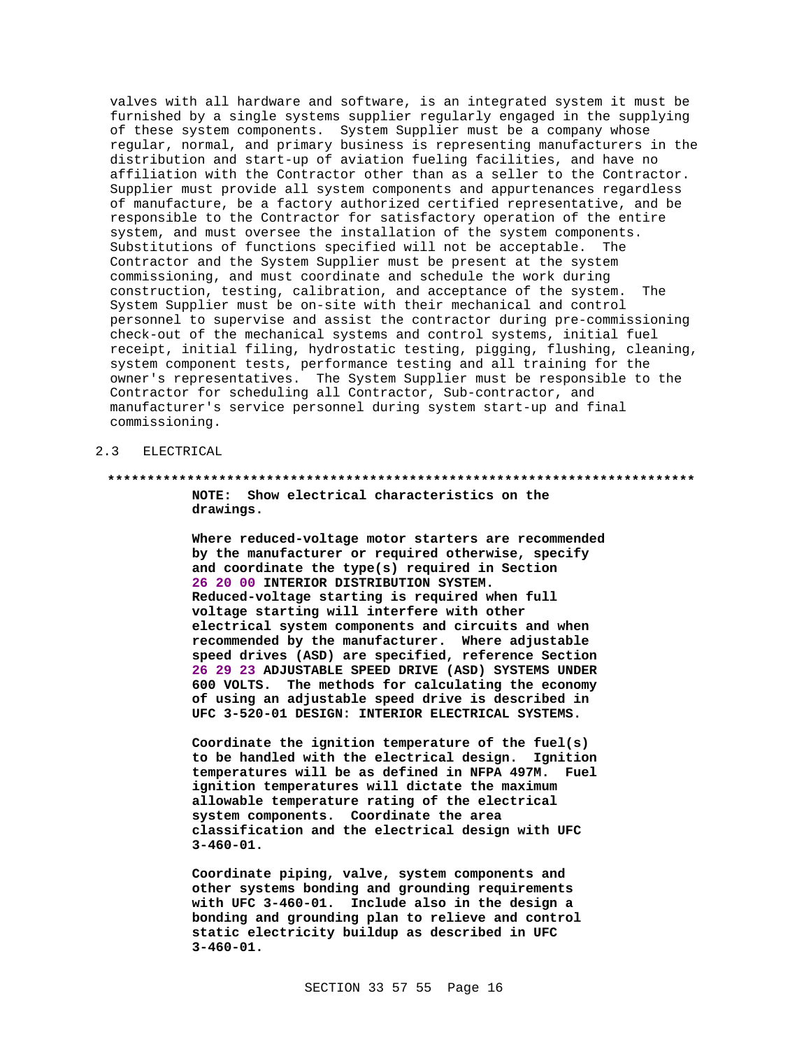valves with all hardware and software, is an integrated system it must be furnished by a single systems supplier regularly engaged in the supplying of these system components. System Supplier must be a company whose regular, normal, and primary business is representing manufacturers in the distribution and start-up of aviation fueling facilities, and have no affiliation with the Contractor other than as a seller to the Contractor. Supplier must provide all system components and appurtenances regardless of manufacture, be a factory authorized certified representative, and be responsible to the Contractor for satisfactory operation of the entire system, and must oversee the installation of the system components. Substitutions of functions specified will not be acceptable. The Contractor and the System Supplier must be present at the system commissioning, and must coordinate and schedule the work during construction, testing, calibration, and acceptance of the system. The System Supplier must be on-site with their mechanical and control personnel to supervise and assist the contractor during pre-commissioning check-out of the mechanical systems and control systems, initial fuel receipt, initial filing, hydrostatic testing, pigging, flushing, cleaning, system component tests, performance testing and all training for the owner's representatives. The System Supplier must be responsible to the Contractor for scheduling all Contractor, Sub-contractor, and manufacturer's service personnel during system start-up and final commissioning.

## 2.3 ELECTRICAL

**************************************************************************

**NOTE: Show electrical characteristics on the drawings.**

**Where reduced-voltage motor starters are recommended by the manufacturer or required otherwise, specify and coordinate the type(s) required in Section 26 20 00 INTERIOR DISTRIBUTION SYSTEM. Reduced-voltage starting is required when full voltage starting will interfere with other electrical system components and circuits and when recommended by the manufacturer. Where adjustable speed drives (ASD) are specified, reference Section 26 29 23 ADJUSTABLE SPEED DRIVE (ASD) SYSTEMS UNDER 600 VOLTS. The methods for calculating the economy of using an adjustable speed drive is described in UFC 3-520-01 DESIGN: INTERIOR ELECTRICAL SYSTEMS.**

**Coordinate the ignition temperature of the fuel(s) to be handled with the electrical design. Ignition temperatures will be as defined in NFPA 497M. Fuel ignition temperatures will dictate the maximum allowable temperature rating of the electrical system components. Coordinate the area classification and the electrical design with UFC 3-460-01.**

**Coordinate piping, valve, system components and other systems bonding and grounding requirements with UFC 3-460-01. Include also in the design a bonding and grounding plan to relieve and control static electricity buildup as described in UFC 3-460-01.**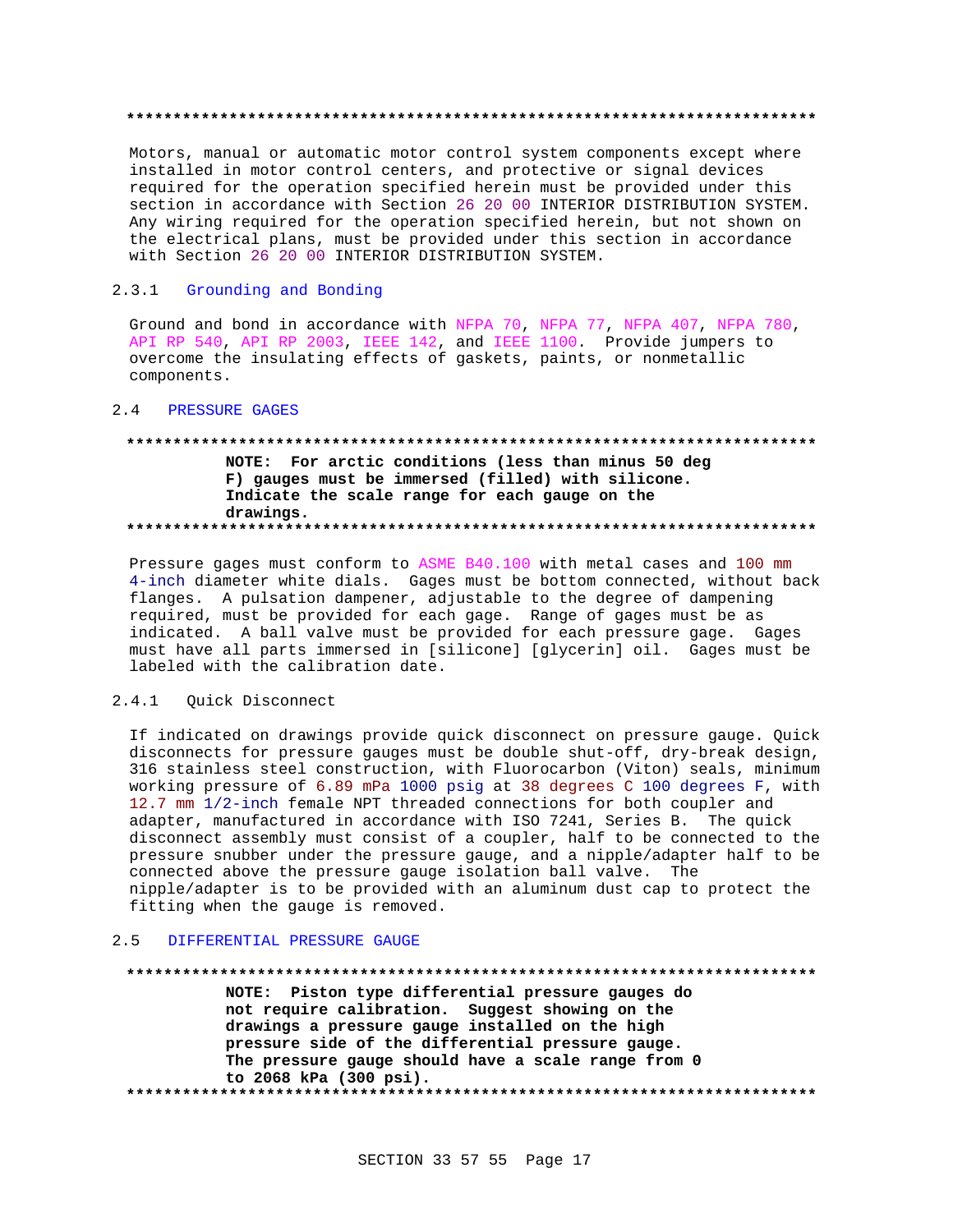**************************************************************************

Motors, manual or automatic motor control system components except where installed in motor control centers, and protective or signal devices required for the operation specified herein must be provided under this section in accordance with Section 26 20 00 INTERIOR DISTRIBUTION SYSTEM. Any wiring required for the operation specified herein, but not shown on the electrical plans, must be provided under this section in accordance with Section 26 20 00 INTERIOR DISTRIBUTION SYSTEM.

### 2.3.1 Grounding and Bonding

Ground and bond in accordance with NFPA 70, NFPA 77, NFPA 407, NFPA 780, API RP 540, API RP 2003, IEEE 142, and IEEE 1100. Provide jumpers to overcome the insulating effects of gaskets, paints, or nonmetallic components.

## 2.4 PRESSURE GAGES

**************************************************************************

**NOTE: For arctic conditions (less than minus 50 deg F) gauges must be immersed (filled) with silicone. Indicate the scale range for each gauge on the drawings.**

**************************************************************************

Pressure gages must conform to ASME B40.100 with metal cases and 100 mm 4-inch diameter white dials. Gages must be bottom connected, without back flanges. A pulsation dampener, adjustable to the degree of dampening required, must be provided for each gage. Range of gages must be as indicated. A ball valve must be provided for each pressure gage. Gages must have all parts immersed in [silicone] [glycerin] oil. Gages must be labeled with the calibration date.

### 2.4.1 Quick Disconnect

If indicated on drawings provide quick disconnect on pressure gauge. Quick disconnects for pressure gauges must be double shut-off, dry-break design, 316 stainless steel construction, with Fluorocarbon (Viton) seals, minimum working pressure of 6.89 mPa 1000 psig at 38 degrees C 100 degrees F, with 12.7 mm 1/2-inch female NPT threaded connections for both coupler and adapter, manufactured in accordance with ISO 7241, Series B. The quick disconnect assembly must consist of a coupler, half to be connected to the pressure snubber under the pressure gauge, and a nipple/adapter half to be connected above the pressure gauge isolation ball valve. The nipple/adapter is to be provided with an aluminum dust cap to protect the fitting when the gauge is removed.

## 2.5 DIFFERENTIAL PRESSURE GAUGE

**************************************************************************

**NOTE: Piston type differential pressure gauges do not require calibration. Suggest showing on the drawings a pressure gauge installed on the high pressure side of the differential pressure gauge. The pressure gauge should have a scale range from 0 to 2068 kPa (300 psi).**

**************************************************************************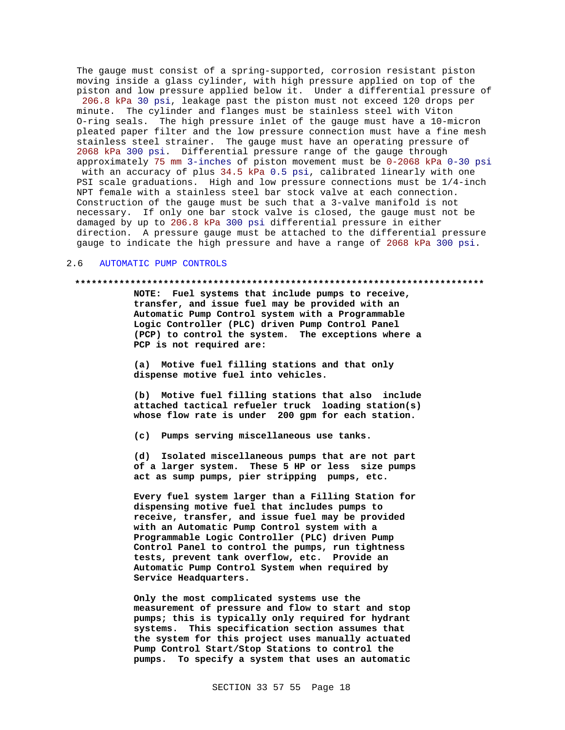The gauge must consist of a spring-supported, corrosion resistant piston moving inside a glass cylinder, with high pressure applied on top of the piston and low pressure applied below it. Under a differential pressure of 206.8 kPa 30 psi, leakage past the piston must not exceed 120 drops per minute. The cylinder and flanges must be stainless steel with Viton O-ring seals. The high pressure inlet of the gauge must have a 10-micron pleated paper filter and the low pressure connection must have a fine mesh stainless steel strainer. The gauge must have an operating pressure of 2068 kPa 300 psi. Differential pressure range of the gauge through approximately 75 mm 3-inches of piston movement must be 0-2068 kPa 0-30 psi with an accuracy of plus 34.5 kPa 0.5 psi, calibrated linearly with one PSI scale graduations. High and low pressure connections must be 1/4-inch NPT female with a stainless steel bar stock valve at each connection. Construction of the gauge must be such that a 3-valve manifold is not necessary. If only one bar stock valve is closed, the gauge must not be damaged by up to 206.8 kPa 300 psi differential pressure in either direction. A pressure gauge must be attached to the differential pressure gauge to indicate the high pressure and have a range of 2068 kPa 300 psi.

## 2.6 AUTOMATIC PUMP CONTROLS

**************************************************************************

**NOTE: Fuel systems that include pumps to receive, transfer, and issue fuel may be provided with an Automatic Pump Control system with a Programmable Logic Controller (PLC) driven Pump Control Panel (PCP) to control the system. The exceptions where a PCP is not required are:**

**(a) Motive fuel filling stations and that only dispense motive fuel into vehicles.**

**(b) Motive fuel filling stations that also include attached tactical refueler truck loading station(s) whose flow rate is under 200 gpm for each station.**

**(c) Pumps serving miscellaneous use tanks.**

**(d) Isolated miscellaneous pumps that are not part of a larger system. These 5 HP or less size pumps act as sump pumps, pier stripping pumps, etc.**

**Every fuel system larger than a Filling Station for dispensing motive fuel that includes pumps to receive, transfer, and issue fuel may be provided with an Automatic Pump Control system with a Programmable Logic Controller (PLC) driven Pump Control Panel to control the pumps, run tightness tests, prevent tank overflow, etc. Provide an Automatic Pump Control System when required by Service Headquarters.**

**Only the most complicated systems use the measurement of pressure and flow to start and stop pumps; this is typically only required for hydrant systems. This specification section assumes that the system for this project uses manually actuated Pump Control Start/Stop Stations to control the pumps. To specify a system that uses an automatic**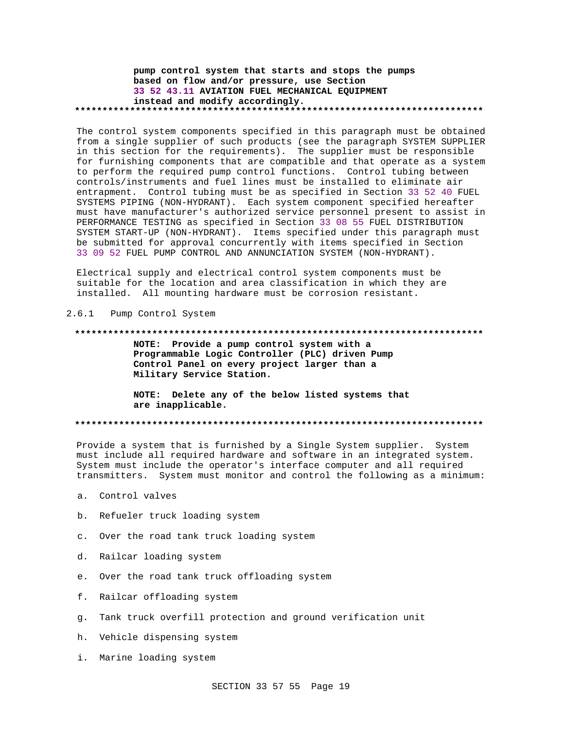**pump control system that starts and stops the pumps based on flow and/or pressure, use Section 33 52 43.11 AVIATION FUEL MECHANICAL EQUIPMENT instead and modify accordingly.**

**************************************************************************

The control system components specified in this paragraph must be obtained from a single supplier of such products (see the paragraph SYSTEM SUPPLIER in this section for the requirements). The supplier must be responsible for furnishing components that are compatible and that operate as a system to perform the required pump control functions. Control tubing between controls/instruments and fuel lines must be installed to eliminate air entrapment. Control tubing must be as specified in Section 33 52 40 FUEL SYSTEMS PIPING (NON-HYDRANT). Each system component specified hereafter must have manufacturer's authorized service personnel present to assist in PERFORMANCE TESTING as specified in Section 33 08 55 FUEL DISTRIBUTION SYSTEM START-UP (NON-HYDRANT). Items specified under this paragraph must be submitted for approval concurrently with items specified in Section 33 09 52 FUEL PUMP CONTROL AND ANNUNCIATION SYSTEM (NON-HYDRANT).

Electrical supply and electrical control system components must be suitable for the location and area classification in which they are installed. All mounting hardware must be corrosion resistant.

## 2.6.1 Pump Control System

**************************************************************************

**NOTE: Provide a pump control system with a Programmable Logic Controller (PLC) driven Pump Control Panel on every project larger than a Military Service Station.**

**NOTE: Delete any of the below listed systems that are inapplicable.**

**************************************************************************

Provide a system that is furnished by a Single System supplier. System must include all required hardware and software in an integrated system. System must include the operator's interface computer and all required transmitters. System must monitor and control the following as a minimum:

a. Control valves

b. Refueler truck loading system

c. Over the road tank truck loading system

d. Railcar loading system

e. Over the road tank truck offloading system

f. Railcar offloading system

g. Tank truck overfill protection and ground verification unit

h. Vehicle dispensing system

i. Marine loading system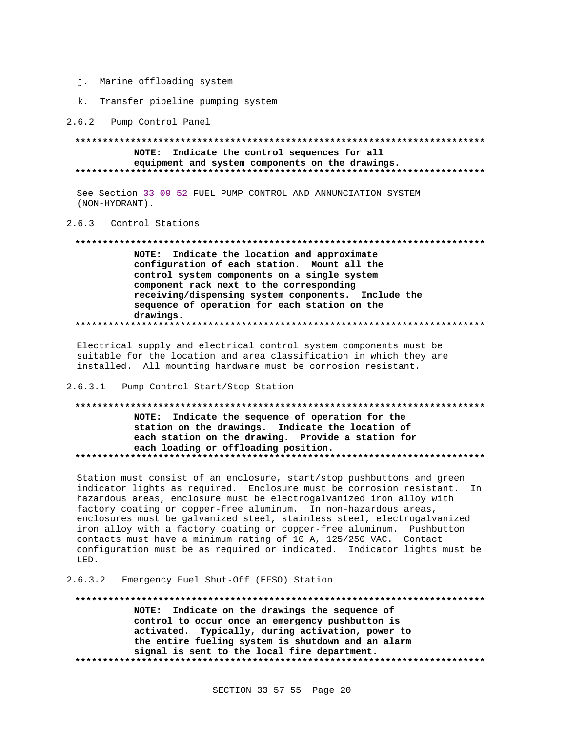j. Marine offloading system

k. Transfer pipeline pumping system

### 2.6.2 Pump Control Panel

**************************************************************************

**NOTE: Indicate the control sequences for all equipment and system components on the drawings.**

**************************************************************************

See Section 33 09 52 FUEL PUMP CONTROL AND ANNUNCIATION SYSTEM (NON-HYDRANT).

### 2.6.3 Control Stations

**************************************************************************

**NOTE: Indicate the location and approximate configuration of each station. Mount all the control system components on a single system component rack next to the corresponding receiving/dispensing system components. Include the sequence of operation for each station on the drawings.**

**************************************************************************

Electrical supply and electrical control system components must be suitable for the location and area classification in which they are installed. All mounting hardware must be corrosion resistant.

#### 2.6.3.1 Pump Control Start/Stop Station

**************************************************************************

**NOTE: Indicate the sequence of operation for the station on the drawings. Indicate the location of each station on the drawing. Provide a station for each loading or offloading position.**

**************************************************************************

Station must consist of an enclosure, start/stop pushbuttons and green indicator lights as required. Enclosure must be corrosion resistant. In hazardous areas, enclosure must be electrogalvanized iron alloy with factory coating or copper-free aluminum. In non-hazardous areas, enclosures must be galvanized steel, stainless steel, electrogalvanized iron alloy with a factory coating or copper-free aluminum. Pushbutton contacts must have a minimum rating of 10 A, 125/250 VAC. Contact configuration must be as required or indicated. Indicator lights must be LED.

#### 2.6.3.2 Emergency Fuel Shut-Off (EFSO) Station

**************************************************************************

**NOTE: Indicate on the drawings the sequence of control to occur once an emergency pushbutton is activated. Typically, during activation, power to the entire fueling system is shutdown and an alarm signal is sent to the local fire department.**

**************************************************************************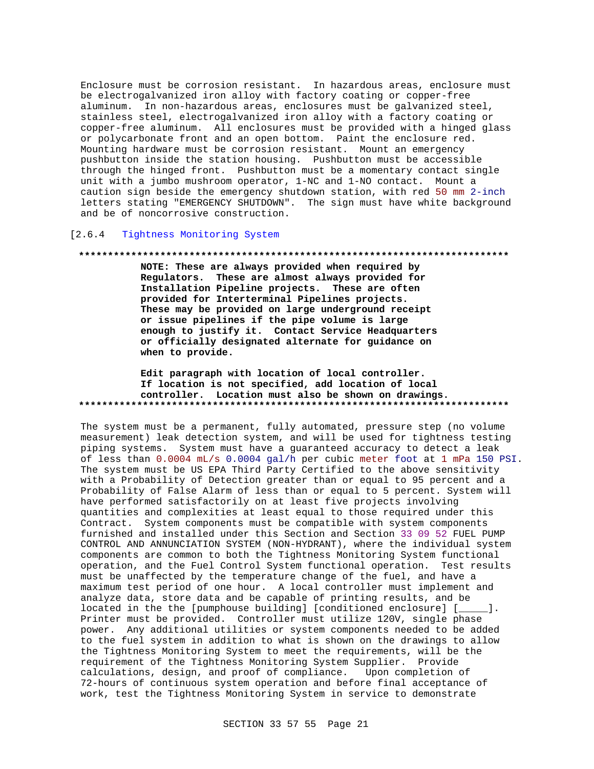Enclosure must be corrosion resistant. In hazardous areas, enclosure must be electrogalvanized iron alloy with factory coating or copper-free aluminum. In non-hazardous areas, enclosures must be galvanized steel, stainless steel, electrogalvanized iron alloy with a factory coating or copper-free aluminum. All enclosures must be provided with a hinged glass or polycarbonate front and an open bottom. Paint the enclosure red. Mounting hardware must be corrosion resistant. Mount an emergency pushbutton inside the station housing. Pushbutton must be accessible through the hinged front. Pushbutton must be a momentary contact single unit with a jumbo mushroom operator, 1-NC and 1-NO contact. Mount a caution sign beside the emergency shutdown station, with red 50 mm 2-inch letters stating "EMERGENCY SHUTDOWN". The sign must have white background and be of noncorrosive construction.

[2.6.4 Tightness Monitoring System

**************************************************************************

**NOTE: These are always provided when required by Regulators. These are almost always provided for Installation Pipeline projects. These are often provided for Interterminal Pipelines projects. These may be provided on large underground receipt or issue pipelines if the pipe volume is large enough to justify it. Contact Service Headquarters or officially designated alternate for guidance on when to provide.**

**Edit paragraph with location of local controller. If location is not specified, add location of local controller. Location must also be shown on drawings.**

**************************************************************************

The system must be a permanent, fully automated, pressure step (no volume measurement) leak detection system, and will be used for tightness testing piping systems. System must have a guaranteed accuracy to detect a leak of less than 0.0004 mL/s 0.0004 gal/h per cubic meter foot at 1 mPa 150 PSI. The system must be US EPA Third Party Certified to the above sensitivity with a Probability of Detection greater than or equal to 95 percent and a Probability of False Alarm of less than or equal to 5 percent. System will have performed satisfactorily on at least five projects involving quantities and complexities at least equal to those required under this Contract. System components must be compatible with system components furnished and installed under this Section and Section 33 09 52 FUEL PUMP CONTROL AND ANNUNCIATION SYSTEM (NON-HYDRANT), where the individual system components are common to both the Tightness Monitoring System functional operation, and the Fuel Control System functional operation. Test results must be unaffected by the temperature change of the fuel, and have a maximum test period of one hour. A local controller must implement and analyze data, store data and be capable of printing results, and be located in the the [pumphouse building] [conditioned enclosure] [_____]. Printer must be provided. Controller must utilize 120V, single phase power. Any additional utilities or system components needed to be added to the fuel system in addition to what is shown on the drawings to allow the Tightness Monitoring System to meet the requirements, will be the requirement of the Tightness Monitoring System Supplier. Provide calculations, design, and proof of compliance. Upon completion of 72-hours of continuous system operation and before final acceptance of work, test the Tightness Monitoring System in service to demonstrate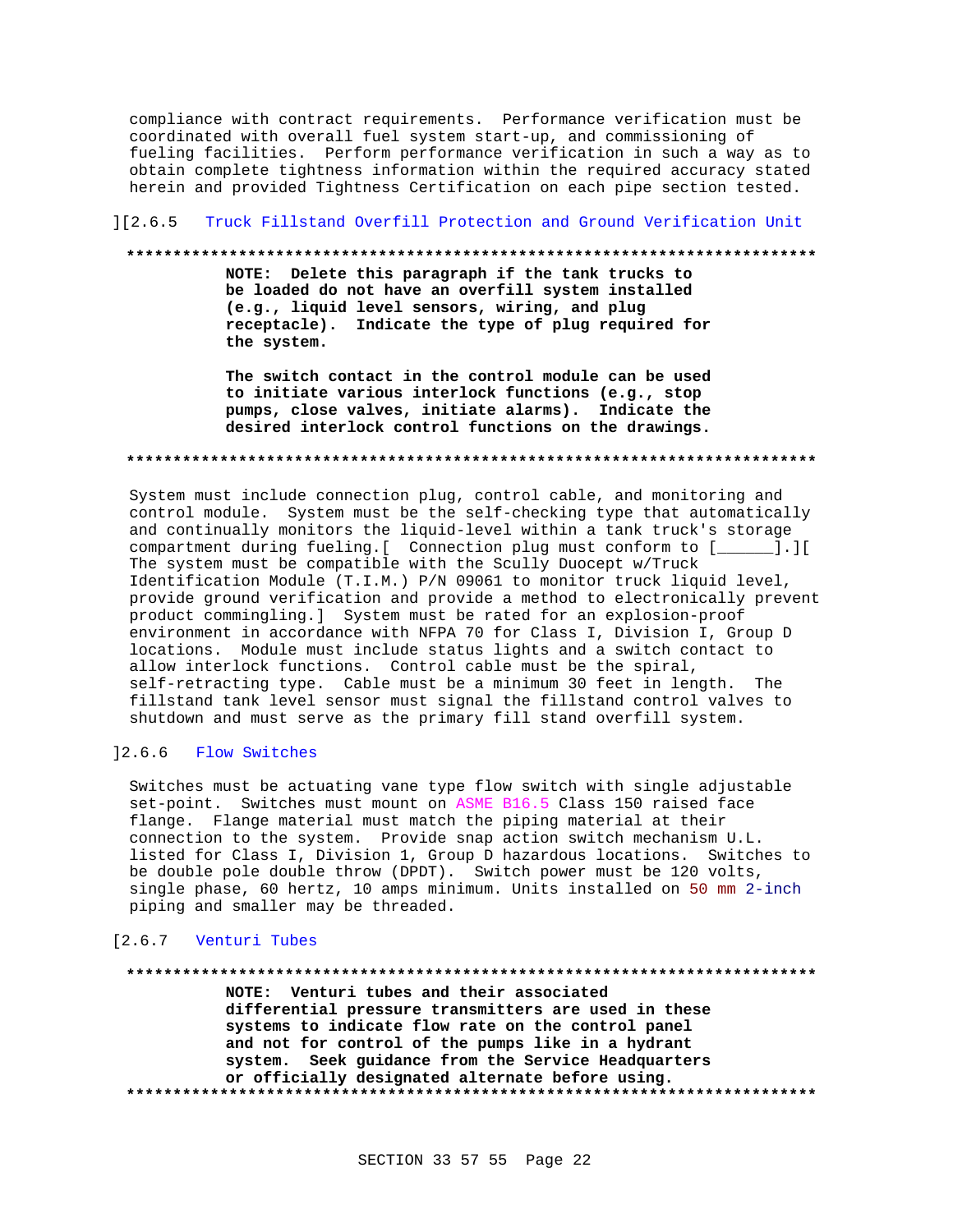compliance with contract requirements. Performance verification must be coordinated with overall fuel system start-up, and commissioning of fueling facilities. Perform performance verification in such a way as to obtain complete tightness information within the required accuracy stated herein and provided Tightness Certification on each pipe section tested.

][2.6.5 Truck Fillstand Overfill Protection and Ground Verification Unit

**************************************************************************

**NOTE: Delete this paragraph if the tank trucks to be loaded do not have an overfill system installed (e.g., liquid level sensors, wiring, and plug receptacle). Indicate the type of plug required for the system.**

**The switch contact in the control module can be used to initiate various interlock functions (e.g., stop pumps, close valves, initiate alarms). Indicate the desired interlock control functions on the drawings.**

**************************************************************************

System must include connection plug, control cable, and monitoring and control module. System must be the self-checking type that automatically and continually monitors the liquid-level within a tank truck's storage compartment during fueling.[ Connection plug must conform to [______].][ The system must be compatible with the Scully Duocept w/Truck Identification Module (T.I.M.) P/N 09061 to monitor truck liquid level, provide ground verification and provide a method to electronically prevent product commingling.] System must be rated for an explosion-proof environment in accordance with NFPA 70 for Class I, Division I, Group D locations. Module must include status lights and a switch contact to allow interlock functions. Control cable must be the spiral, self-retracting type. Cable must be a minimum 30 feet in length. The fillstand tank level sensor must signal the fillstand control valves to shutdown and must serve as the primary fill stand overfill system.

]2.6.6 Flow Switches

Switches must be actuating vane type flow switch with single adjustable set-point. Switches must mount on ASME B16.5 Class 150 raised face flange. Flange material must match the piping material at their connection to the system. Provide snap action switch mechanism U.L. listed for Class I, Division 1, Group D hazardous locations. Switches to be double pole double throw (DPDT). Switch power must be 120 volts, single phase, 60 hertz, 10 amps minimum. Units installed on 50 mm 2-inch piping and smaller may be threaded.

[2.6.7 Venturi Tubes

**************************************************************************

**NOTE: Venturi tubes and their associated differential pressure transmitters are used in these systems to indicate flow rate on the control panel and not for control of the pumps like in a hydrant system. Seek guidance from the Service Headquarters or officially designated alternate before using.**

**************************************************************************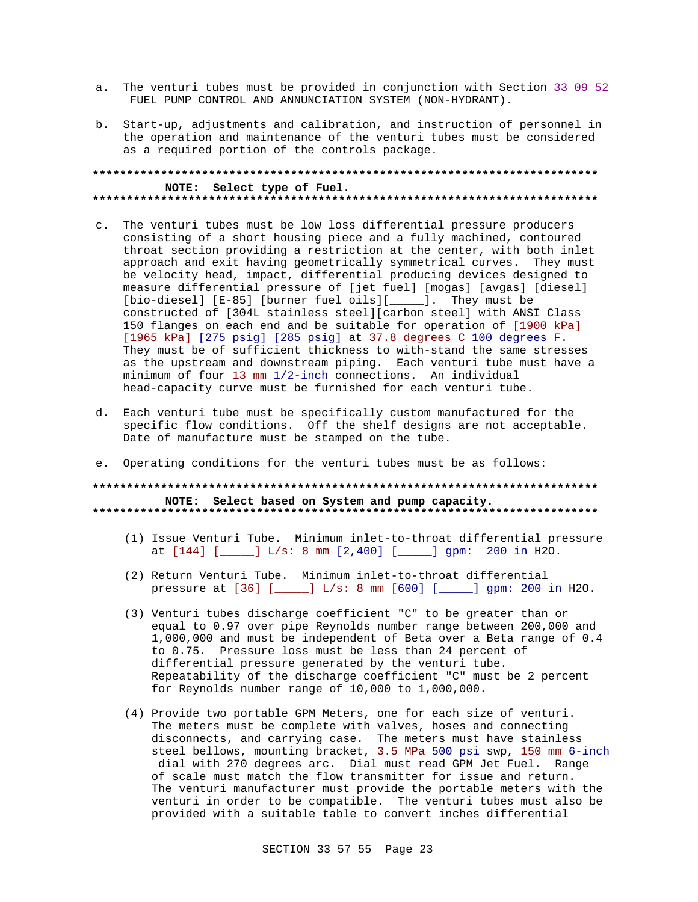a. The venturi tubes must be provided in conjunction with Section 33 09 52 FUEL PUMP CONTROL AND ANNUNCIATION SYSTEM (NON-HYDRANT).

b. Start-up, adjustments and calibration, and instruction of personnel in the operation and maintenance of the venturi tubes must be considered as a required portion of the controls package.

**************************************************************************
**NOTE: Select type of Fuel.**
**************************************************************************

c. The venturi tubes must be low loss differential pressure producers consisting of a short housing piece and a fully machined, contoured throat section providing a restriction at the center, with both inlet approach and exit having geometrically symmetrical curves. They must be velocity head, impact, differential producing devices designed to measure differential pressure of [jet fuel] [mogas] [avgas] [diesel] [bio-diesel] [E-85] [burner fuel oils][_____]. They must be constructed of [304L stainless steel][carbon steel] with ANSI Class 150 flanges on each end and be suitable for operation of [1900 kPa] [1965 kPa] [275 psig] [285 psig] at 37.8 degrees C 100 degrees F. They must be of sufficient thickness to with-stand the same stresses as the upstream and downstream piping. Each venturi tube must have a minimum of four 13 mm 1/2-inch connections. An individual head-capacity curve must be furnished for each venturi tube.

d. Each venturi tube must be specifically custom manufactured for the specific flow conditions. Off the shelf designs are not acceptable. Date of manufacture must be stamped on the tube.

e. Operating conditions for the venturi tubes must be as follows:

**************************************************************************
**NOTE: Select based on System and pump capacity.**
**************************************************************************

(1) Issue Venturi Tube. Minimum inlet-to-throat differential pressure at [144] [_____] L/s: 8 mm [2,400] [_____] gpm: 200 in H2O.

(2) Return Venturi Tube. Minimum inlet-to-throat differential pressure at [36] [_____] L/s: 8 mm [600] [_____] gpm: 200 in H2O.

(3) Venturi tubes discharge coefficient "C" to be greater than or equal to 0.97 over pipe Reynolds number range between 200,000 and 1,000,000 and must be independent of Beta over a Beta range of 0.4 to 0.75. Pressure loss must be less than 24 percent of differential pressure generated by the venturi tube. Repeatability of the discharge coefficient "C" must be 2 percent for Reynolds number range of 10,000 to 1,000,000.

(4) Provide two portable GPM Meters, one for each size of venturi. The meters must be complete with valves, hoses and connecting disconnects, and carrying case. The meters must have stainless steel bellows, mounting bracket, 3.5 MPa 500 psi swp, 150 mm 6-inch dial with 270 degrees arc. Dial must read GPM Jet Fuel. Range of scale must match the flow transmitter for issue and return. The venturi manufacturer must provide the portable meters with the venturi in order to be compatible. The venturi tubes must also be provided with a suitable table to convert inches differential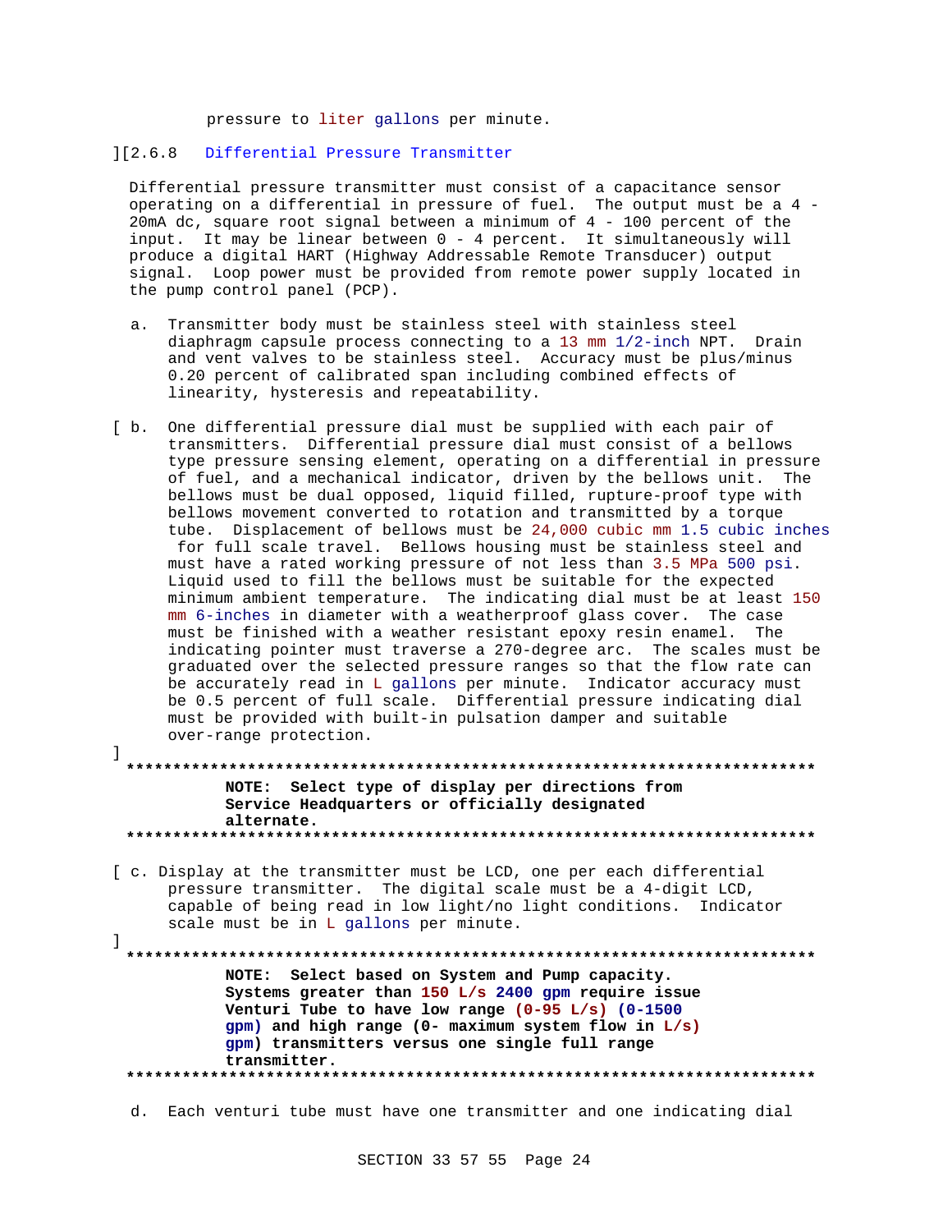pressure to liter gallons per minute.

][2.6.8 Differential Pressure Transmitter

Differential pressure transmitter must consist of a capacitance sensor operating on a differential in pressure of fuel. The output must be a 4 - 20mA dc, square root signal between a minimum of 4 - 100 percent of the input. It may be linear between 0 - 4 percent. It simultaneously will produce a digital HART (Highway Addressable Remote Transducer) output signal. Loop power must be provided from remote power supply located in the pump control panel (PCP).

a. Transmitter body must be stainless steel with stainless steel diaphragm capsule process connecting to a 13 mm 1/2-inch NPT. Drain and vent valves to be stainless steel. Accuracy must be plus/minus 0.20 percent of calibrated span including combined effects of linearity, hysteresis and repeatability.

[ b. One differential pressure dial must be supplied with each pair of transmitters. Differential pressure dial must consist of a bellows type pressure sensing element, operating on a differential in pressure of fuel, and a mechanical indicator, driven by the bellows unit. The bellows must be dual opposed, liquid filled, rupture-proof type with bellows movement converted to rotation and transmitted by a torque tube. Displacement of bellows must be 24,000 cubic mm 1.5 cubic inches for full scale travel. Bellows housing must be stainless steel and must have a rated working pressure of not less than 3.5 MPa 500 psi. Liquid used to fill the bellows must be suitable for the expected minimum ambient temperature. The indicating dial must be at least 150 mm 6-inches in diameter with a weatherproof glass cover. The case must be finished with a weather resistant epoxy resin enamel. The indicating pointer must traverse a 270-degree arc. The scales must be graduated over the selected pressure ranges so that the flow rate can be accurately read in L gallons per minute. Indicator accuracy must be 0.5 percent of full scale. Differential pressure indicating dial must be provided with built-in pulsation damper and suitable over-range protection.

]

**************************************************************************

**NOTE: Select type of display per directions from Service Headquarters or officially designated alternate.**

**************************************************************************

[ c. Display at the transmitter must be LCD, one per each differential pressure transmitter. The digital scale must be a 4-digit LCD, capable of being read in low light/no light conditions. Indicator scale must be in L gallons per minute.

]

**************************************************************************

**NOTE: Select based on System and Pump capacity. Systems greater than 150 L/s 2400 gpm require issue Venturi Tube to have low range (0-95 L/s) (0-1500 gpm) and high range (0- maximum system flow in L/s) gpm) transmitters versus one single full range transmitter.**

**************************************************************************

d. Each venturi tube must have one transmitter and one indicating dial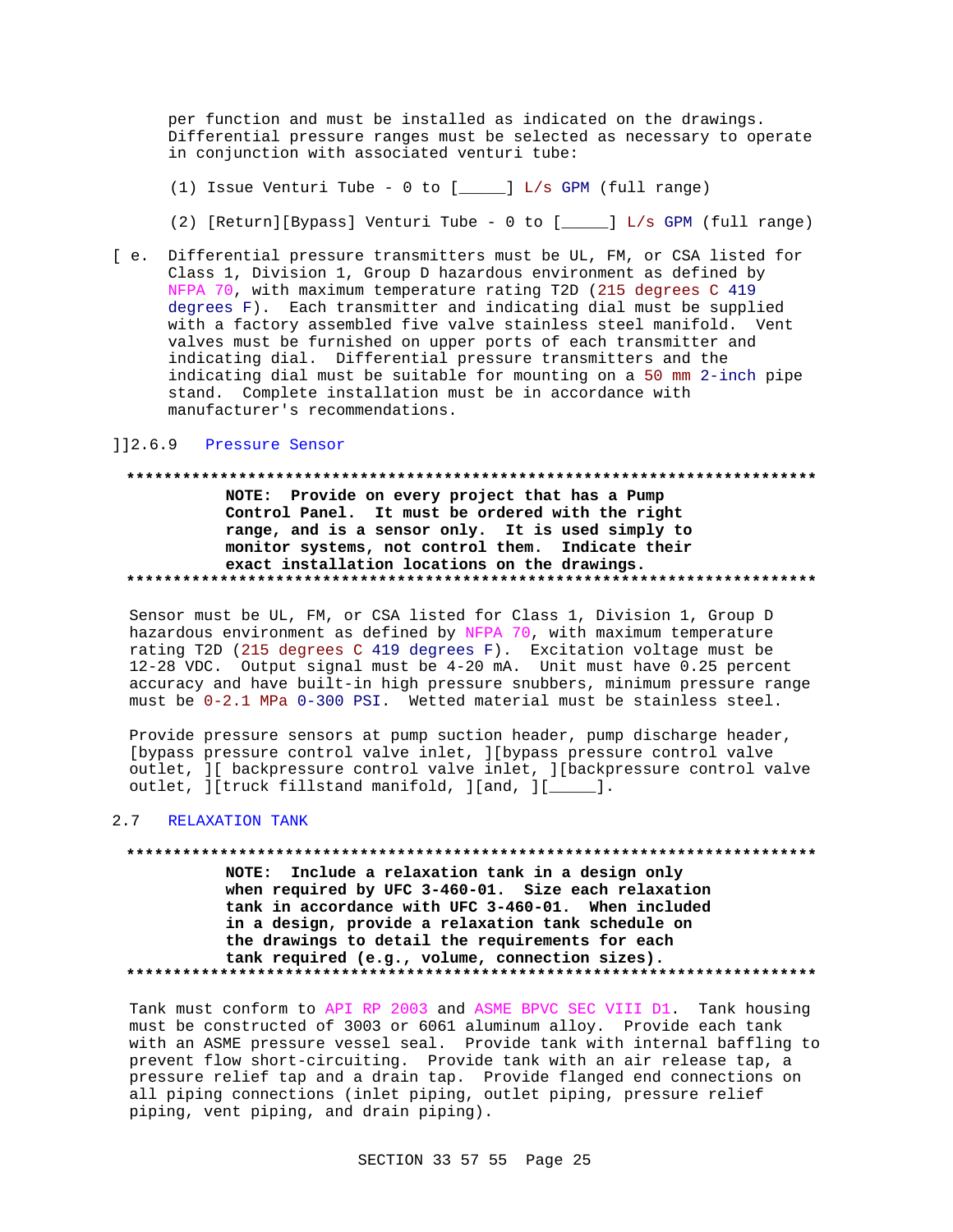per function and must be installed as indicated on the drawings. Differential pressure ranges must be selected as necessary to operate in conjunction with associated venturi tube:

(1) Issue Venturi Tube - 0 to [_____] L/s GPM (full range)

(2) [Return][Bypass] Venturi Tube - 0 to [_____] L/s GPM (full range)

[ e. Differential pressure transmitters must be UL, FM, or CSA listed for Class 1, Division 1, Group D hazardous environment as defined by NFPA 70, with maximum temperature rating T2D (215 degrees C 419 degrees F). Each transmitter and indicating dial must be supplied with a factory assembled five valve stainless steel manifold. Vent valves must be furnished on upper ports of each transmitter and indicating dial. Differential pressure transmitters and the indicating dial must be suitable for mounting on a 50 mm 2-inch pipe stand. Complete installation must be in accordance with manufacturer's recommendations.

]]2.6.9 Pressure Sensor

**************************************************************************

**NOTE: Provide on every project that has a Pump Control Panel. It must be ordered with the right range, and is a sensor only. It is used simply to monitor systems, not control them. Indicate their exact installation locations on the drawings.**

**************************************************************************

Sensor must be UL, FM, or CSA listed for Class 1, Division 1, Group D hazardous environment as defined by NFPA 70, with maximum temperature rating T2D (215 degrees C 419 degrees F). Excitation voltage must be 12-28 VDC. Output signal must be 4-20 mA. Unit must have 0.25 percent accuracy and have built-in high pressure snubbers, minimum pressure range must be 0-2.1 MPa 0-300 PSI. Wetted material must be stainless steel.

Provide pressure sensors at pump suction header, pump discharge header, [bypass pressure control valve inlet, ][bypass pressure control valve outlet, ][ backpressure control valve inlet, ][backpressure control valve outlet, ][truck fillstand manifold, ][and, ][_____].

## 2.7 RELAXATION TANK

**************************************************************************

**NOTE: Include a relaxation tank in a design only when required by UFC 3-460-01. Size each relaxation tank in accordance with UFC 3-460-01. When included in a design, provide a relaxation tank schedule on the drawings to detail the requirements for each tank required (e.g., volume, connection sizes).**

**************************************************************************

Tank must conform to API RP 2003 and ASME BPVC SEC VIII D1. Tank housing must be constructed of 3003 or 6061 aluminum alloy. Provide each tank with an ASME pressure vessel seal. Provide tank with internal baffling to prevent flow short-circuiting. Provide tank with an air release tap, a pressure relief tap and a drain tap. Provide flanged end connections on all piping connections (inlet piping, outlet piping, pressure relief piping, vent piping, and drain piping).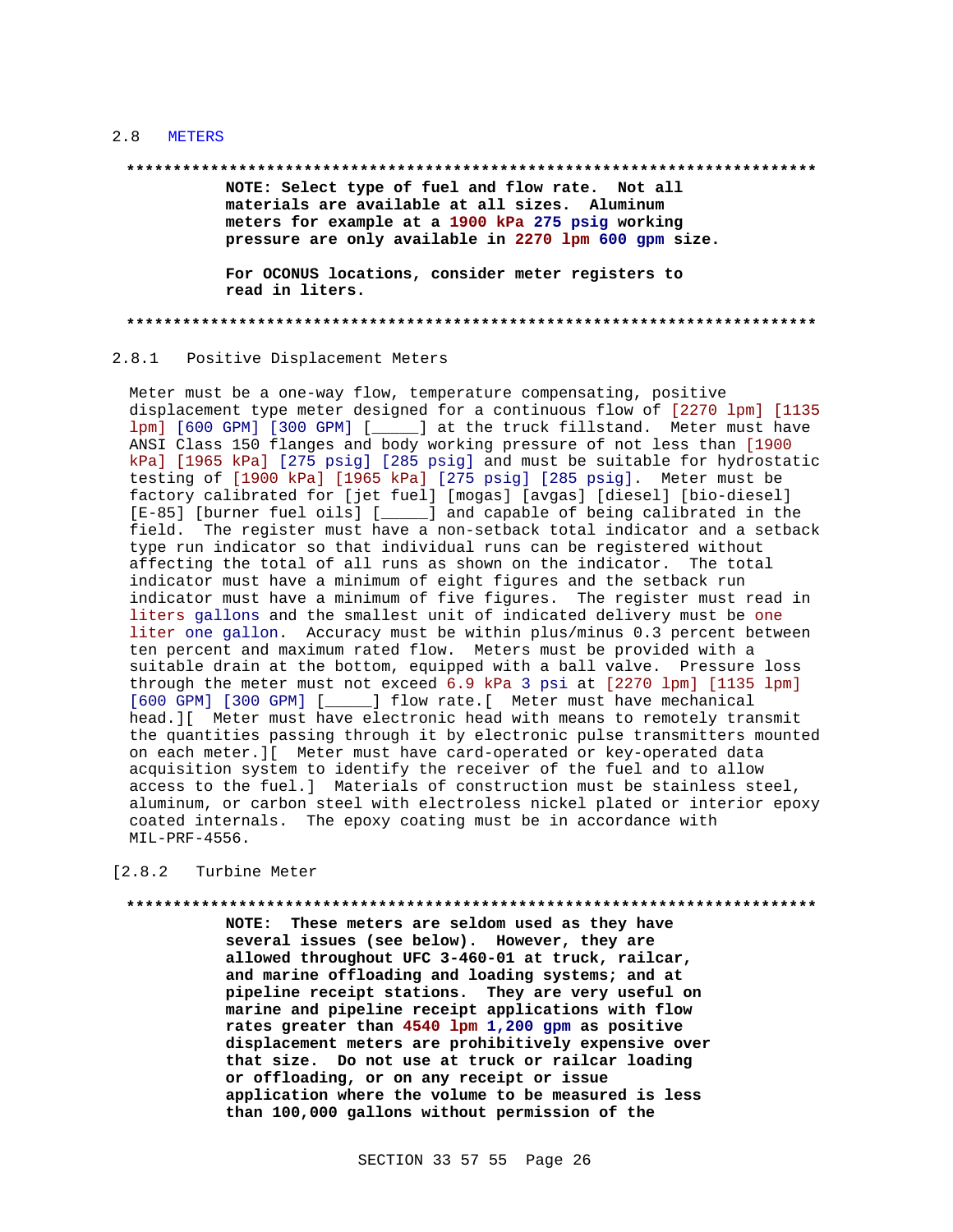## 2.8 METERS

**************************************************************************

**NOTE: Select type of fuel and flow rate. Not all materials are available at all sizes. Aluminum meters for example at a 1900 kPa 275 psig working pressure are only available in 2270 lpm 600 gpm size.**

**For OCONUS locations, consider meter registers to read in liters.**

**************************************************************************

### 2.8.1 Positive Displacement Meters

Meter must be a one-way flow, temperature compensating, positive displacement type meter designed for a continuous flow of [2270 lpm] [1135 lpm] [600 GPM] [300 GPM] [_____] at the truck fillstand. Meter must have ANSI Class 150 flanges and body working pressure of not less than [1900 kPa] [1965 kPa] [275 psig] [285 psig] and must be suitable for hydrostatic testing of [1900 kPa] [1965 kPa] [275 psig] [285 psig]. Meter must be factory calibrated for [jet fuel] [mogas] [avgas] [diesel] [bio-diesel] [E-85] [burner fuel oils] [_____] and capable of being calibrated in the field. The register must have a non-setback total indicator and a setback type run indicator so that individual runs can be registered without affecting the total of all runs as shown on the indicator. The total indicator must have a minimum of eight figures and the setback run indicator must have a minimum of five figures. The register must read in liters gallons and the smallest unit of indicated delivery must be one liter one gallon. Accuracy must be within plus/minus 0.3 percent between ten percent and maximum rated flow. Meters must be provided with a suitable drain at the bottom, equipped with a ball valve. Pressure loss through the meter must not exceed 6.9 kPa 3 psi at [2270 lpm] [1135 lpm] [600 GPM] [300 GPM] [_____] flow rate.[ Meter must have mechanical head.][ Meter must have electronic head with means to remotely transmit the quantities passing through it by electronic pulse transmitters mounted on each meter.][ Meter must have card-operated or key-operated data acquisition system to identify the receiver of the fuel and to allow access to the fuel.] Materials of construction must be stainless steel, aluminum, or carbon steel with electroless nickel plated or interior epoxy coated internals. The epoxy coating must be in accordance with MIL-PRF-4556.

### [2.8.2 Turbine Meter

**************************************************************************

**NOTE: These meters are seldom used as they have several issues (see below). However, they are allowed throughout UFC 3-460-01 at truck, railcar, and marine offloading and loading systems; and at pipeline receipt stations. They are very useful on marine and pipeline receipt applications with flow rates greater than 4540 lpm 1,200 gpm as positive displacement meters are prohibitively expensive over that size. Do not use at truck or railcar loading or offloading, or on any receipt or issue application where the volume to be measured is less than 100,000 gallons without permission of the**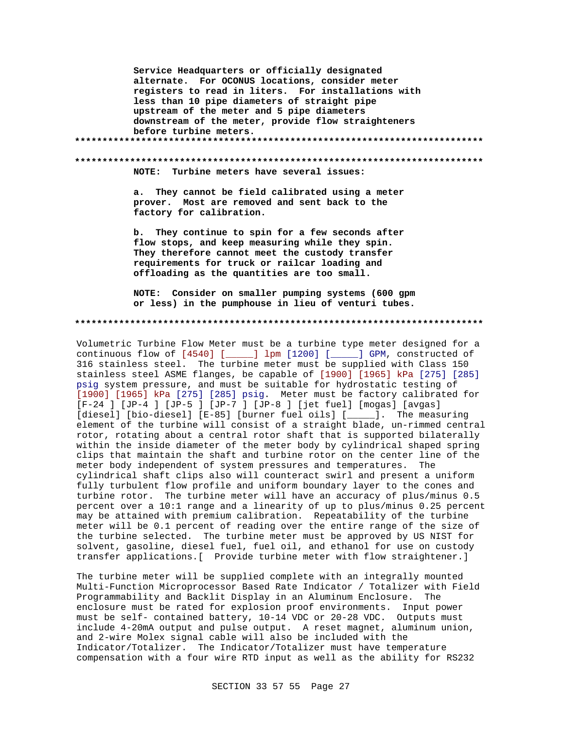**Service Headquarters or officially designated alternate. For OCONUS locations, consider meter registers to read in liters. For installations with less than 10 pipe diameters of straight pipe upstream of the meter and 5 pipe diameters downstream of the meter, provide flow straighteners before turbine meters.**

**************************************************************************

**************************************************************************

**NOTE: Turbine meters have several issues:**

**a. They cannot be field calibrated using a meter prover. Most are removed and sent back to the factory for calibration.**

**b. They continue to spin for a few seconds after flow stops, and keep measuring while they spin. They therefore cannot meet the custody transfer requirements for truck or railcar loading and offloading as the quantities are too small.**

**NOTE: Consider on smaller pumping systems (600 gpm or less) in the pumphouse in lieu of venturi tubes.**

**************************************************************************

Volumetric Turbine Flow Meter must be a turbine type meter designed for a continuous flow of [4540] [_____] lpm [1200] [_____] GPM, constructed of 316 stainless steel. The turbine meter must be supplied with Class 150 stainless steel ASME flanges, be capable of [1900] [1965] kPa [275] [285] psig system pressure, and must be suitable for hydrostatic testing of [1900] [1965] kPa [275] [285] psig. Meter must be factory calibrated for [F-24 ] [JP-4 ] [JP-5 ] [JP-7 ] [JP-8 ] [jet fuel] [mogas] [avgas] [diesel] [bio-diesel] [E-85] [burner fuel oils] [_____]. The measuring element of the turbine will consist of a straight blade, un-rimmed central rotor, rotating about a central rotor shaft that is supported bilaterally within the inside diameter of the meter body by cylindrical shaped spring clips that maintain the shaft and turbine rotor on the center line of the meter body independent of system pressures and temperatures. The cylindrical shaft clips also will counteract swirl and present a uniform fully turbulent flow profile and uniform boundary layer to the cones and turbine rotor. The turbine meter will have an accuracy of plus/minus 0.5 percent over a 10:1 range and a linearity of up to plus/minus 0.25 percent may be attained with premium calibration. Repeatability of the turbine meter will be 0.1 percent of reading over the entire range of the size of the turbine selected. The turbine meter must be approved by US NIST for solvent, gasoline, diesel fuel, fuel oil, and ethanol for use on custody transfer applications.[ Provide turbine meter with flow straightener.]

The turbine meter will be supplied complete with an integrally mounted Multi-Function Microprocessor Based Rate Indicator / Totalizer with Field Programmability and Backlit Display in an Aluminum Enclosure. The enclosure must be rated for explosion proof environments. Input power must be self- contained battery, 10-14 VDC or 20-28 VDC. Outputs must include 4-20mA output and pulse output. A reset magnet, aluminum union, and 2-wire Molex signal cable will also be included with the Indicator/Totalizer. The Indicator/Totalizer must have temperature compensation with a four wire RTD input as well as the ability for RS232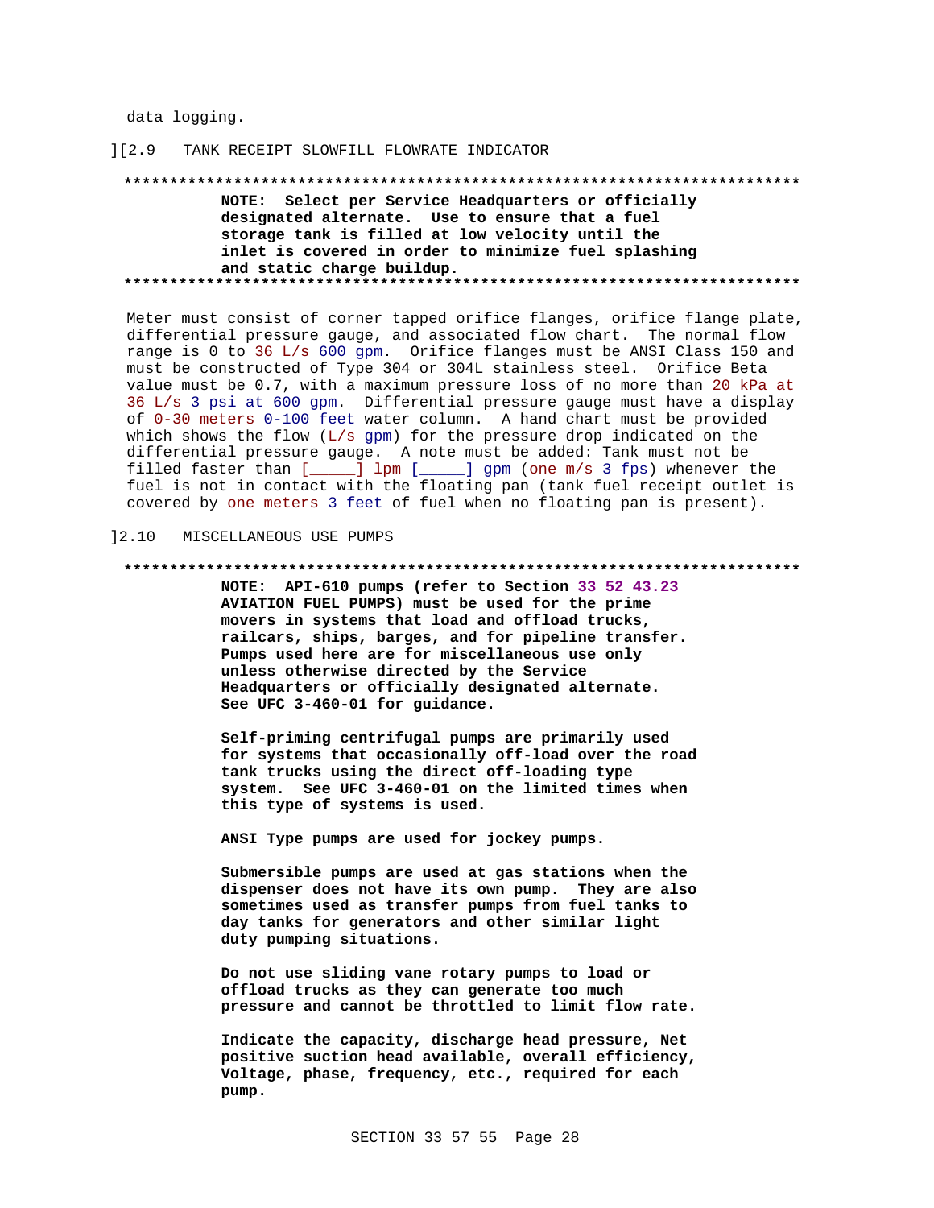data logging.

][2.9 TANK RECEIPT SLOWFILL FLOWRATE INDICATOR

**************************************************************************

**NOTE: Select per Service Headquarters or officially designated alternate. Use to ensure that a fuel storage tank is filled at low velocity until the inlet is covered in order to minimize fuel splashing and static charge buildup.**

**************************************************************************

Meter must consist of corner tapped orifice flanges, orifice flange plate, differential pressure gauge, and associated flow chart. The normal flow range is 0 to 36 L/s 600 gpm. Orifice flanges must be ANSI Class 150 and must be constructed of Type 304 or 304L stainless steel. Orifice Beta value must be 0.7, with a maximum pressure loss of no more than 20 kPa at 36 L/s 3 psi at 600 gpm. Differential pressure gauge must have a display of 0-30 meters 0-100 feet water column. A hand chart must be provided which shows the flow (L/s gpm) for the pressure drop indicated on the differential pressure gauge. A note must be added: Tank must not be filled faster than [_____] lpm [_____] gpm (one m/s 3 fps) whenever the fuel is not in contact with the floating pan (tank fuel receipt outlet is covered by one meters 3 feet of fuel when no floating pan is present).

]2.10 MISCELLANEOUS USE PUMPS

**************************************************************************

**NOTE: API-610 pumps (refer to Section 33 52 43.23 AVIATION FUEL PUMPS) must be used for the prime movers in systems that load and offload trucks, railcars, ships, barges, and for pipeline transfer. Pumps used here are for miscellaneous use only unless otherwise directed by the Service Headquarters or officially designated alternate. See UFC 3-460-01 for guidance.**

**Self-priming centrifugal pumps are primarily used for systems that occasionally off-load over the road tank trucks using the direct off-loading type system. See UFC 3-460-01 on the limited times when this type of systems is used.**

**ANSI Type pumps are used for jockey pumps.**

**Submersible pumps are used at gas stations when the dispenser does not have its own pump. They are also sometimes used as transfer pumps from fuel tanks to day tanks for generators and other similar light duty pumping situations.**

**Do not use sliding vane rotary pumps to load or offload trucks as they can generate too much pressure and cannot be throttled to limit flow rate.**

**Indicate the capacity, discharge head pressure, Net positive suction head available, overall efficiency, Voltage, phase, frequency, etc., required for each pump.**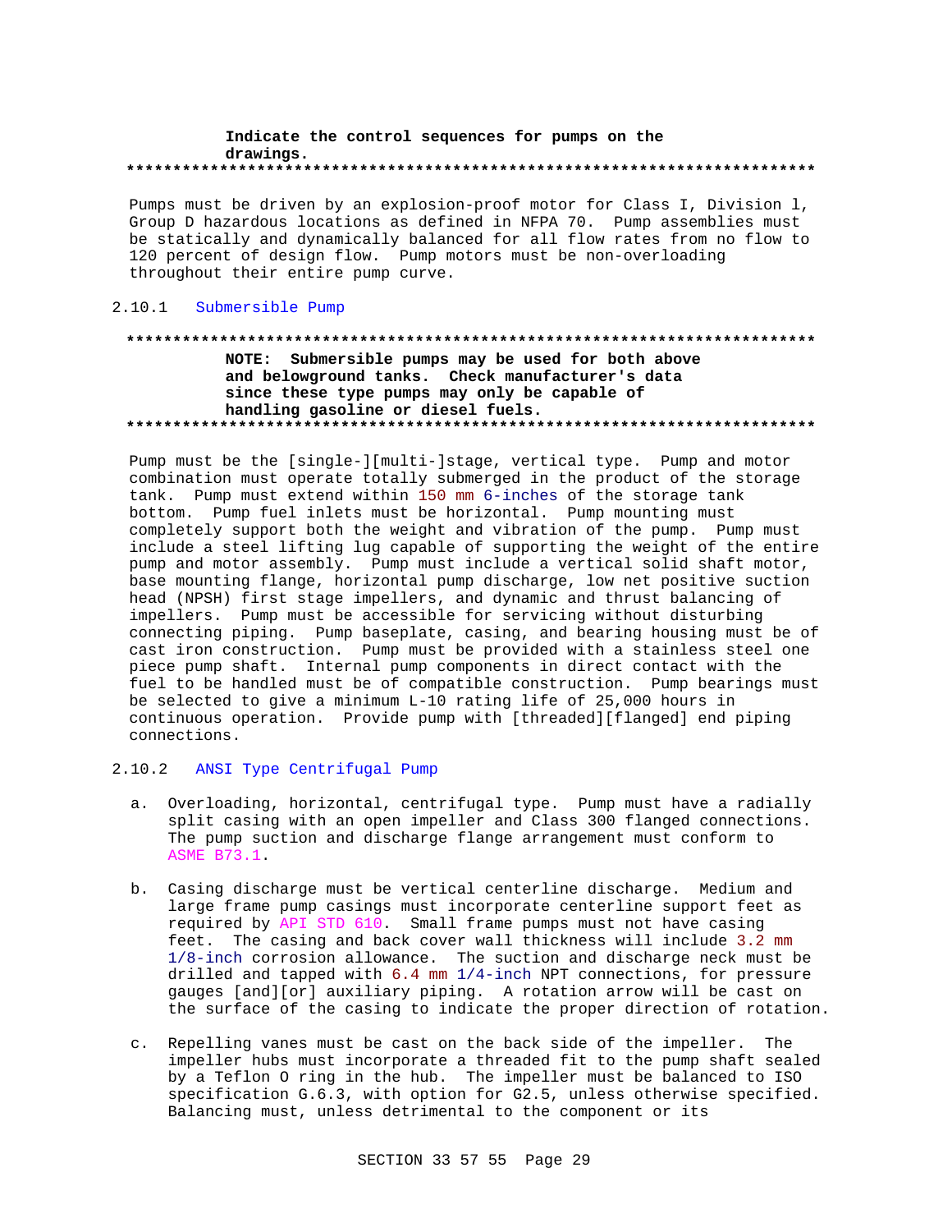**Indicate the control sequences for pumps on the drawings.**

**************************************************************************

Pumps must be driven by an explosion-proof motor for Class I, Division l, Group D hazardous locations as defined in NFPA 70. Pump assemblies must be statically and dynamically balanced for all flow rates from no flow to 120 percent of design flow. Pump motors must be non-overloading throughout their entire pump curve.

### 2.10.1 Submersible Pump

**************************************************************************

**NOTE: Submersible pumps may be used for both above and belowground tanks. Check manufacturer's data since these type pumps may only be capable of handling gasoline or diesel fuels.**

**************************************************************************

Pump must be the [single-][multi-]stage, vertical type. Pump and motor combination must operate totally submerged in the product of the storage tank. Pump must extend within 150 mm 6-inches of the storage tank bottom. Pump fuel inlets must be horizontal. Pump mounting must completely support both the weight and vibration of the pump. Pump must include a steel lifting lug capable of supporting the weight of the entire pump and motor assembly. Pump must include a vertical solid shaft motor, base mounting flange, horizontal pump discharge, low net positive suction head (NPSH) first stage impellers, and dynamic and thrust balancing of impellers. Pump must be accessible for servicing without disturbing connecting piping. Pump baseplate, casing, and bearing housing must be of cast iron construction. Pump must be provided with a stainless steel one piece pump shaft. Internal pump components in direct contact with the fuel to be handled must be of compatible construction. Pump bearings must be selected to give a minimum L-10 rating life of 25,000 hours in continuous operation. Provide pump with [threaded][flanged] end piping connections.

### 2.10.2 ANSI Type Centrifugal Pump

a. Overloading, horizontal, centrifugal type. Pump must have a radially split casing with an open impeller and Class 300 flanged connections. The pump suction and discharge flange arrangement must conform to ASME B73.1.

b. Casing discharge must be vertical centerline discharge. Medium and large frame pump casings must incorporate centerline support feet as required by API STD 610. Small frame pumps must not have casing feet. The casing and back cover wall thickness will include 3.2 mm 1/8-inch corrosion allowance. The suction and discharge neck must be drilled and tapped with 6.4 mm 1/4-inch NPT connections, for pressure gauges [and][or] auxiliary piping. A rotation arrow will be cast on the surface of the casing to indicate the proper direction of rotation.

c. Repelling vanes must be cast on the back side of the impeller. The impeller hubs must incorporate a threaded fit to the pump shaft sealed by a Teflon O ring in the hub. The impeller must be balanced to ISO specification G.6.3, with option for G2.5, unless otherwise specified. Balancing must, unless detrimental to the component or its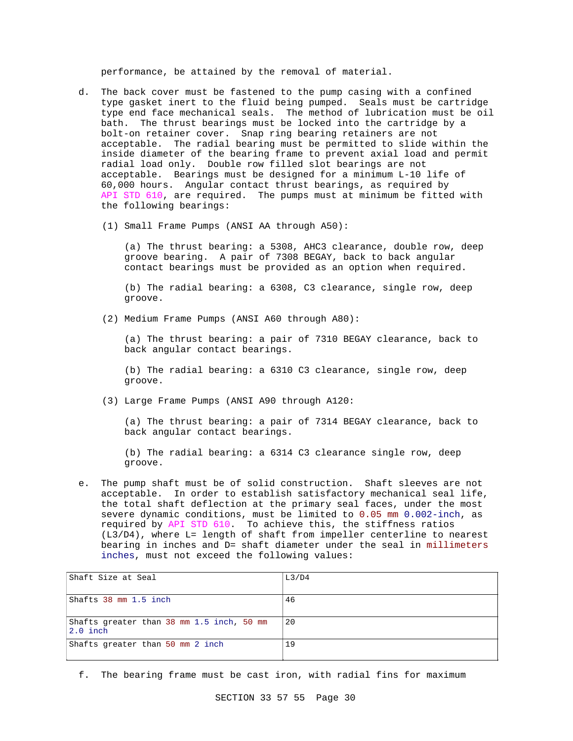performance, be attained by the removal of material.

d. The back cover must be fastened to the pump casing with a confined type gasket inert to the fluid being pumped. Seals must be cartridge type end face mechanical seals. The method of lubrication must be oil bath. The thrust bearings must be locked into the cartridge by a bolt-on retainer cover. Snap ring bearing retainers are not acceptable. The radial bearing must be permitted to slide within the inside diameter of the bearing frame to prevent axial load and permit radial load only. Double row filled slot bearings are not acceptable. Bearings must be designed for a minimum L-10 life of 60,000 hours. Angular contact thrust bearings, as required by API STD 610, are required. The pumps must at minimum be fitted with the following bearings:

   (1) Small Frame Pumps (ANSI AA through A50):

      (a) The thrust bearing: a 5308, AHC3 clearance, double row, deep groove bearing. A pair of 7308 BEGAY, back to back angular contact bearings must be provided as an option when required.

      (b) The radial bearing: a 6308, C3 clearance, single row, deep groove.

   (2) Medium Frame Pumps (ANSI A60 through A80):

      (a) The thrust bearing: a pair of 7310 BEGAY clearance, back to back angular contact bearings.

      (b) The radial bearing: a 6310 C3 clearance, single row, deep groove.

   (3) Large Frame Pumps (ANSI A90 through A120:

      (a) The thrust bearing: a pair of 7314 BEGAY clearance, back to back angular contact bearings.

      (b) The radial bearing: a 6314 C3 clearance single row, deep groove.

e. The pump shaft must be of solid construction. Shaft sleeves are not acceptable. In order to establish satisfactory mechanical seal life, the total shaft deflection at the primary seal faces, under the most severe dynamic conditions, must be limited to 0.05 mm 0.002-inch, as required by API STD 610. To achieve this, the stiffness ratios (L3/D4), where L= length of shaft from impeller centerline to nearest bearing in inches and D= shaft diameter under the seal in millimeters inches, must not exceed the following values:

| Shaft Size at Seal | L3/D4 |
|---|---|
| Shafts 38 mm 1.5 inch | 46 |
| Shafts greater than 38 mm 1.5 inch, 50 mm 2.0 inch | 20 |
| Shafts greater than 50 mm 2 inch | 19 |

f. The bearing frame must be cast iron, with radial fins for maximum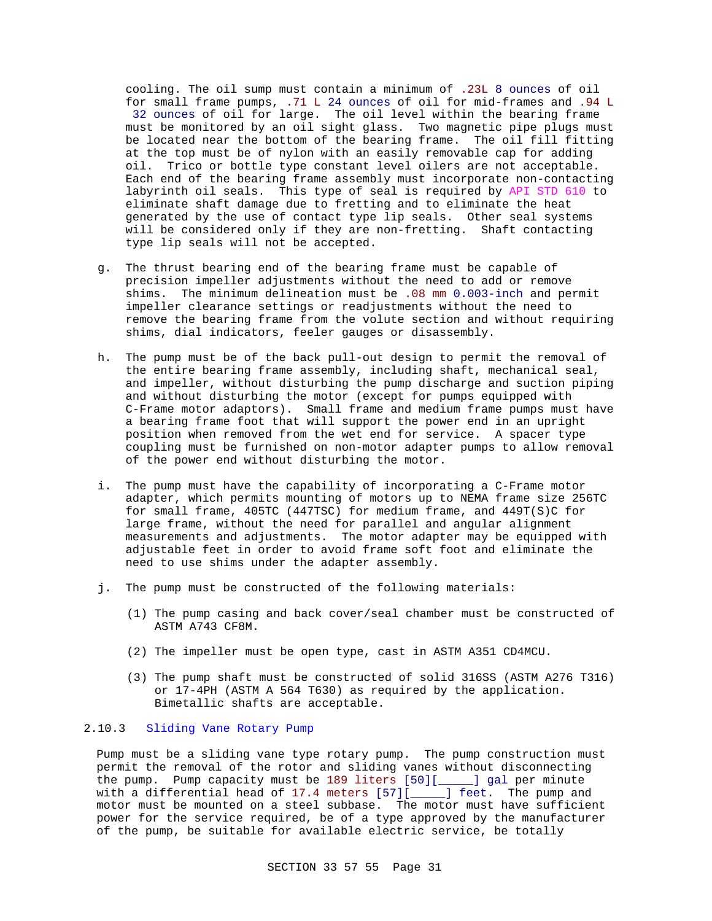cooling. The oil sump must contain a minimum of .23L 8 ounces of oil for small frame pumps, .71 L 24 ounces of oil for mid-frames and .94 L 32 ounces of oil for large. The oil level within the bearing frame must be monitored by an oil sight glass. Two magnetic pipe plugs must be located near the bottom of the bearing frame. The oil fill fitting at the top must be of nylon with an easily removable cap for adding oil. Trico or bottle type constant level oilers are not acceptable. Each end of the bearing frame assembly must incorporate non-contacting labyrinth oil seals. This type of seal is required by API STD 610 to eliminate shaft damage due to fretting and to eliminate the heat generated by the use of contact type lip seals. Other seal systems will be considered only if they are non-fretting. Shaft contacting type lip seals will not be accepted.

g. The thrust bearing end of the bearing frame must be capable of precision impeller adjustments without the need to add or remove shims. The minimum delineation must be .08 mm 0.003-inch and permit impeller clearance settings or readjustments without the need to remove the bearing frame from the volute section and without requiring shims, dial indicators, feeler gauges or disassembly.

h. The pump must be of the back pull-out design to permit the removal of the entire bearing frame assembly, including shaft, mechanical seal, and impeller, without disturbing the pump discharge and suction piping and without disturbing the motor (except for pumps equipped with C-Frame motor adaptors). Small frame and medium frame pumps must have a bearing frame foot that will support the power end in an upright position when removed from the wet end for service. A spacer type coupling must be furnished on non-motor adapter pumps to allow removal of the power end without disturbing the motor.

i. The pump must have the capability of incorporating a C-Frame motor adapter, which permits mounting of motors up to NEMA frame size 256TC for small frame, 405TC (447TSC) for medium frame, and 449T(S)C for large frame, without the need for parallel and angular alignment measurements and adjustments. The motor adapter may be equipped with adjustable feet in order to avoid frame soft foot and eliminate the need to use shims under the adapter assembly.

j. The pump must be constructed of the following materials:

   (1) The pump casing and back cover/seal chamber must be constructed of ASTM A743 CF8M.

   (2) The impeller must be open type, cast in ASTM A351 CD4MCU.

   (3) The pump shaft must be constructed of solid 316SS (ASTM A276 T316) or 17-4PH (ASTM A 564 T630) as required by the application. Bimetallic shafts are acceptable.

### 2.10.3 Sliding Vane Rotary Pump

Pump must be a sliding vane type rotary pump. The pump construction must permit the removal of the rotor and sliding vanes without disconnecting the pump. Pump capacity must be 189 liters [50][_____] gal per minute with a differential head of 17.4 meters [57][_____] feet. The pump and motor must be mounted on a steel subbase. The motor must have sufficient power for the service required, be of a type approved by the manufacturer of the pump, be suitable for available electric service, be totally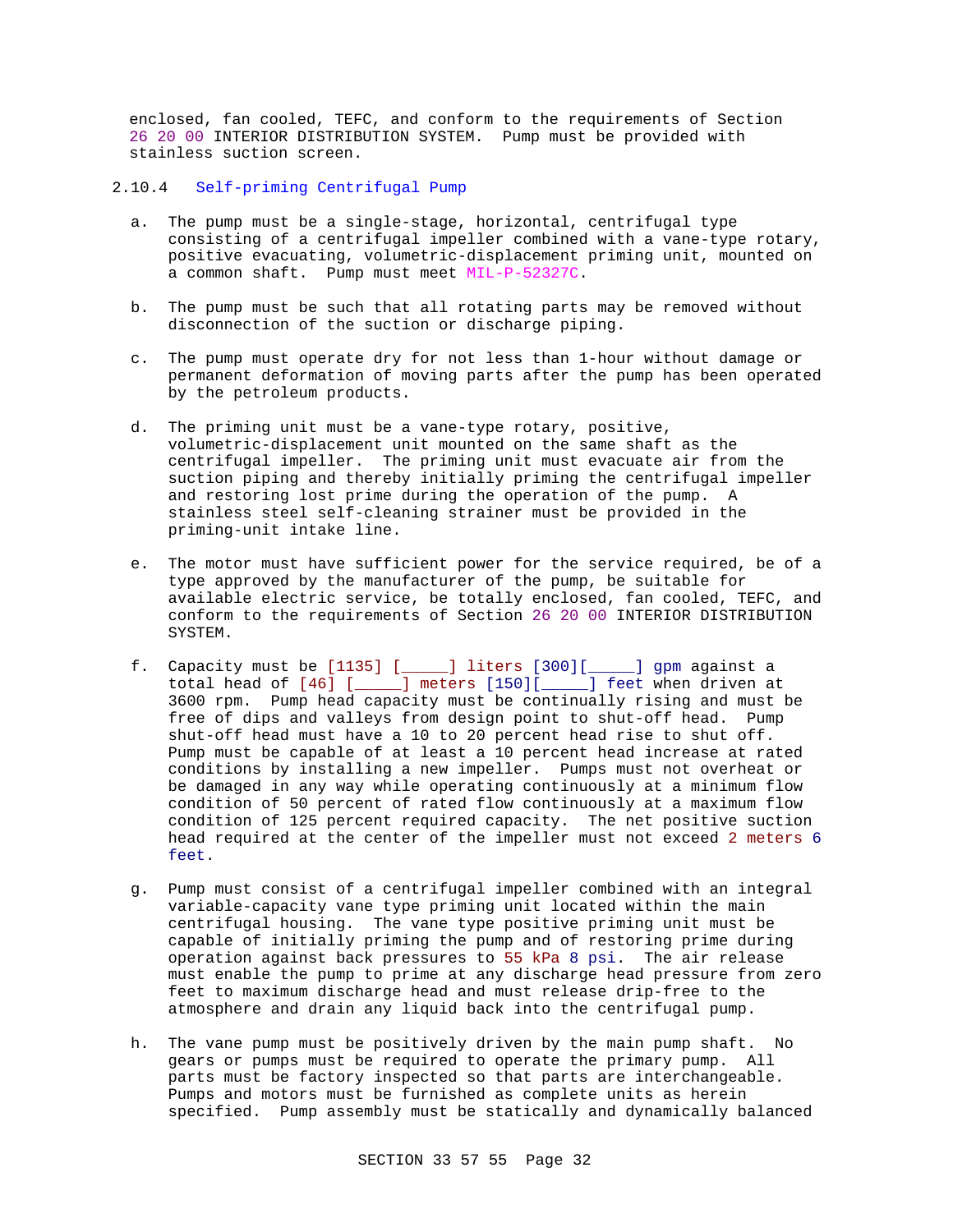enclosed, fan cooled, TEFC, and conform to the requirements of Section 26 20 00 INTERIOR DISTRIBUTION SYSTEM. Pump must be provided with stainless suction screen.

### 2.10.4 Self-priming Centrifugal Pump

a. The pump must be a single-stage, horizontal, centrifugal type consisting of a centrifugal impeller combined with a vane-type rotary, positive evacuating, volumetric-displacement priming unit, mounted on a common shaft. Pump must meet MIL-P-52327C.

b. The pump must be such that all rotating parts may be removed without disconnection of the suction or discharge piping.

c. The pump must operate dry for not less than 1-hour without damage or permanent deformation of moving parts after the pump has been operated by the petroleum products.

d. The priming unit must be a vane-type rotary, positive, volumetric-displacement unit mounted on the same shaft as the centrifugal impeller. The priming unit must evacuate air from the suction piping and thereby initially priming the centrifugal impeller and restoring lost prime during the operation of the pump. A stainless steel self-cleaning strainer must be provided in the priming-unit intake line.

e. The motor must have sufficient power for the service required, be of a type approved by the manufacturer of the pump, be suitable for available electric service, be totally enclosed, fan cooled, TEFC, and conform to the requirements of Section 26 20 00 INTERIOR DISTRIBUTION SYSTEM.

f. Capacity must be [1135] [_____] liters [300][_____] gpm against a total head of [46] [_____] meters [150][_____] feet when driven at 3600 rpm. Pump head capacity must be continually rising and must be free of dips and valleys from design point to shut-off head. Pump shut-off head must have a 10 to 20 percent head rise to shut off. Pump must be capable of at least a 10 percent head increase at rated conditions by installing a new impeller. Pumps must not overheat or be damaged in any way while operating continuously at a minimum flow condition of 50 percent of rated flow continuously at a maximum flow condition of 125 percent required capacity. The net positive suction head required at the center of the impeller must not exceed 2 meters 6 feet.

g. Pump must consist of a centrifugal impeller combined with an integral variable-capacity vane type priming unit located within the main centrifugal housing. The vane type positive priming unit must be capable of initially priming the pump and of restoring prime during operation against back pressures to 55 kPa 8 psi. The air release must enable the pump to prime at any discharge head pressure from zero feet to maximum discharge head and must release drip-free to the atmosphere and drain any liquid back into the centrifugal pump.

h. The vane pump must be positively driven by the main pump shaft. No gears or pumps must be required to operate the primary pump. All parts must be factory inspected so that parts are interchangeable. Pumps and motors must be furnished as complete units as herein specified. Pump assembly must be statically and dynamically balanced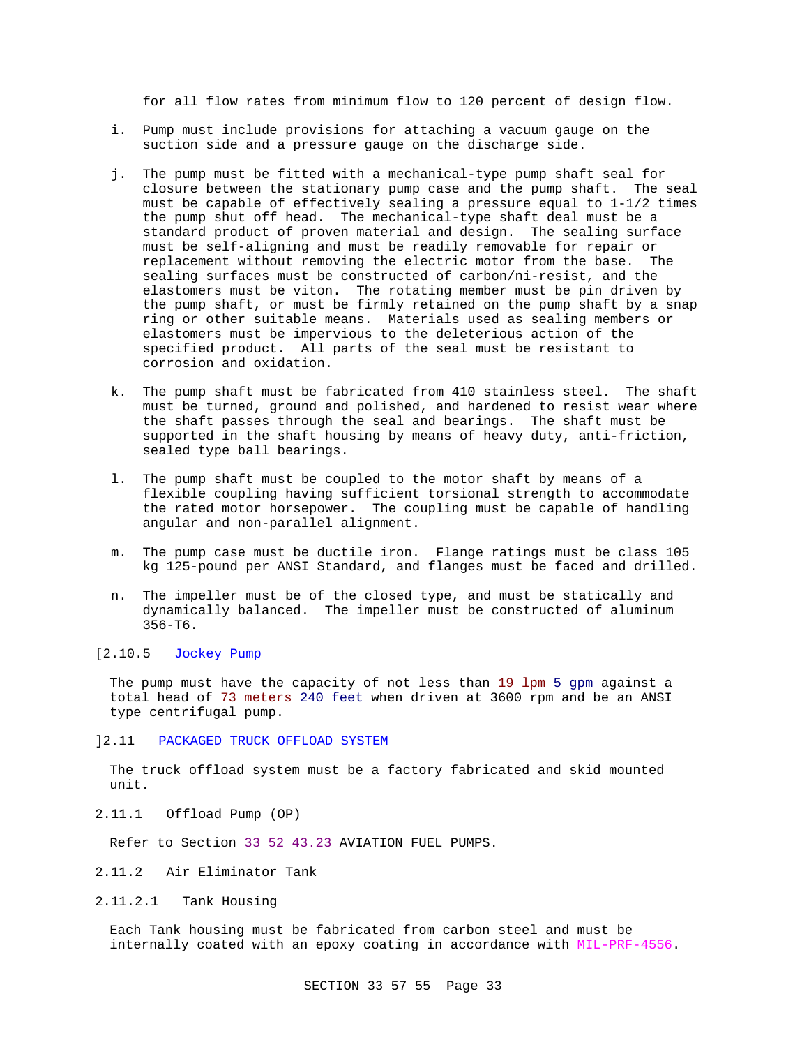for all flow rates from minimum flow to 120 percent of design flow.

i. Pump must include provisions for attaching a vacuum gauge on the suction side and a pressure gauge on the discharge side.

j. The pump must be fitted with a mechanical-type pump shaft seal for closure between the stationary pump case and the pump shaft. The seal must be capable of effectively sealing a pressure equal to 1-1/2 times the pump shut off head. The mechanical-type shaft deal must be a standard product of proven material and design. The sealing surface must be self-aligning and must be readily removable for repair or replacement without removing the electric motor from the base. The sealing surfaces must be constructed of carbon/ni-resist, and the elastomers must be viton. The rotating member must be pin driven by the pump shaft, or must be firmly retained on the pump shaft by a snap ring or other suitable means. Materials used as sealing members or elastomers must be impervious to the deleterious action of the specified product. All parts of the seal must be resistant to corrosion and oxidation.

k. The pump shaft must be fabricated from 410 stainless steel. The shaft must be turned, ground and polished, and hardened to resist wear where the shaft passes through the seal and bearings. The shaft must be supported in the shaft housing by means of heavy duty, anti-friction, sealed type ball bearings.

l. The pump shaft must be coupled to the motor shaft by means of a flexible coupling having sufficient torsional strength to accommodate the rated motor horsepower. The coupling must be capable of handling angular and non-parallel alignment.

m. The pump case must be ductile iron. Flange ratings must be class 105 kg 125-pound per ANSI Standard, and flanges must be faced and drilled.

n. The impeller must be of the closed type, and must be statically and dynamically balanced. The impeller must be constructed of aluminum 356-T6.

[2.10.5 Jockey Pump

The pump must have the capacity of not less than 19 lpm 5 gpm against a total head of 73 meters 240 feet when driven at 3600 rpm and be an ANSI type centrifugal pump.

]2.11 PACKAGED TRUCK OFFLOAD SYSTEM

The truck offload system must be a factory fabricated and skid mounted unit.

2.11.1 Offload Pump (OP)

Refer to Section 33 52 43.23 AVIATION FUEL PUMPS.

2.11.2 Air Eliminator Tank

2.11.2.1 Tank Housing

Each Tank housing must be fabricated from carbon steel and must be internally coated with an epoxy coating in accordance with MIL-PRF-4556.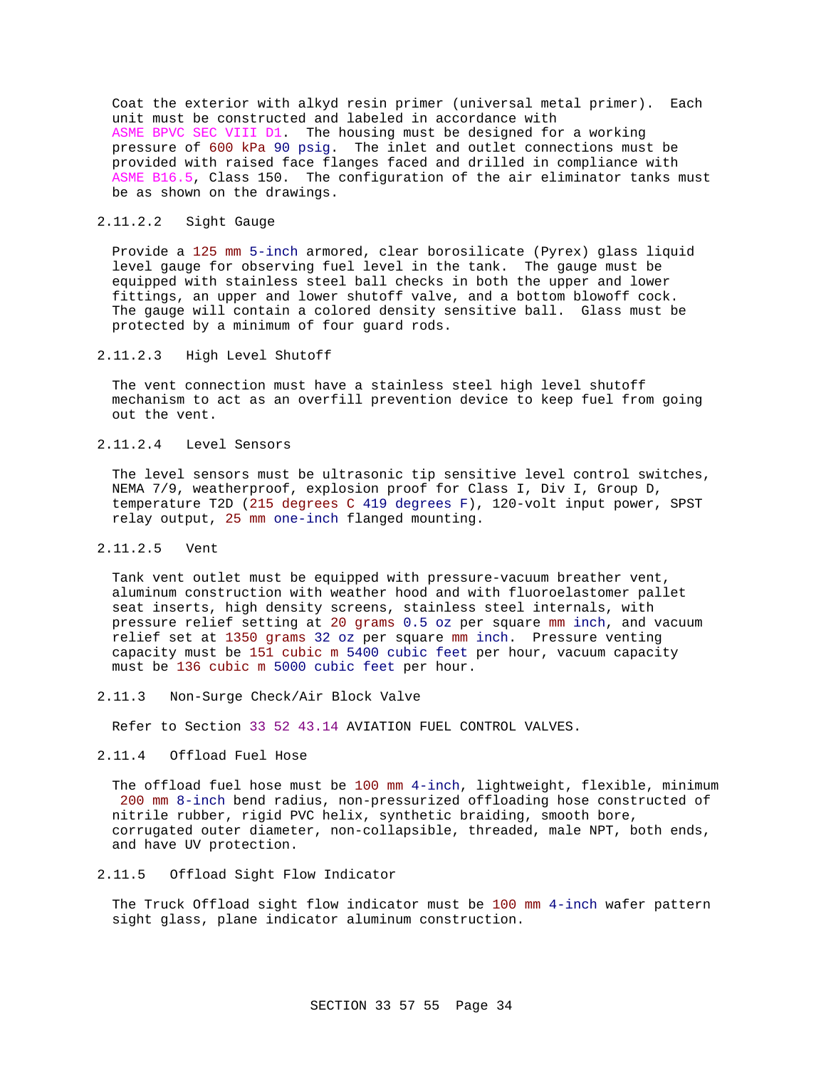Coat the exterior with alkyd resin primer (universal metal primer). Each unit must be constructed and labeled in accordance with ASME BPVC SEC VIII D1. The housing must be designed for a working pressure of 600 kPa 90 psig. The inlet and outlet connections must be provided with raised face flanges faced and drilled in compliance with ASME B16.5, Class 150. The configuration of the air eliminator tanks must be as shown on the drawings.

#### 2.11.2.2 Sight Gauge

Provide a 125 mm 5-inch armored, clear borosilicate (Pyrex) glass liquid level gauge for observing fuel level in the tank. The gauge must be equipped with stainless steel ball checks in both the upper and lower fittings, an upper and lower shutoff valve, and a bottom blowoff cock. The gauge will contain a colored density sensitive ball. Glass must be protected by a minimum of four guard rods.

#### 2.11.2.3 High Level Shutoff

The vent connection must have a stainless steel high level shutoff mechanism to act as an overfill prevention device to keep fuel from going out the vent.

#### 2.11.2.4 Level Sensors

The level sensors must be ultrasonic tip sensitive level control switches, NEMA 7/9, weatherproof, explosion proof for Class I, Div I, Group D, temperature T2D (215 degrees C 419 degrees F), 120-volt input power, SPST relay output, 25 mm one-inch flanged mounting.

#### 2.11.2.5 Vent

Tank vent outlet must be equipped with pressure-vacuum breather vent, aluminum construction with weather hood and with fluoroelastomer pallet seat inserts, high density screens, stainless steel internals, with pressure relief setting at 20 grams 0.5 oz per square mm inch, and vacuum relief set at 1350 grams 32 oz per square mm inch. Pressure venting capacity must be 151 cubic m 5400 cubic feet per hour, vacuum capacity must be 136 cubic m 5000 cubic feet per hour.

### 2.11.3 Non-Surge Check/Air Block Valve

Refer to Section 33 52 43.14 AVIATION FUEL CONTROL VALVES.

### 2.11.4 Offload Fuel Hose

The offload fuel hose must be 100 mm 4-inch, lightweight, flexible, minimum 200 mm 8-inch bend radius, non-pressurized offloading hose constructed of nitrile rubber, rigid PVC helix, synthetic braiding, smooth bore, corrugated outer diameter, non-collapsible, threaded, male NPT, both ends, and have UV protection.

### 2.11.5 Offload Sight Flow Indicator

The Truck Offload sight flow indicator must be 100 mm 4-inch wafer pattern sight glass, plane indicator aluminum construction.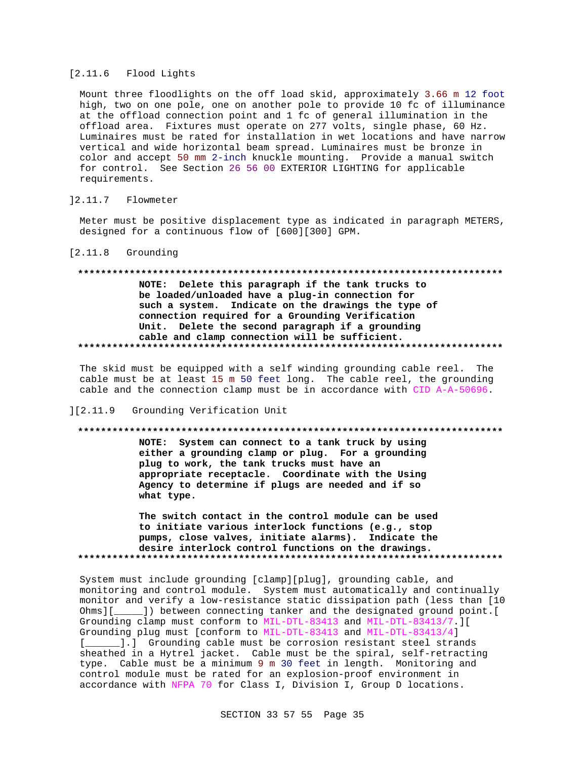[2.11.6 Flood Lights

Mount three floodlights on the off load skid, approximately 3.66 m 12 foot high, two on one pole, one on another pole to provide 10 fc of illuminance at the offload connection point and 1 fc of general illumination in the offload area. Fixtures must operate on 277 volts, single phase, 60 Hz. Luminaires must be rated for installation in wet locations and have narrow vertical and wide horizontal beam spread. Luminaires must be bronze in color and accept 50 mm 2-inch knuckle mounting. Provide a manual switch for control. See Section 26 56 00 EXTERIOR LIGHTING for applicable requirements.

]2.11.7 Flowmeter

Meter must be positive displacement type as indicated in paragraph METERS, designed for a continuous flow of [600][300] GPM.

[2.11.8 Grounding

**************************************************************************

**NOTE: Delete this paragraph if the tank trucks to be loaded/unloaded have a plug-in connection for such a system. Indicate on the drawings the type of connection required for a Grounding Verification Unit. Delete the second paragraph if a grounding cable and clamp connection will be sufficient.**

**************************************************************************

The skid must be equipped with a self winding grounding cable reel. The cable must be at least 15 m 50 feet long. The cable reel, the grounding cable and the connection clamp must be in accordance with CID A-A-50696.

][2.11.9 Grounding Verification Unit

**************************************************************************

**NOTE: System can connect to a tank truck by using either a grounding clamp or plug. For a grounding plug to work, the tank trucks must have an appropriate receptacle. Coordinate with the Using Agency to determine if plugs are needed and if so what type.**

**The switch contact in the control module can be used to initiate various interlock functions (e.g., stop pumps, close valves, initiate alarms). Indicate the desire interlock control functions on the drawings.**

**************************************************************************

System must include grounding [clamp][plug], grounding cable, and monitoring and control module. System must automatically and continually monitor and verify a low-resistance static dissipation path (less than [10 Ohms][_____]) between connecting tanker and the designated ground point.[ Grounding clamp must conform to MIL-DTL-83413 and MIL-DTL-83413/7.][ Grounding plug must [conform to MIL-DTL-83413 and MIL-DTL-83413/4] [______].] Grounding cable must be corrosion resistant steel strands sheathed in a Hytrel jacket. Cable must be the spiral, self-retracting type. Cable must be a minimum 9 m 30 feet in length. Monitoring and control module must be rated for an explosion-proof environment in accordance with NFPA 70 for Class I, Division I, Group D locations.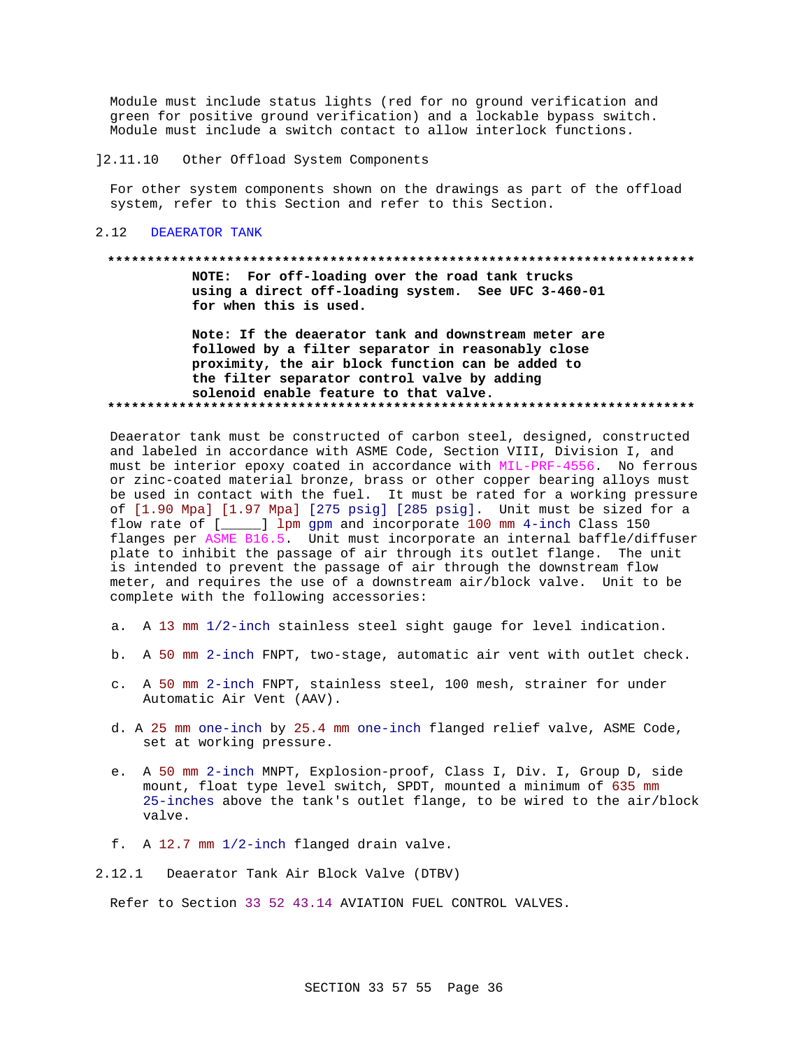Module must include status lights (red for no ground verification and green for positive ground verification) and a lockable bypass switch. Module must include a switch contact to allow interlock functions.

]2.11.10 Other Offload System Components

For other system components shown on the drawings as part of the offload system, refer to this Section and refer to this Section.

## 2.12 DEAERATOR TANK

**************************************************************************

**NOTE: For off-loading over the road tank trucks using a direct off-loading system. See UFC 3-460-01 for when this is used.**

**Note: If the deaerator tank and downstream meter are followed by a filter separator in reasonably close proximity, the air block function can be added to the filter separator control valve by adding solenoid enable feature to that valve.**

**************************************************************************

Deaerator tank must be constructed of carbon steel, designed, constructed and labeled in accordance with ASME Code, Section VIII, Division I, and must be interior epoxy coated in accordance with MIL-PRF-4556. No ferrous or zinc-coated material bronze, brass or other copper bearing alloys must be used in contact with the fuel. It must be rated for a working pressure of [1.90 Mpa] [1.97 Mpa] [275 psig] [285 psig]. Unit must be sized for a flow rate of [_____] lpm gpm and incorporate 100 mm 4-inch Class 150 flanges per ASME B16.5. Unit must incorporate an internal baffle/diffuser plate to inhibit the passage of air through its outlet flange. The unit is intended to prevent the passage of air through the downstream flow meter, and requires the use of a downstream air/block valve. Unit to be complete with the following accessories:

a. A 13 mm 1/2-inch stainless steel sight gauge for level indication.

b. A 50 mm 2-inch FNPT, two-stage, automatic air vent with outlet check.

c. A 50 mm 2-inch FNPT, stainless steel, 100 mesh, strainer for under Automatic Air Vent (AAV).

d. A 25 mm one-inch by 25.4 mm one-inch flanged relief valve, ASME Code, set at working pressure.

e. A 50 mm 2-inch MNPT, Explosion-proof, Class I, Div. I, Group D, side mount, float type level switch, SPDT, mounted a minimum of 635 mm 25-inches above the tank's outlet flange, to be wired to the air/block valve.

f. A 12.7 mm 1/2-inch flanged drain valve.

### 2.12.1 Deaerator Tank Air Block Valve (DTBV)

Refer to Section 33 52 43.14 AVIATION FUEL CONTROL VALVES.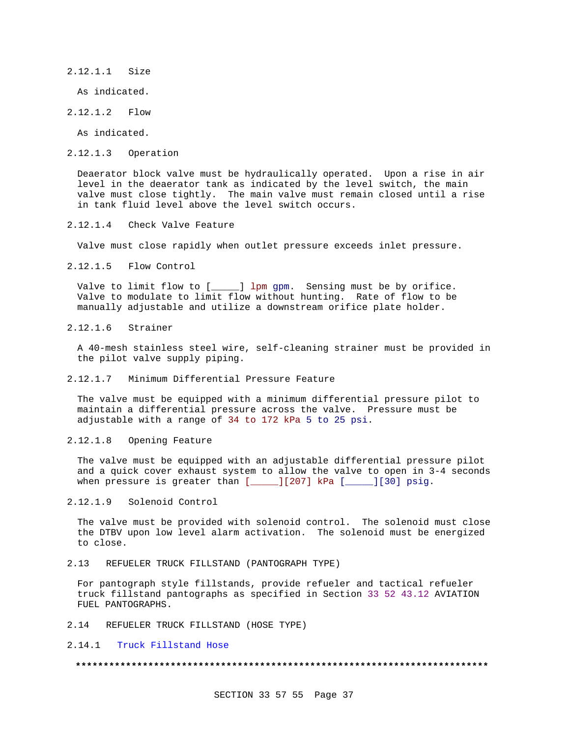#### 2.12.1.1 Size

As indicated.

#### 2.12.1.2 Flow

As indicated.

#### 2.12.1.3 Operation

Deaerator block valve must be hydraulically operated. Upon a rise in air level in the deaerator tank as indicated by the level switch, the main valve must close tightly. The main valve must remain closed until a rise in tank fluid level above the level switch occurs.

#### 2.12.1.4 Check Valve Feature

Valve must close rapidly when outlet pressure exceeds inlet pressure.

#### 2.12.1.5 Flow Control

Valve to limit flow to [_____] lpm gpm. Sensing must be by orifice. Valve to modulate to limit flow without hunting. Rate of flow to be manually adjustable and utilize a downstream orifice plate holder.

#### 2.12.1.6 Strainer

A 40-mesh stainless steel wire, self-cleaning strainer must be provided in the pilot valve supply piping.

#### 2.12.1.7 Minimum Differential Pressure Feature

The valve must be equipped with a minimum differential pressure pilot to maintain a differential pressure across the valve. Pressure must be adjustable with a range of 34 to 172 kPa 5 to 25 psi.

#### 2.12.1.8 Opening Feature

The valve must be equipped with an adjustable differential pressure pilot and a quick cover exhaust system to allow the valve to open in 3-4 seconds when pressure is greater than [_____][207] kPa [_____][30] psig.

#### 2.12.1.9 Solenoid Control

The valve must be provided with solenoid control. The solenoid must close the DTBV upon low level alarm activation. The solenoid must be energized to close.

## 2.13 REFUELER TRUCK FILLSTAND (PANTOGRAPH TYPE)

For pantograph style fillstands, provide refueler and tactical refueler truck fillstand pantographs as specified in Section 33 52 43.12 AVIATION FUEL PANTOGRAPHS.

## 2.14 REFUELER TRUCK FILLSTAND (HOSE TYPE)

### 2.14.1 Truck Fillstand Hose

**************************************************************************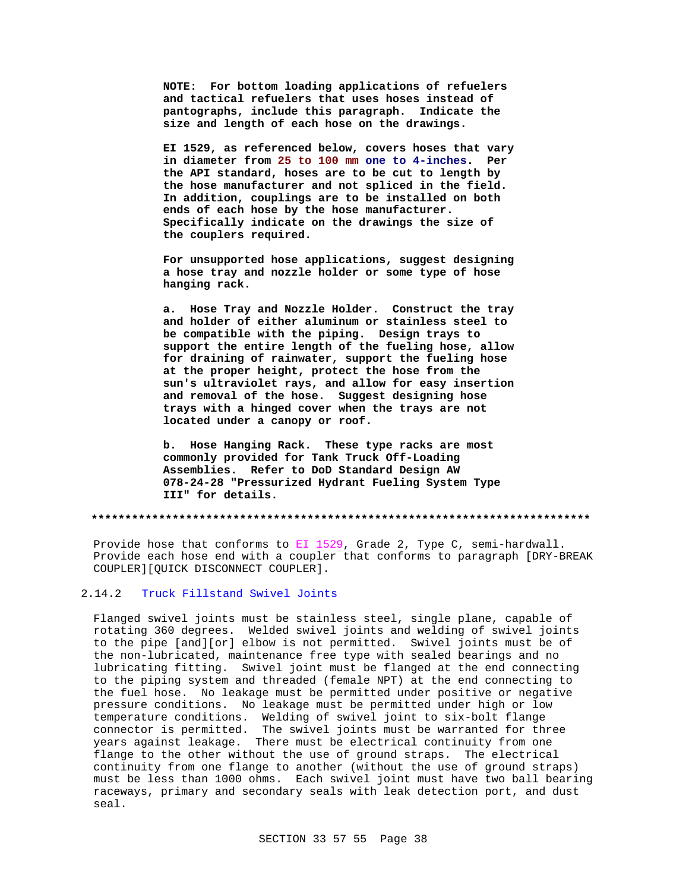**NOTE: For bottom loading applications of refuelers and tactical refuelers that uses hoses instead of pantographs, include this paragraph. Indicate the size and length of each hose on the drawings.**

**EI 1529, as referenced below, covers hoses that vary in diameter from 25 to 100 mm one to 4-inches. Per the API standard, hoses are to be cut to length by the hose manufacturer and not spliced in the field. In addition, couplings are to be installed on both ends of each hose by the hose manufacturer. Specifically indicate on the drawings the size of the couplers required.**

**For unsupported hose applications, suggest designing a hose tray and nozzle holder or some type of hose hanging rack.**

**a. Hose Tray and Nozzle Holder. Construct the tray and holder of either aluminum or stainless steel to be compatible with the piping. Design trays to support the entire length of the fueling hose, allow for draining of rainwater, support the fueling hose at the proper height, protect the hose from the sun's ultraviolet rays, and allow for easy insertion and removal of the hose. Suggest designing hose trays with a hinged cover when the trays are not located under a canopy or roof.**

**b. Hose Hanging Rack. These type racks are most commonly provided for Tank Truck Off-Loading Assemblies. Refer to DoD Standard Design AW 078-24-28 "Pressurized Hydrant Fueling System Type III" for details.**

**************************************************************************

Provide hose that conforms to EI 1529, Grade 2, Type C, semi-hardwall. Provide each hose end with a coupler that conforms to paragraph [DRY-BREAK COUPLER][QUICK DISCONNECT COUPLER].

### 2.14.2 Truck Fillstand Swivel Joints

Flanged swivel joints must be stainless steel, single plane, capable of rotating 360 degrees. Welded swivel joints and welding of swivel joints to the pipe [and][or] elbow is not permitted. Swivel joints must be of the non-lubricated, maintenance free type with sealed bearings and no lubricating fitting. Swivel joint must be flanged at the end connecting to the piping system and threaded (female NPT) at the end connecting to the fuel hose. No leakage must be permitted under positive or negative pressure conditions. No leakage must be permitted under high or low temperature conditions. Welding of swivel joint to six-bolt flange connector is permitted. The swivel joints must be warranted for three years against leakage. There must be electrical continuity from one flange to the other without the use of ground straps. The electrical continuity from one flange to another (without the use of ground straps) must be less than 1000 ohms. Each swivel joint must have two ball bearing raceways, primary and secondary seals with leak detection port, and dust seal.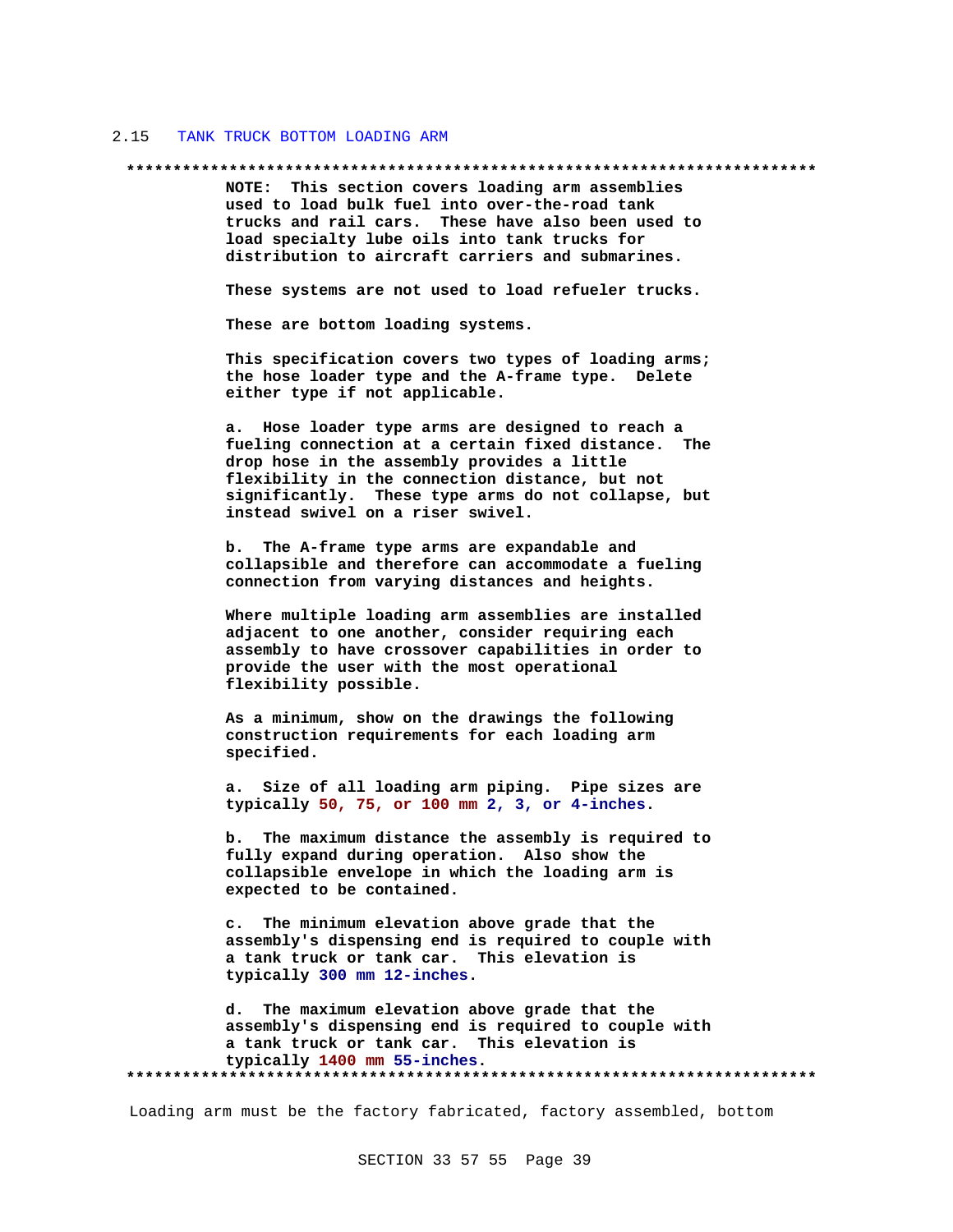## 2.15 TANK TRUCK BOTTOM LOADING ARM

**************************************************************************

**NOTE: This section covers loading arm assemblies used to load bulk fuel into over-the-road tank trucks and rail cars. These have also been used to load specialty lube oils into tank trucks for distribution to aircraft carriers and submarines.**

**These systems are not used to load refueler trucks.**

**These are bottom loading systems.**

**This specification covers two types of loading arms; the hose loader type and the A-frame type. Delete either type if not applicable.**

**a. Hose loader type arms are designed to reach a fueling connection at a certain fixed distance. The drop hose in the assembly provides a little flexibility in the connection distance, but not significantly. These type arms do not collapse, but instead swivel on a riser swivel.**

**b. The A-frame type arms are expandable and collapsible and therefore can accommodate a fueling connection from varying distances and heights.**

**Where multiple loading arm assemblies are installed adjacent to one another, consider requiring each assembly to have crossover capabilities in order to provide the user with the most operational flexibility possible.**

**As a minimum, show on the drawings the following construction requirements for each loading arm specified.**

**a. Size of all loading arm piping. Pipe sizes are typically 50, 75, or 100 mm 2, 3, or 4-inches.**

**b. The maximum distance the assembly is required to fully expand during operation. Also show the collapsible envelope in which the loading arm is expected to be contained.**

**c. The minimum elevation above grade that the assembly's dispensing end is required to couple with a tank truck or tank car. This elevation is typically 300 mm 12-inches.**

**d. The maximum elevation above grade that the assembly's dispensing end is required to couple with a tank truck or tank car. This elevation is typically 1400 mm 55-inches.**

**************************************************************************

Loading arm must be the factory fabricated, factory assembled, bottom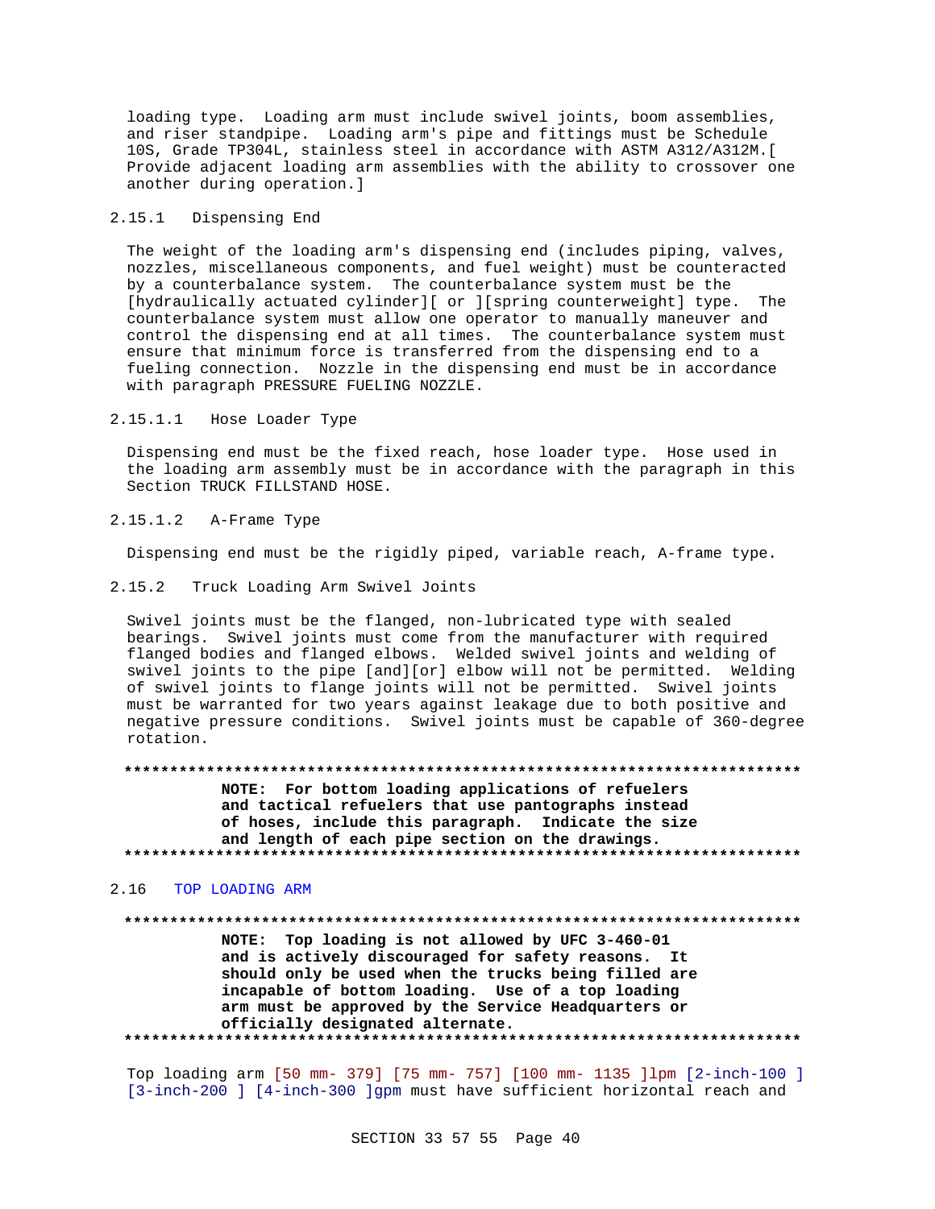loading type. Loading arm must include swivel joints, boom assemblies, and riser standpipe. Loading arm's pipe and fittings must be Schedule 10S, Grade TP304L, stainless steel in accordance with ASTM A312/A312M.[ Provide adjacent loading arm assemblies with the ability to crossover one another during operation.]

### 2.15.1 Dispensing End

The weight of the loading arm's dispensing end (includes piping, valves, nozzles, miscellaneous components, and fuel weight) must be counteracted by a counterbalance system. The counterbalance system must be the [hydraulically actuated cylinder][ or ][spring counterweight] type. The counterbalance system must allow one operator to manually maneuver and control the dispensing end at all times. The counterbalance system must ensure that minimum force is transferred from the dispensing end to a fueling connection. Nozzle in the dispensing end must be in accordance with paragraph PRESSURE FUELING NOZZLE.

#### 2.15.1.1 Hose Loader Type

Dispensing end must be the fixed reach, hose loader type. Hose used in the loading arm assembly must be in accordance with the paragraph in this Section TRUCK FILLSTAND HOSE.

#### 2.15.1.2 A-Frame Type

Dispensing end must be the rigidly piped, variable reach, A-frame type.

### 2.15.2 Truck Loading Arm Swivel Joints

Swivel joints must be the flanged, non-lubricated type with sealed bearings. Swivel joints must come from the manufacturer with required flanged bodies and flanged elbows. Welded swivel joints and welding of swivel joints to the pipe [and][or] elbow will not be permitted. Welding of swivel joints to flange joints will not be permitted. Swivel joints must be warranted for two years against leakage due to both positive and negative pressure conditions. Swivel joints must be capable of 360-degree rotation.

**************************************************************************
**NOTE: For bottom loading applications of refuelers and tactical refuelers that use pantographs instead of hoses, include this paragraph. Indicate the size and length of each pipe section on the drawings.**
**************************************************************************

## 2.16 TOP LOADING ARM

**************************************************************************
**NOTE: Top loading is not allowed by UFC 3-460-01 and is actively discouraged for safety reasons. It should only be used when the trucks being filled are incapable of bottom loading. Use of a top loading arm must be approved by the Service Headquarters or officially designated alternate.**
**************************************************************************

Top loading arm [50 mm- 379] [75 mm- 757] [100 mm- 1135 ]lpm [2-inch-100 ] [3-inch-200 ] [4-inch-300 ]gpm must have sufficient horizontal reach and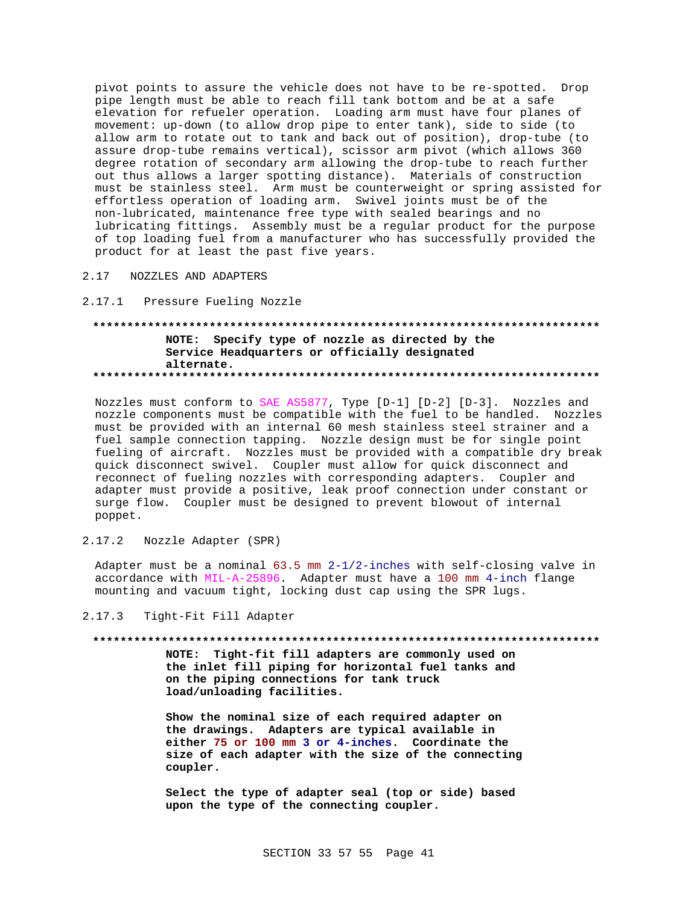pivot points to assure the vehicle does not have to be re-spotted. Drop pipe length must be able to reach fill tank bottom and be at a safe elevation for refueler operation. Loading arm must have four planes of movement: up-down (to allow drop pipe to enter tank), side to side (to allow arm to rotate out to tank and back out of position), drop-tube (to assure drop-tube remains vertical), scissor arm pivot (which allows 360 degree rotation of secondary arm allowing the drop-tube to reach further out thus allows a larger spotting distance). Materials of construction must be stainless steel. Arm must be counterweight or spring assisted for effortless operation of loading arm. Swivel joints must be of the non-lubricated, maintenance free type with sealed bearings and no lubricating fittings. Assembly must be a regular product for the purpose of top loading fuel from a manufacturer who has successfully provided the product for at least the past five years.

## 2.17 NOZZLES AND ADAPTERS

### 2.17.1 Pressure Fueling Nozzle

**************************************************************************

**NOTE: Specify type of nozzle as directed by the Service Headquarters or officially designated alternate.**

**************************************************************************

Nozzles must conform to SAE AS5877, Type [D-1] [D-2] [D-3]. Nozzles and nozzle components must be compatible with the fuel to be handled. Nozzles must be provided with an internal 60 mesh stainless steel strainer and a fuel sample connection tapping. Nozzle design must be for single point fueling of aircraft. Nozzles must be provided with a compatible dry break quick disconnect swivel. Coupler must allow for quick disconnect and reconnect of fueling nozzles with corresponding adapters. Coupler and adapter must provide a positive, leak proof connection under constant or surge flow. Coupler must be designed to prevent blowout of internal poppet.

### 2.17.2 Nozzle Adapter (SPR)

Adapter must be a nominal 63.5 mm 2-1/2-inches with self-closing valve in accordance with MIL-A-25896. Adapter must have a 100 mm 4-inch flange mounting and vacuum tight, locking dust cap using the SPR lugs.

### 2.17.3 Tight-Fit Fill Adapter

**************************************************************************

**NOTE: Tight-fit fill adapters are commonly used on the inlet fill piping for horizontal fuel tanks and on the piping connections for tank truck load/unloading facilities.**

**Show the nominal size of each required adapter on the drawings. Adapters are typical available in either 75 or 100 mm 3 or 4-inches. Coordinate the size of each adapter with the size of the connecting coupler.**

**Select the type of adapter seal (top or side) based upon the type of the connecting coupler.**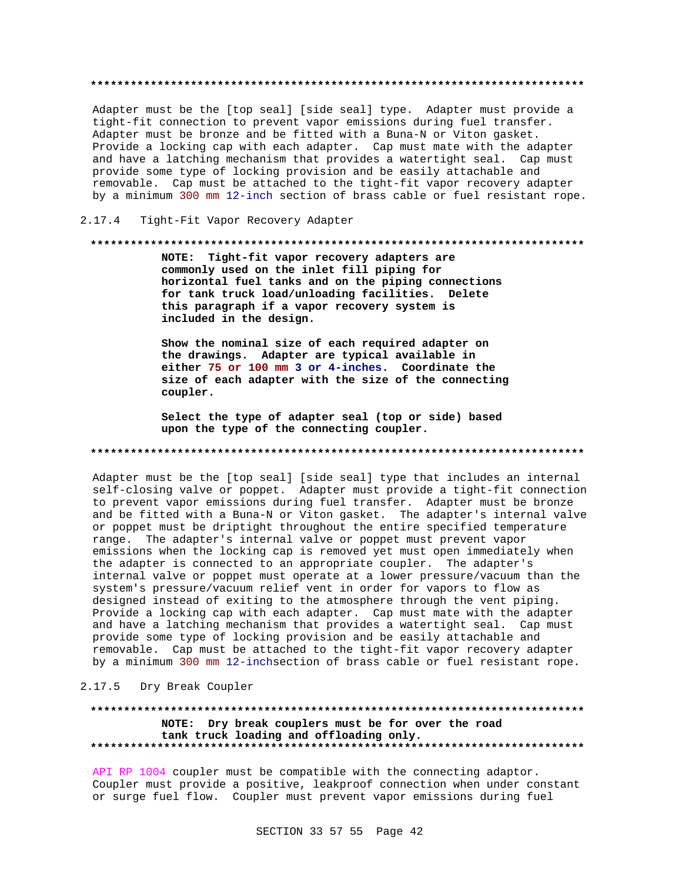**************************************************************************

Adapter must be the [top seal] [side seal] type. Adapter must provide a tight-fit connection to prevent vapor emissions during fuel transfer. Adapter must be bronze and be fitted with a Buna-N or Viton gasket. Provide a locking cap with each adapter. Cap must mate with the adapter and have a latching mechanism that provides a watertight seal. Cap must provide some type of locking provision and be easily attachable and removable. Cap must be attached to the tight-fit vapor recovery adapter by a minimum 300 mm 12-inch section of brass cable or fuel resistant rope.

### 2.17.4 Tight-Fit Vapor Recovery Adapter

**************************************************************************

**NOTE: Tight-fit vapor recovery adapters are commonly used on the inlet fill piping for horizontal fuel tanks and on the piping connections for tank truck load/unloading facilities. Delete this paragraph if a vapor recovery system is included in the design.**

**Show the nominal size of each required adapter on the drawings. Adapter are typical available in either 75 or 100 mm 3 or 4-inches. Coordinate the size of each adapter with the size of the connecting coupler.**

**Select the type of adapter seal (top or side) based upon the type of the connecting coupler.**

**************************************************************************

Adapter must be the [top seal] [side seal] type that includes an internal self-closing valve or poppet. Adapter must provide a tight-fit connection to prevent vapor emissions during fuel transfer. Adapter must be bronze and be fitted with a Buna-N or Viton gasket. The adapter's internal valve or poppet must be driptight throughout the entire specified temperature range. The adapter's internal valve or poppet must prevent vapor emissions when the locking cap is removed yet must open immediately when the adapter is connected to an appropriate coupler. The adapter's internal valve or poppet must operate at a lower pressure/vacuum than the system's pressure/vacuum relief vent in order for vapors to flow as designed instead of exiting to the atmosphere through the vent piping. Provide a locking cap with each adapter. Cap must mate with the adapter and have a latching mechanism that provides a watertight seal. Cap must provide some type of locking provision and be easily attachable and removable. Cap must be attached to the tight-fit vapor recovery adapter by a minimum 300 mm 12-inchsection of brass cable or fuel resistant rope.

### 2.17.5 Dry Break Coupler

**************************************************************************

**NOTE: Dry break couplers must be for over the road tank truck loading and offloading only.**

**************************************************************************

API RP 1004 coupler must be compatible with the connecting adaptor. Coupler must provide a positive, leakproof connection when under constant or surge fuel flow. Coupler must prevent vapor emissions during fuel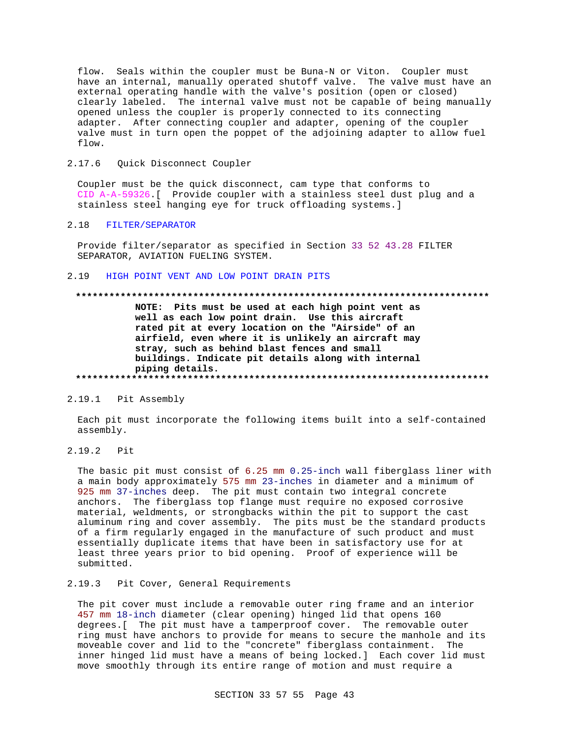flow. Seals within the coupler must be Buna-N or Viton. Coupler must have an internal, manually operated shutoff valve. The valve must have an external operating handle with the valve's position (open or closed) clearly labeled. The internal valve must not be capable of being manually opened unless the coupler is properly connected to its connecting adapter. After connecting coupler and adapter, opening of the coupler valve must in turn open the poppet of the adjoining adapter to allow fuel flow.

#### 2.17.6 Quick Disconnect Coupler

Coupler must be the quick disconnect, cam type that conforms to CID A-A-59326.[ Provide coupler with a stainless steel dust plug and a stainless steel hanging eye for truck offloading systems.]

### 2.18 FILTER/SEPARATOR

Provide filter/separator as specified in Section 33 52 43.28 FILTER SEPARATOR, AVIATION FUELING SYSTEM.

### 2.19 HIGH POINT VENT AND LOW POINT DRAIN PITS

**************************************************************************

**NOTE: Pits must be used at each high point vent as well as each low point drain. Use this aircraft rated pit at every location on the "Airside" of an airfield, even where it is unlikely an aircraft may stray, such as behind blast fences and small buildings. Indicate pit details along with internal piping details.**

**************************************************************************

#### 2.19.1 Pit Assembly

Each pit must incorporate the following items built into a self-contained assembly.

#### 2.19.2 Pit

The basic pit must consist of 6.25 mm 0.25-inch wall fiberglass liner with a main body approximately 575 mm 23-inches in diameter and a minimum of 925 mm 37-inches deep. The pit must contain two integral concrete anchors. The fiberglass top flange must require no exposed corrosive material, weldments, or strongbacks within the pit to support the cast aluminum ring and cover assembly. The pits must be the standard products of a firm regularly engaged in the manufacture of such product and must essentially duplicate items that have been in satisfactory use for at least three years prior to bid opening. Proof of experience will be submitted.

#### 2.19.3 Pit Cover, General Requirements

The pit cover must include a removable outer ring frame and an interior 457 mm 18-inch diameter (clear opening) hinged lid that opens 160 degrees.[ The pit must have a tamperproof cover. The removable outer ring must have anchors to provide for means to secure the manhole and its moveable cover and lid to the "concrete" fiberglass containment. The inner hinged lid must have a means of being locked.] Each cover lid must move smoothly through its entire range of motion and must require a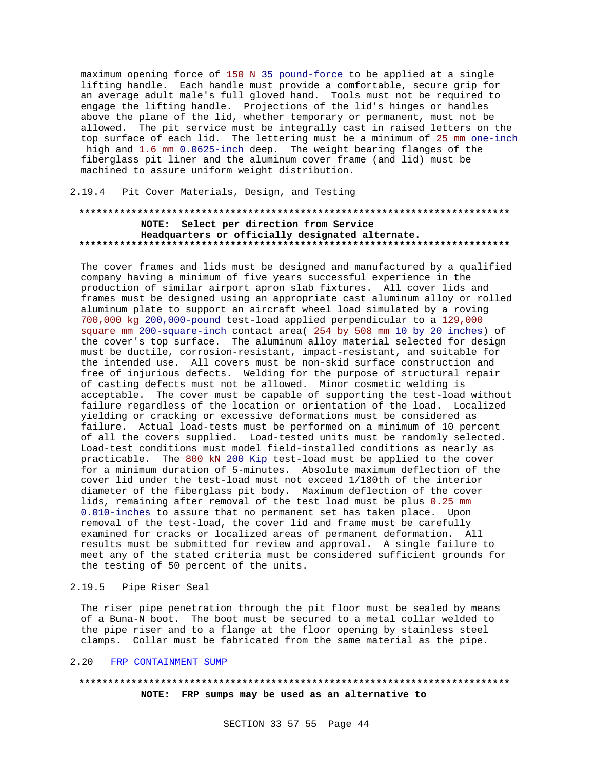maximum opening force of 150 N 35 pound-force to be applied at a single lifting handle. Each handle must provide a comfortable, secure grip for an average adult male's full gloved hand. Tools must not be required to engage the lifting handle. Projections of the lid's hinges or handles above the plane of the lid, whether temporary or permanent, must not be allowed. The pit service must be integrally cast in raised letters on the top surface of each lid. The lettering must be a minimum of 25 mm one-inch high and 1.6 mm 0.0625-inch deep. The weight bearing flanges of the fiberglass pit liner and the aluminum cover frame (and lid) must be machined to assure uniform weight distribution.

### 2.19.4 Pit Cover Materials, Design, and Testing

**************************************************************************

**NOTE: Select per direction from Service Headquarters or officially designated alternate.**

**************************************************************************

The cover frames and lids must be designed and manufactured by a qualified company having a minimum of five years successful experience in the production of similar airport apron slab fixtures. All cover lids and frames must be designed using an appropriate cast aluminum alloy or rolled aluminum plate to support an aircraft wheel load simulated by a roving 700,000 kg 200,000-pound test-load applied perpendicular to a 129,000 square mm 200-square-inch contact area( 254 by 508 mm 10 by 20 inches) of the cover's top surface. The aluminum alloy material selected for design must be ductile, corrosion-resistant, impact-resistant, and suitable for the intended use. All covers must be non-skid surface construction and free of injurious defects. Welding for the purpose of structural repair of casting defects must not be allowed. Minor cosmetic welding is acceptable. The cover must be capable of supporting the test-load without failure regardless of the location or orientation of the load. Localized yielding or cracking or excessive deformations must be considered as failure. Actual load-tests must be performed on a minimum of 10 percent of all the covers supplied. Load-tested units must be randomly selected. Load-test conditions must model field-installed conditions as nearly as practicable. The 800 kN 200 Kip test-load must be applied to the cover for a minimum duration of 5-minutes. Absolute maximum deflection of the cover lid under the test-load must not exceed 1/180th of the interior diameter of the fiberglass pit body. Maximum deflection of the cover lids, remaining after removal of the test load must be plus 0.25 mm 0.010-inches to assure that no permanent set has taken place. Upon removal of the test-load, the cover lid and frame must be carefully examined for cracks or localized areas of permanent deformation. All results must be submitted for review and approval. A single failure to meet any of the stated criteria must be considered sufficient grounds for the testing of 50 percent of the units.

### 2.19.5 Pipe Riser Seal

The riser pipe penetration through the pit floor must be sealed by means of a Buna-N boot. The boot must be secured to a metal collar welded to the pipe riser and to a flange at the floor opening by stainless steel clamps. Collar must be fabricated from the same material as the pipe.

## 2.20 FRP CONTAINMENT SUMP

**************************************************************************

**NOTE: FRP sumps may be used as an alternative to**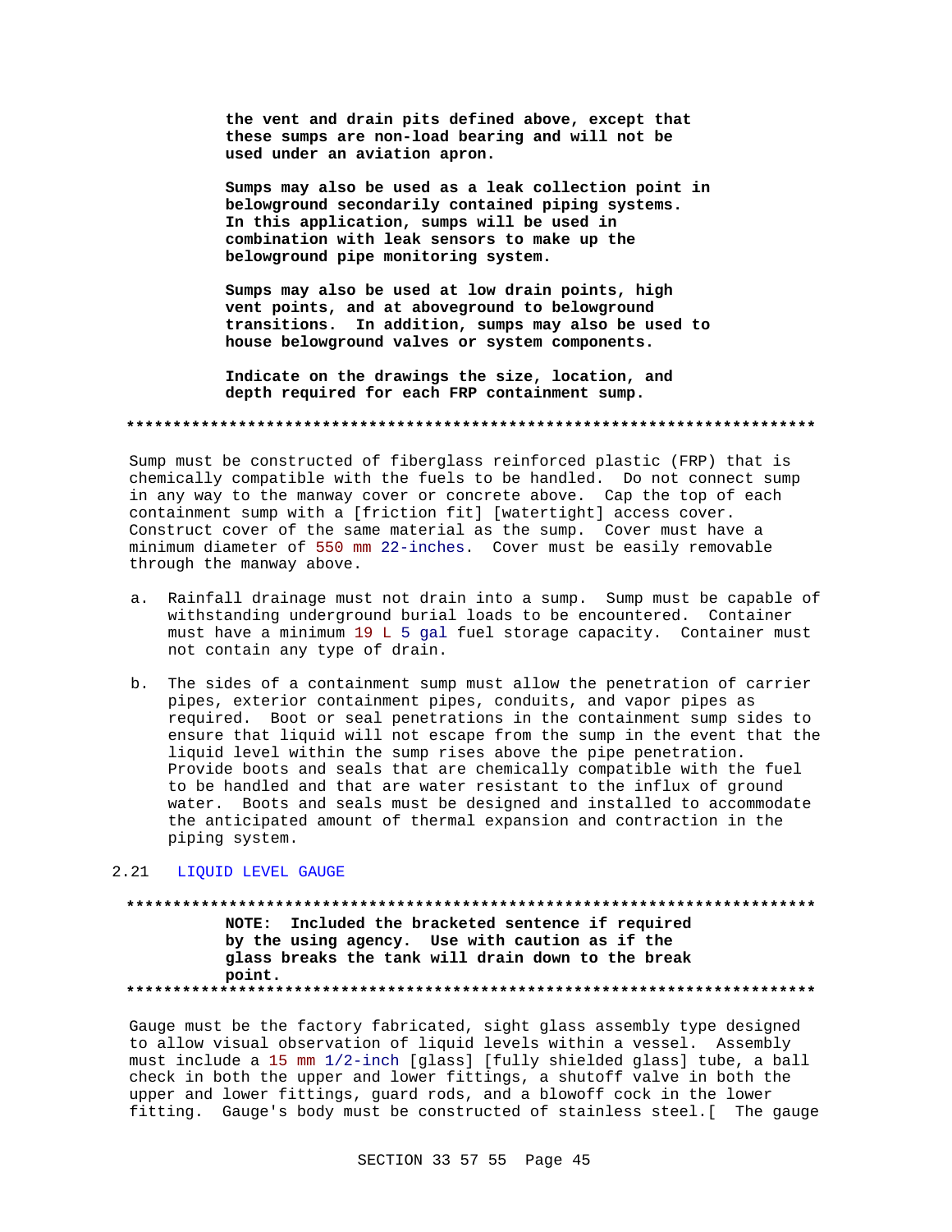**the vent and drain pits defined above, except that these sumps are non-load bearing and will not be used under an aviation apron.**

**Sumps may also be used as a leak collection point in belowground secondarily contained piping systems. In this application, sumps will be used in combination with leak sensors to make up the belowground pipe monitoring system.**

**Sumps may also be used at low drain points, high vent points, and at aboveground to belowground transitions. In addition, sumps may also be used to house belowground valves or system components.**

**Indicate on the drawings the size, location, and depth required for each FRP containment sump.**

**************************************************************************

Sump must be constructed of fiberglass reinforced plastic (FRP) that is chemically compatible with the fuels to be handled. Do not connect sump in any way to the manway cover or concrete above. Cap the top of each containment sump with a [friction fit] [watertight] access cover. Construct cover of the same material as the sump. Cover must have a minimum diameter of 550 mm 22-inches. Cover must be easily removable through the manway above.

a. Rainfall drainage must not drain into a sump. Sump must be capable of withstanding underground burial loads to be encountered. Container must have a minimum 19 L 5 gal fuel storage capacity. Container must not contain any type of drain.

b. The sides of a containment sump must allow the penetration of carrier pipes, exterior containment pipes, conduits, and vapor pipes as required. Boot or seal penetrations in the containment sump sides to ensure that liquid will not escape from the sump in the event that the liquid level within the sump rises above the pipe penetration. Provide boots and seals that are chemically compatible with the fuel to be handled and that are water resistant to the influx of ground water. Boots and seals must be designed and installed to accommodate the anticipated amount of thermal expansion and contraction in the piping system.

## 2.21 LIQUID LEVEL GAUGE

**************************************************************************

**NOTE: Included the bracketed sentence if required by the using agency. Use with caution as if the glass breaks the tank will drain down to the break point.**

**************************************************************************

Gauge must be the factory fabricated, sight glass assembly type designed to allow visual observation of liquid levels within a vessel. Assembly must include a 15 mm 1/2-inch [glass] [fully shielded glass] tube, a ball check in both the upper and lower fittings, a shutoff valve in both the upper and lower fittings, guard rods, and a blowoff cock in the lower fitting. Gauge's body must be constructed of stainless steel.[ The gauge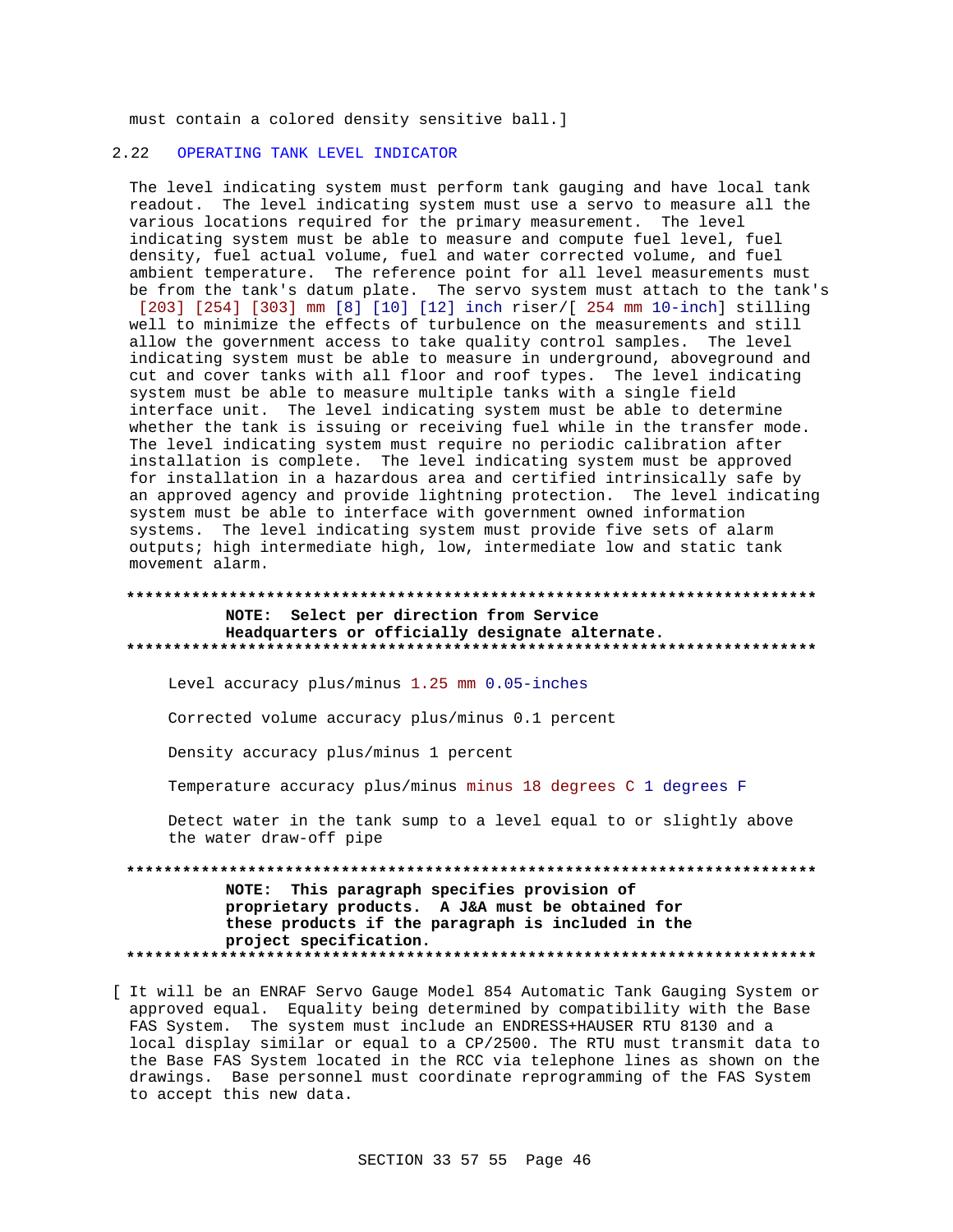must contain a colored density sensitive ball.]

## 2.22 OPERATING TANK LEVEL INDICATOR

The level indicating system must perform tank gauging and have local tank readout. The level indicating system must use a servo to measure all the various locations required for the primary measurement. The level indicating system must be able to measure and compute fuel level, fuel density, fuel actual volume, fuel and water corrected volume, and fuel ambient temperature. The reference point for all level measurements must be from the tank's datum plate. The servo system must attach to the tank's [203] [254] [303] mm [8] [10] [12] inch riser/[ 254 mm 10-inch] stilling well to minimize the effects of turbulence on the measurements and still allow the government access to take quality control samples. The level indicating system must be able to measure in underground, aboveground and cut and cover tanks with all floor and roof types. The level indicating system must be able to measure multiple tanks with a single field interface unit. The level indicating system must be able to determine whether the tank is issuing or receiving fuel while in the transfer mode. The level indicating system must require no periodic calibration after installation is complete. The level indicating system must be approved for installation in a hazardous area and certified intrinsically safe by an approved agency and provide lightning protection. The level indicating system must be able to interface with government owned information systems. The level indicating system must provide five sets of alarm outputs; high intermediate high, low, intermediate low and static tank movement alarm.

**************************************************************************
**NOTE: Select per direction from Service Headquarters or officially designate alternate.**
**************************************************************************

Level accuracy plus/minus 1.25 mm 0.05-inches

Corrected volume accuracy plus/minus 0.1 percent

Density accuracy plus/minus 1 percent

Temperature accuracy plus/minus minus 18 degrees C 1 degrees F

Detect water in the tank sump to a level equal to or slightly above the water draw-off pipe

**************************************************************************
**NOTE: This paragraph specifies provision of proprietary products. A J&A must be obtained for these products if the paragraph is included in the project specification.**
**************************************************************************

[ It will be an ENRAF Servo Gauge Model 854 Automatic Tank Gauging System or approved equal. Equality being determined by compatibility with the Base FAS System. The system must include an ENDRESS+HAUSER RTU 8130 and a local display similar or equal to a CP/2500. The RTU must transmit data to the Base FAS System located in the RCC via telephone lines as shown on the drawings. Base personnel must coordinate reprogramming of the FAS System to accept this new data.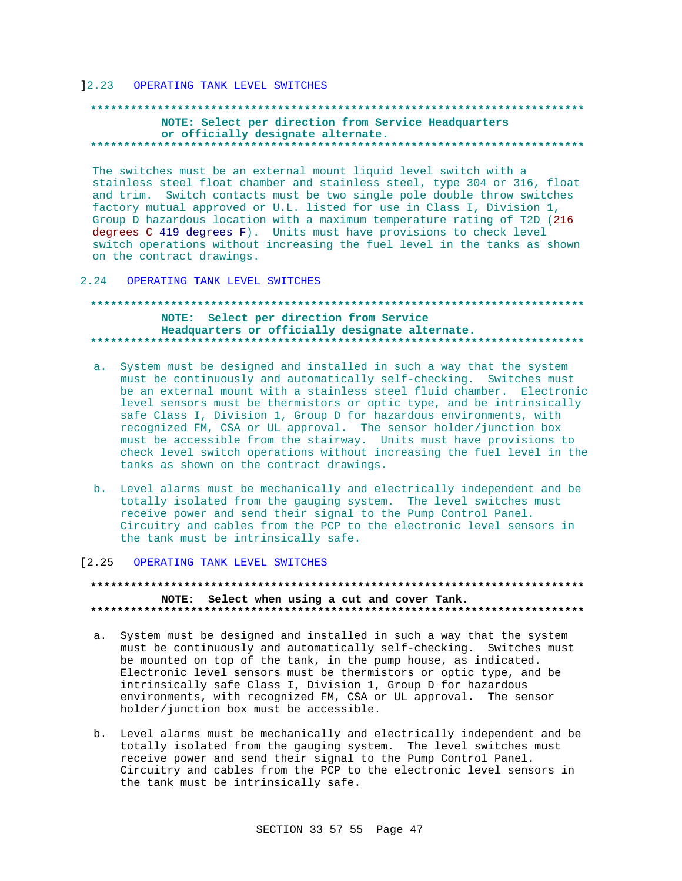]2.23 OPERATING TANK LEVEL SWITCHES

**************************************************************************
**NOTE: Select per direction from Service Headquarters or officially designate alternate.**
**************************************************************************

The switches must be an external mount liquid level switch with a stainless steel float chamber and stainless steel, type 304 or 316, float and trim. Switch contacts must be two single pole double throw switches factory mutual approved or U.L. listed for use in Class I, Division 1, Group D hazardous location with a maximum temperature rating of T2D (216 degrees C 419 degrees F). Units must have provisions to check level switch operations without increasing the fuel level in the tanks as shown on the contract drawings.

2.24 OPERATING TANK LEVEL SWITCHES

**************************************************************************
**NOTE: Select per direction from Service Headquarters or officially designate alternate.**
**************************************************************************

a. System must be designed and installed in such a way that the system must be continuously and automatically self-checking. Switches must be an external mount with a stainless steel fluid chamber. Electronic level sensors must be thermistors or optic type, and be intrinsically safe Class I, Division 1, Group D for hazardous environments, with recognized FM, CSA or UL approval. The sensor holder/junction box must be accessible from the stairway. Units must have provisions to check level switch operations without increasing the fuel level in the tanks as shown on the contract drawings.

b. Level alarms must be mechanically and electrically independent and be totally isolated from the gauging system. The level switches must receive power and send their signal to the Pump Control Panel. Circuitry and cables from the PCP to the electronic level sensors in the tank must be intrinsically safe.

[2.25 OPERATING TANK LEVEL SWITCHES

**************************************************************************
**NOTE: Select when using a cut and cover Tank.**
**************************************************************************

a. System must be designed and installed in such a way that the system must be continuously and automatically self-checking. Switches must be mounted on top of the tank, in the pump house, as indicated. Electronic level sensors must be thermistors or optic type, and be intrinsically safe Class I, Division 1, Group D for hazardous environments, with recognized FM, CSA or UL approval. The sensor holder/junction box must be accessible.

b. Level alarms must be mechanically and electrically independent and be totally isolated from the gauging system. The level switches must receive power and send their signal to the Pump Control Panel. Circuitry and cables from the PCP to the electronic level sensors in the tank must be intrinsically safe.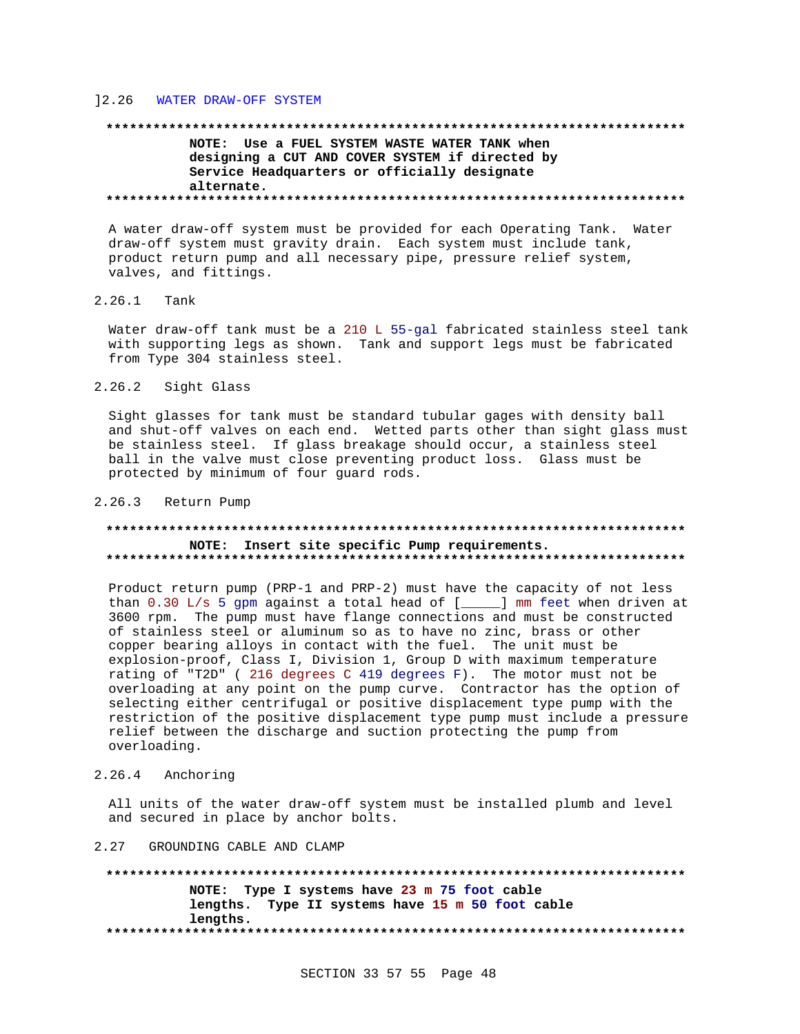## ]2.26 WATER DRAW-OFF SYSTEM

**************************************************************************

**NOTE: Use a FUEL SYSTEM WASTE WATER TANK when designing a CUT AND COVER SYSTEM if directed by Service Headquarters or officially designate alternate.**

**************************************************************************

A water draw-off system must be provided for each Operating Tank. Water draw-off system must gravity drain. Each system must include tank, product return pump and all necessary pipe, pressure relief system, valves, and fittings.

### 2.26.1 Tank

Water draw-off tank must be a 210 L 55-gal fabricated stainless steel tank with supporting legs as shown. Tank and support legs must be fabricated from Type 304 stainless steel.

### 2.26.2 Sight Glass

Sight glasses for tank must be standard tubular gages with density ball and shut-off valves on each end. Wetted parts other than sight glass must be stainless steel. If glass breakage should occur, a stainless steel ball in the valve must close preventing product loss. Glass must be protected by minimum of four guard rods.

### 2.26.3 Return Pump

**************************************************************************

**NOTE: Insert site specific Pump requirements.**

**************************************************************************

Product return pump (PRP-1 and PRP-2) must have the capacity of not less than 0.30 L/s 5 gpm against a total head of [_____] mm feet when driven at 3600 rpm. The pump must have flange connections and must be constructed of stainless steel or aluminum so as to have no zinc, brass or other copper bearing alloys in contact with the fuel. The unit must be explosion-proof, Class I, Division 1, Group D with maximum temperature rating of "T2D" ( 216 degrees C 419 degrees F). The motor must not be overloading at any point on the pump curve. Contractor has the option of selecting either centrifugal or positive displacement type pump with the restriction of the positive displacement type pump must include a pressure relief between the discharge and suction protecting the pump from overloading.

### 2.26.4 Anchoring

All units of the water draw-off system must be installed plumb and level and secured in place by anchor bolts.

## 2.27 GROUNDING CABLE AND CLAMP

**************************************************************************

**NOTE: Type I systems have 23 m 75 foot cable lengths. Type II systems have 15 m 50 foot cable lengths.**

**************************************************************************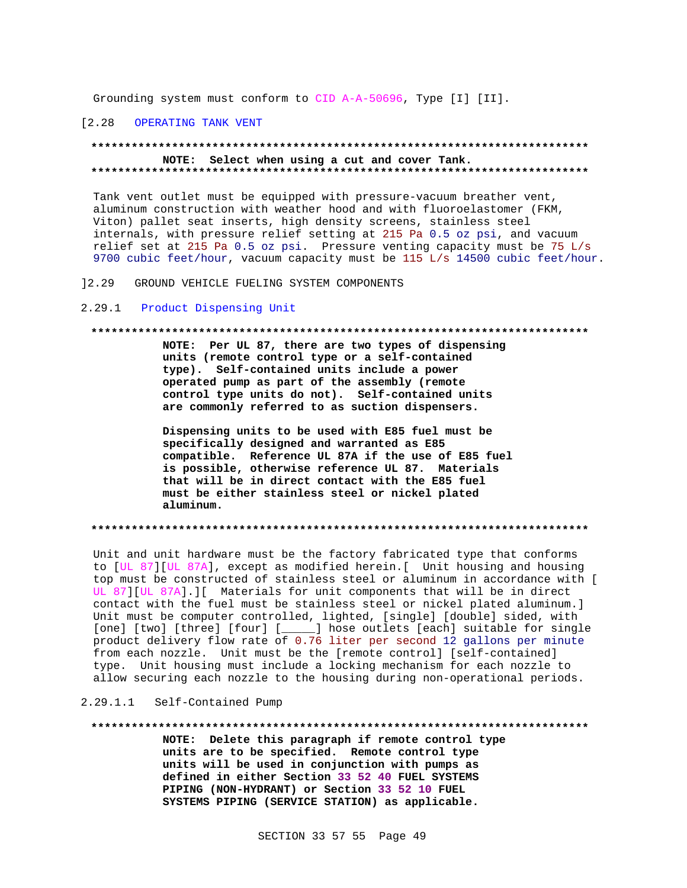Grounding system must conform to CID A-A-50696, Type [I] [II].

## [2.28 OPERATING TANK VENT

**************************************************************************

**NOTE: Select when using a cut and cover Tank.**

**************************************************************************

Tank vent outlet must be equipped with pressure-vacuum breather vent, aluminum construction with weather hood and with fluoroelastomer (FKM, Viton) pallet seat inserts, high density screens, stainless steel internals, with pressure relief setting at 215 Pa 0.5 oz psi, and vacuum relief set at 215 Pa 0.5 oz psi. Pressure venting capacity must be 75 L/s 9700 cubic feet/hour, vacuum capacity must be 115 L/s 14500 cubic feet/hour.

## ]2.29 GROUND VEHICLE FUELING SYSTEM COMPONENTS

### 2.29.1 Product Dispensing Unit

**************************************************************************

**NOTE: Per UL 87, there are two types of dispensing units (remote control type or a self-contained type). Self-contained units include a power operated pump as part of the assembly (remote control type units do not). Self-contained units are commonly referred to as suction dispensers.**

**Dispensing units to be used with E85 fuel must be specifically designed and warranted as E85 compatible. Reference UL 87A if the use of E85 fuel is possible, otherwise reference UL 87. Materials that will be in direct contact with the E85 fuel must be either stainless steel or nickel plated aluminum.**

**************************************************************************

Unit and unit hardware must be the factory fabricated type that conforms to [UL 87][UL 87A], except as modified herein.[ Unit housing and housing top must be constructed of stainless steel or aluminum in accordance with [ UL 87][UL 87A].][ Materials for unit components that will be in direct contact with the fuel must be stainless steel or nickel plated aluminum.] Unit must be computer controlled, lighted, [single] [double] sided, with [one] [two] [three] [four] [_____] hose outlets [each] suitable for single product delivery flow rate of 0.76 liter per second 12 gallons per minute from each nozzle. Unit must be the [remote control] [self-contained] type. Unit housing must include a locking mechanism for each nozzle to allow securing each nozzle to the housing during non-operational periods.

#### 2.29.1.1 Self-Contained Pump

**************************************************************************

**NOTE: Delete this paragraph if remote control type units are to be specified. Remote control type units will be used in conjunction with pumps as defined in either Section 33 52 40 FUEL SYSTEMS PIPING (NON-HYDRANT) or Section 33 52 10 FUEL SYSTEMS PIPING (SERVICE STATION) as applicable.**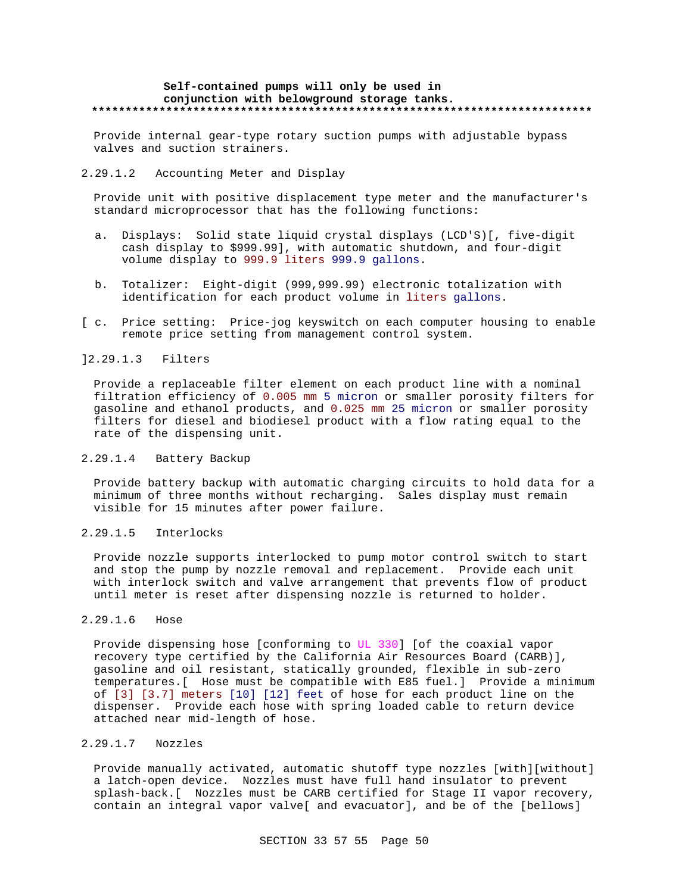**Self-contained pumps will only be used in conjunction with belowground storage tanks.**
**************************************************************************

Provide internal gear-type rotary suction pumps with adjustable bypass valves and suction strainers.

#### 2.29.1.2 Accounting Meter and Display

Provide unit with positive displacement type meter and the manufacturer's standard microprocessor that has the following functions:

a. Displays: Solid state liquid crystal displays (LCD'S)[, five-digit cash display to $999.99], with automatic shutdown, and four-digit volume display to 999.9 liters 999.9 gallons.

b. Totalizer: Eight-digit (999,999.99) electronic totalization with identification for each product volume in liters gallons.

[ c. Price setting: Price-jog keyswitch on each computer housing to enable remote price setting from management control system.

]

#### 2.29.1.3 Filters

Provide a replaceable filter element on each product line with a nominal filtration efficiency of 0.005 mm 5 micron or smaller porosity filters for gasoline and ethanol products, and 0.025 mm 25 micron or smaller porosity filters for diesel and biodiesel product with a flow rating equal to the rate of the dispensing unit.

#### 2.29.1.4 Battery Backup

Provide battery backup with automatic charging circuits to hold data for a minimum of three months without recharging. Sales display must remain visible for 15 minutes after power failure.

#### 2.29.1.5 Interlocks

Provide nozzle supports interlocked to pump motor control switch to start and stop the pump by nozzle removal and replacement. Provide each unit with interlock switch and valve arrangement that prevents flow of product until meter is reset after dispensing nozzle is returned to holder.

#### 2.29.1.6 Hose

Provide dispensing hose [conforming to UL 330] [of the coaxial vapor recovery type certified by the California Air Resources Board (CARB)], gasoline and oil resistant, statically grounded, flexible in sub-zero temperatures.[ Hose must be compatible with E85 fuel.] Provide a minimum of [3] [3.7] meters [10] [12] feet of hose for each product line on the dispenser. Provide each hose with spring loaded cable to return device attached near mid-length of hose.

#### 2.29.1.7 Nozzles

Provide manually activated, automatic shutoff type nozzles [with][without] a latch-open device. Nozzles must have full hand insulator to prevent splash-back.[ Nozzles must be CARB certified for Stage II vapor recovery, contain an integral vapor valve[ and evacuator], and be of the [bellows]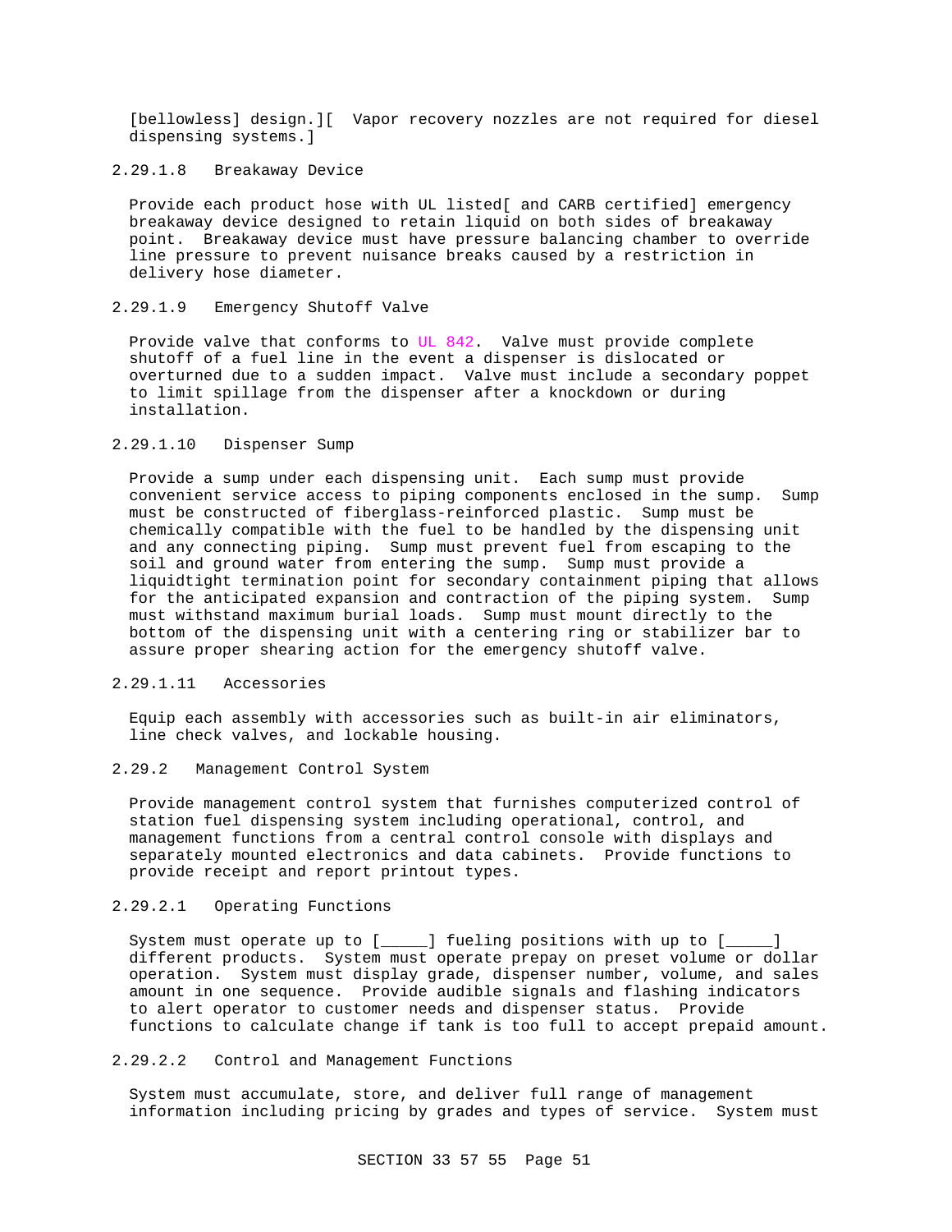[bellowless] design.][ Vapor recovery nozzles are not required for diesel dispensing systems.]

#### 2.29.1.8 Breakaway Device

Provide each product hose with UL listed[ and CARB certified] emergency breakaway device designed to retain liquid on both sides of breakaway point. Breakaway device must have pressure balancing chamber to override line pressure to prevent nuisance breaks caused by a restriction in delivery hose diameter.

#### 2.29.1.9 Emergency Shutoff Valve

Provide valve that conforms to UL 842. Valve must provide complete shutoff of a fuel line in the event a dispenser is dislocated or overturned due to a sudden impact. Valve must include a secondary poppet to limit spillage from the dispenser after a knockdown or during installation.

#### 2.29.1.10 Dispenser Sump

Provide a sump under each dispensing unit. Each sump must provide convenient service access to piping components enclosed in the sump. Sump must be constructed of fiberglass-reinforced plastic. Sump must be chemically compatible with the fuel to be handled by the dispensing unit and any connecting piping. Sump must prevent fuel from escaping to the soil and ground water from entering the sump. Sump must provide a liquidtight termination point for secondary containment piping that allows for the anticipated expansion and contraction of the piping system. Sump must withstand maximum burial loads. Sump must mount directly to the bottom of the dispensing unit with a centering ring or stabilizer bar to assure proper shearing action for the emergency shutoff valve.

#### 2.29.1.11 Accessories

Equip each assembly with accessories such as built-in air eliminators, line check valves, and lockable housing.

### 2.29.2 Management Control System

Provide management control system that furnishes computerized control of station fuel dispensing system including operational, control, and management functions from a central control console with displays and separately mounted electronics and data cabinets. Provide functions to provide receipt and report printout types.

#### 2.29.2.1 Operating Functions

System must operate up to [_____] fueling positions with up to [_____] different products. System must operate prepay on preset volume or dollar operation. System must display grade, dispenser number, volume, and sales amount in one sequence. Provide audible signals and flashing indicators to alert operator to customer needs and dispenser status. Provide functions to calculate change if tank is too full to accept prepaid amount.

#### 2.29.2.2 Control and Management Functions

System must accumulate, store, and deliver full range of management information including pricing by grades and types of service. System must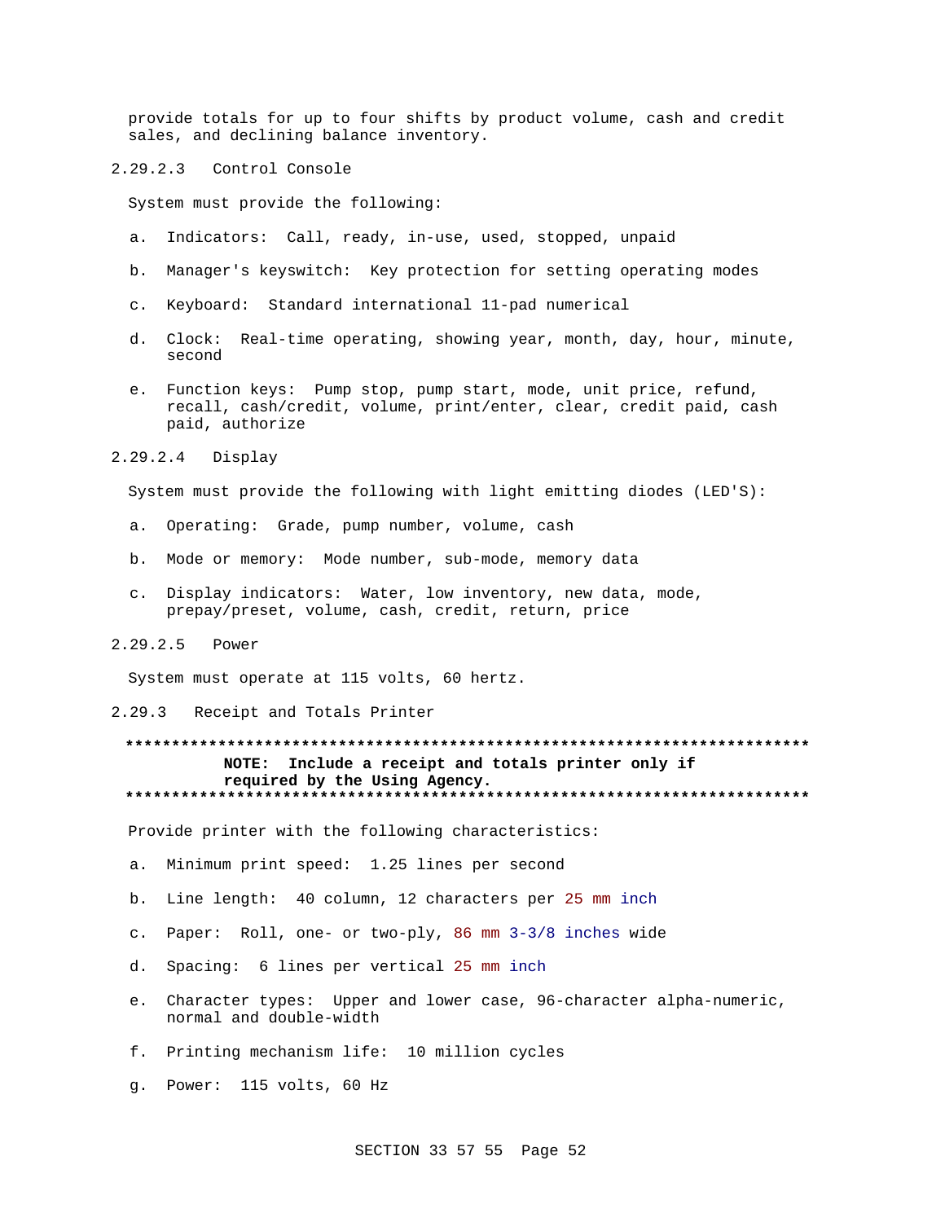provide totals for up to four shifts by product volume, cash and credit sales, and declining balance inventory.

#### 2.29.2.3 Control Console

System must provide the following:

a. Indicators: Call, ready, in-use, used, stopped, unpaid

b. Manager's keyswitch: Key protection for setting operating modes

c. Keyboard: Standard international 11-pad numerical

d. Clock: Real-time operating, showing year, month, day, hour, minute, second

e. Function keys: Pump stop, pump start, mode, unit price, refund, recall, cash/credit, volume, print/enter, clear, credit paid, cash paid, authorize

#### 2.29.2.4 Display

System must provide the following with light emitting diodes (LED'S):

a. Operating: Grade, pump number, volume, cash

b. Mode or memory: Mode number, sub-mode, memory data

c. Display indicators: Water, low inventory, new data, mode, prepay/preset, volume, cash, credit, return, price

#### 2.29.2.5 Power

System must operate at 115 volts, 60 hertz.

### 2.29.3 Receipt and Totals Printer

**************************************************************************
**NOTE: Include a receipt and totals printer only if required by the Using Agency.**
**************************************************************************

Provide printer with the following characteristics:

a. Minimum print speed: 1.25 lines per second

b. Line length: 40 column, 12 characters per 25 mm inch

c. Paper: Roll, one- or two-ply, 86 mm 3-3/8 inches wide

d. Spacing: 6 lines per vertical 25 mm inch

e. Character types: Upper and lower case, 96-character alpha-numeric, normal and double-width

f. Printing mechanism life: 10 million cycles

g. Power: 115 volts, 60 Hz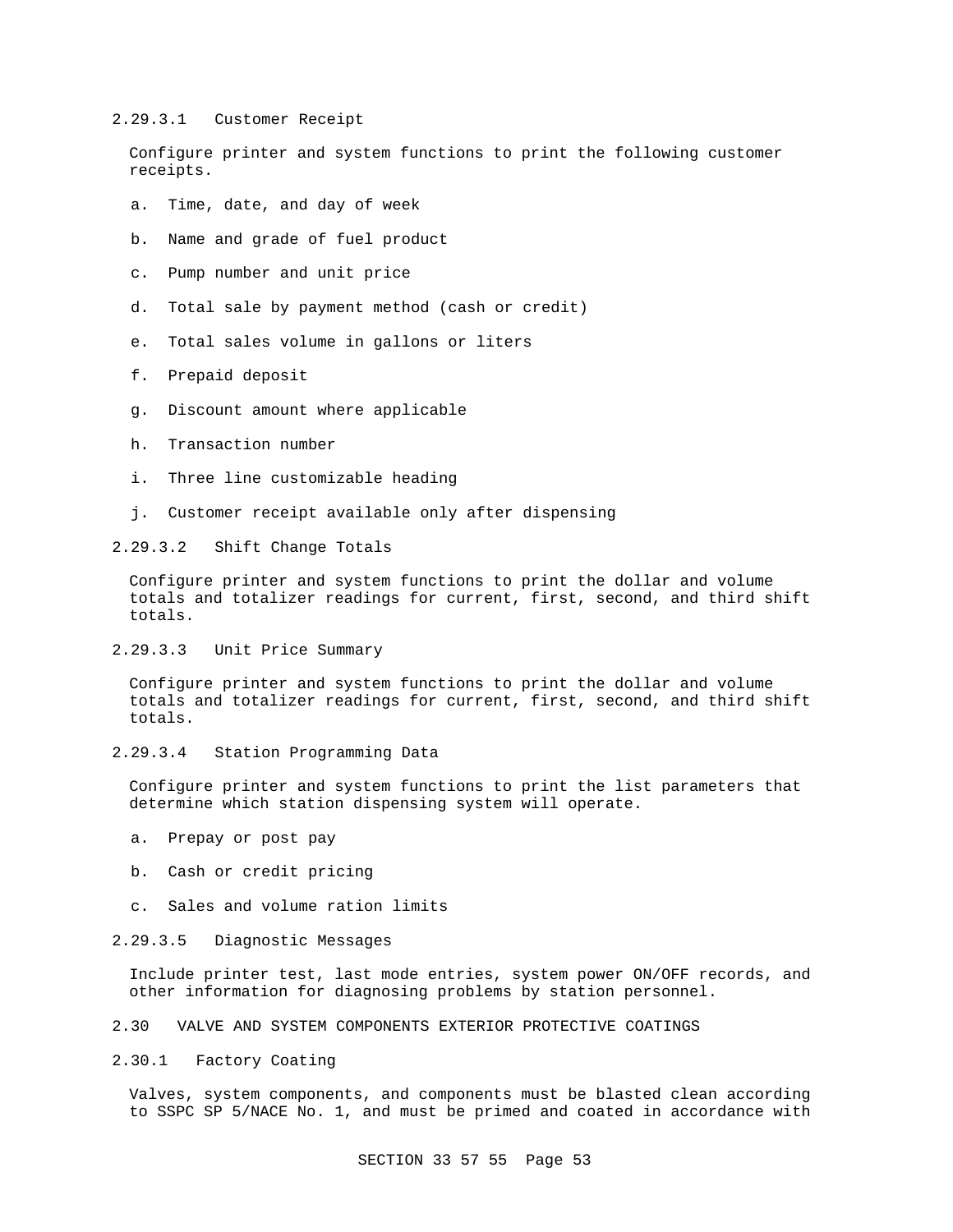#### 2.29.3.1 Customer Receipt

Configure printer and system functions to print the following customer receipts.

a. Time, date, and day of week

b. Name and grade of fuel product

c. Pump number and unit price

d. Total sale by payment method (cash or credit)

e. Total sales volume in gallons or liters

f. Prepaid deposit

g. Discount amount where applicable

h. Transaction number

i. Three line customizable heading

j. Customer receipt available only after dispensing

#### 2.29.3.2 Shift Change Totals

Configure printer and system functions to print the dollar and volume totals and totalizer readings for current, first, second, and third shift totals.

#### 2.29.3.3 Unit Price Summary

Configure printer and system functions to print the dollar and volume totals and totalizer readings for current, first, second, and third shift totals.

#### 2.29.3.4 Station Programming Data

Configure printer and system functions to print the list parameters that determine which station dispensing system will operate.

a. Prepay or post pay

b. Cash or credit pricing

c. Sales and volume ration limits

#### 2.29.3.5 Diagnostic Messages

Include printer test, last mode entries, system power ON/OFF records, and other information for diagnosing problems by station personnel.

## 2.30 VALVE AND SYSTEM COMPONENTS EXTERIOR PROTECTIVE COATINGS

### 2.30.1 Factory Coating

Valves, system components, and components must be blasted clean according to SSPC SP 5/NACE No. 1, and must be primed and coated in accordance with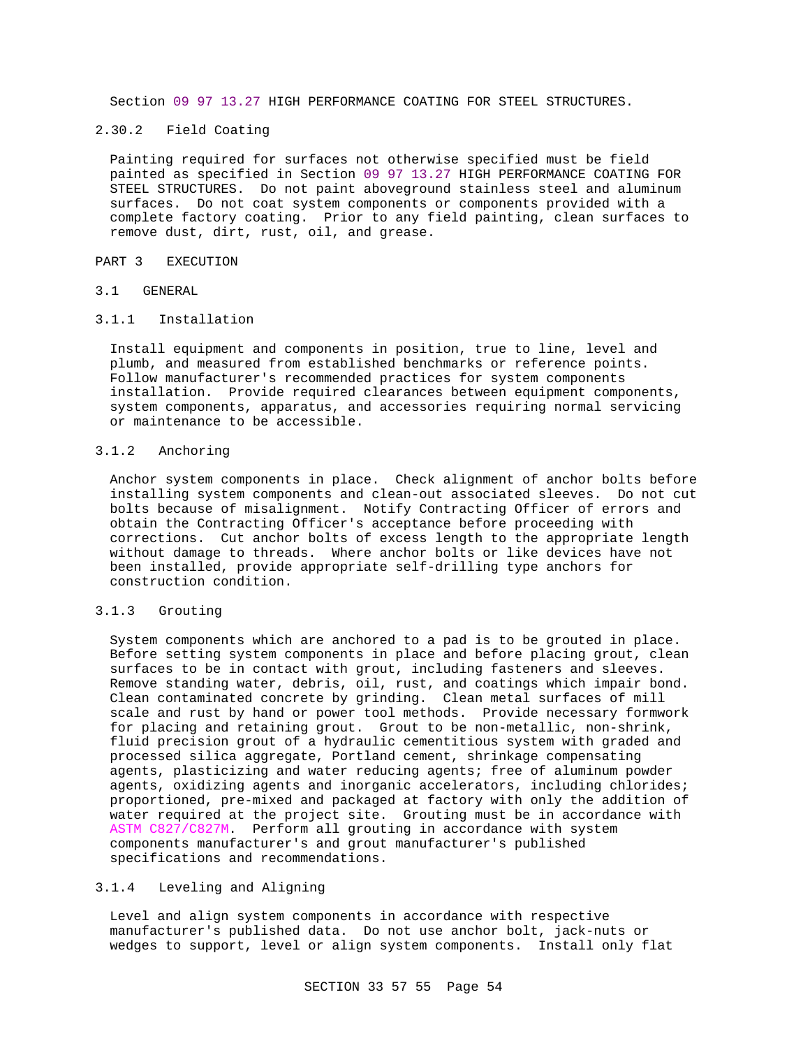Section 09 97 13.27 HIGH PERFORMANCE COATING FOR STEEL STRUCTURES.

#### 2.30.2 Field Coating

Painting required for surfaces not otherwise specified must be field painted as specified in Section 09 97 13.27 HIGH PERFORMANCE COATING FOR STEEL STRUCTURES. Do not paint aboveground stainless steel and aluminum surfaces. Do not coat system components or components provided with a complete factory coating. Prior to any field painting, clean surfaces to remove dust, dirt, rust, oil, and grease.

## PART 3 EXECUTION

### 3.1 GENERAL

#### 3.1.1 Installation

Install equipment and components in position, true to line, level and plumb, and measured from established benchmarks or reference points. Follow manufacturer's recommended practices for system components installation. Provide required clearances between equipment components, system components, apparatus, and accessories requiring normal servicing or maintenance to be accessible.

#### 3.1.2 Anchoring

Anchor system components in place. Check alignment of anchor bolts before installing system components and clean-out associated sleeves. Do not cut bolts because of misalignment. Notify Contracting Officer of errors and obtain the Contracting Officer's acceptance before proceeding with corrections. Cut anchor bolts of excess length to the appropriate length without damage to threads. Where anchor bolts or like devices have not been installed, provide appropriate self-drilling type anchors for construction condition.

#### 3.1.3 Grouting

System components which are anchored to a pad is to be grouted in place. Before setting system components in place and before placing grout, clean surfaces to be in contact with grout, including fasteners and sleeves. Remove standing water, debris, oil, rust, and coatings which impair bond. Clean contaminated concrete by grinding. Clean metal surfaces of mill scale and rust by hand or power tool methods. Provide necessary formwork for placing and retaining grout. Grout to be non-metallic, non-shrink, fluid precision grout of a hydraulic cementitious system with graded and processed silica aggregate, Portland cement, shrinkage compensating agents, plasticizing and water reducing agents; free of aluminum powder agents, oxidizing agents and inorganic accelerators, including chlorides; proportioned, pre-mixed and packaged at factory with only the addition of water required at the project site. Grouting must be in accordance with ASTM C827/C827M. Perform all grouting in accordance with system components manufacturer's and grout manufacturer's published specifications and recommendations.

#### 3.1.4 Leveling and Aligning

Level and align system components in accordance with respective manufacturer's published data. Do not use anchor bolt, jack-nuts or wedges to support, level or align system components. Install only flat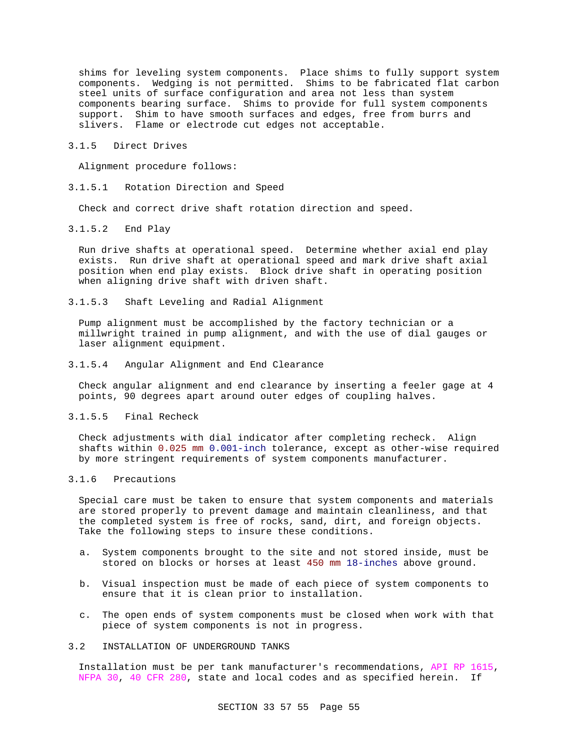shims for leveling system components. Place shims to fully support system components. Wedging is not permitted. Shims to be fabricated flat carbon steel units of surface configuration and area not less than system components bearing surface. Shims to provide for full system components support. Shim to have smooth surfaces and edges, free from burrs and slivers. Flame or electrode cut edges not acceptable.

### 3.1.5 Direct Drives

Alignment procedure follows:

#### 3.1.5.1 Rotation Direction and Speed

Check and correct drive shaft rotation direction and speed.

#### 3.1.5.2 End Play

Run drive shafts at operational speed. Determine whether axial end play exists. Run drive shaft at operational speed and mark drive shaft axial position when end play exists. Block drive shaft in operating position when aligning drive shaft with driven shaft.

#### 3.1.5.3 Shaft Leveling and Radial Alignment

Pump alignment must be accomplished by the factory technician or a millwright trained in pump alignment, and with the use of dial gauges or laser alignment equipment.

#### 3.1.5.4 Angular Alignment and End Clearance

Check angular alignment and end clearance by inserting a feeler gage at 4 points, 90 degrees apart around outer edges of coupling halves.

#### 3.1.5.5 Final Recheck

Check adjustments with dial indicator after completing recheck. Align shafts within 0.025 mm 0.001-inch tolerance, except as other-wise required by more stringent requirements of system components manufacturer.

### 3.1.6 Precautions

Special care must be taken to ensure that system components and materials are stored properly to prevent damage and maintain cleanliness, and that the completed system is free of rocks, sand, dirt, and foreign objects. Take the following steps to insure these conditions.

a. System components brought to the site and not stored inside, must be stored on blocks or horses at least 450 mm 18-inches above ground.

b. Visual inspection must be made of each piece of system components to ensure that it is clean prior to installation.

c. The open ends of system components must be closed when work with that piece of system components is not in progress.

## 3.2 INSTALLATION OF UNDERGROUND TANKS

Installation must be per tank manufacturer's recommendations, API RP 1615, NFPA 30, 40 CFR 280, state and local codes and as specified herein. If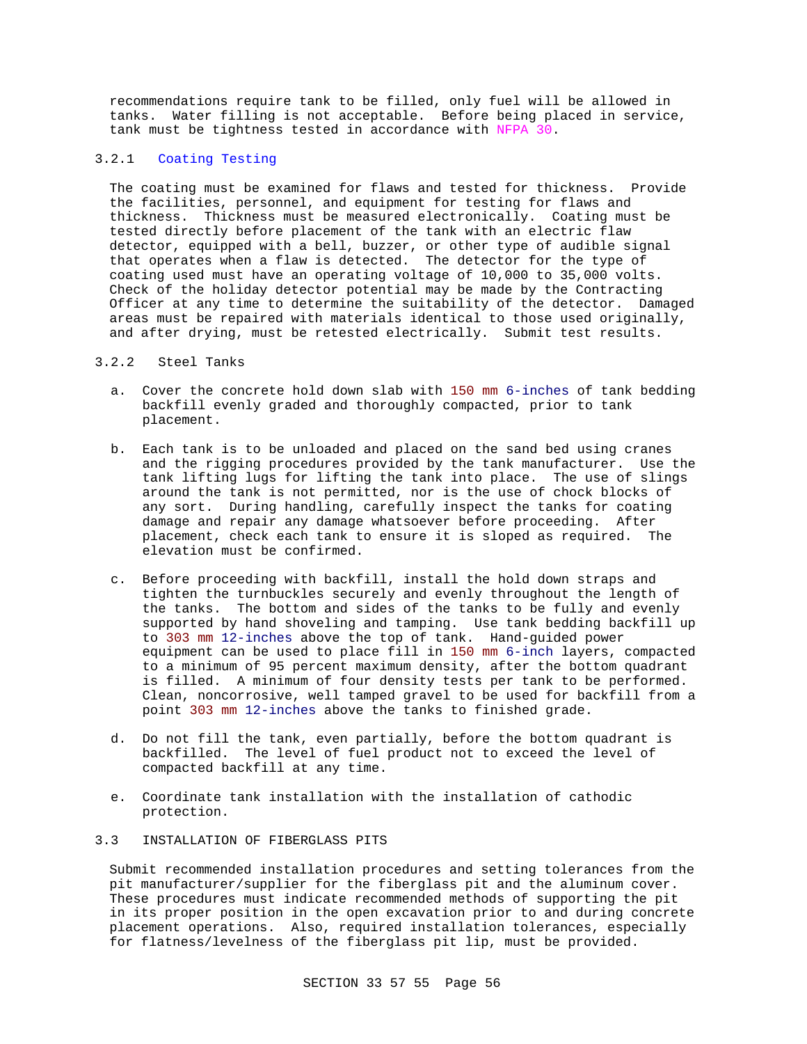recommendations require tank to be filled, only fuel will be allowed in tanks. Water filling is not acceptable. Before being placed in service, tank must be tightness tested in accordance with NFPA 30.

### 3.2.1 Coating Testing

The coating must be examined for flaws and tested for thickness. Provide the facilities, personnel, and equipment for testing for flaws and thickness. Thickness must be measured electronically. Coating must be tested directly before placement of the tank with an electric flaw detector, equipped with a bell, buzzer, or other type of audible signal that operates when a flaw is detected. The detector for the type of coating used must have an operating voltage of 10,000 to 35,000 volts. Check of the holiday detector potential may be made by the Contracting Officer at any time to determine the suitability of the detector. Damaged areas must be repaired with materials identical to those used originally, and after drying, must be retested electrically. Submit test results.

### 3.2.2 Steel Tanks

a. Cover the concrete hold down slab with 150 mm 6-inches of tank bedding backfill evenly graded and thoroughly compacted, prior to tank placement.

b. Each tank is to be unloaded and placed on the sand bed using cranes and the rigging procedures provided by the tank manufacturer. Use the tank lifting lugs for lifting the tank into place. The use of slings around the tank is not permitted, nor is the use of chock blocks of any sort. During handling, carefully inspect the tanks for coating damage and repair any damage whatsoever before proceeding. After placement, check each tank to ensure it is sloped as required. The elevation must be confirmed.

c. Before proceeding with backfill, install the hold down straps and tighten the turnbuckles securely and evenly throughout the length of the tanks. The bottom and sides of the tanks to be fully and evenly supported by hand shoveling and tamping. Use tank bedding backfill up to 303 mm 12-inches above the top of tank. Hand-guided power equipment can be used to place fill in 150 mm 6-inch layers, compacted to a minimum of 95 percent maximum density, after the bottom quadrant is filled. A minimum of four density tests per tank to be performed. Clean, noncorrosive, well tamped gravel to be used for backfill from a point 303 mm 12-inches above the tanks to finished grade.

d. Do not fill the tank, even partially, before the bottom quadrant is backfilled. The level of fuel product not to exceed the level of compacted backfill at any time.

e. Coordinate tank installation with the installation of cathodic protection.

## 3.3 INSTALLATION OF FIBERGLASS PITS

Submit recommended installation procedures and setting tolerances from the pit manufacturer/supplier for the fiberglass pit and the aluminum cover. These procedures must indicate recommended methods of supporting the pit in its proper position in the open excavation prior to and during concrete placement operations. Also, required installation tolerances, especially for flatness/levelness of the fiberglass pit lip, must be provided.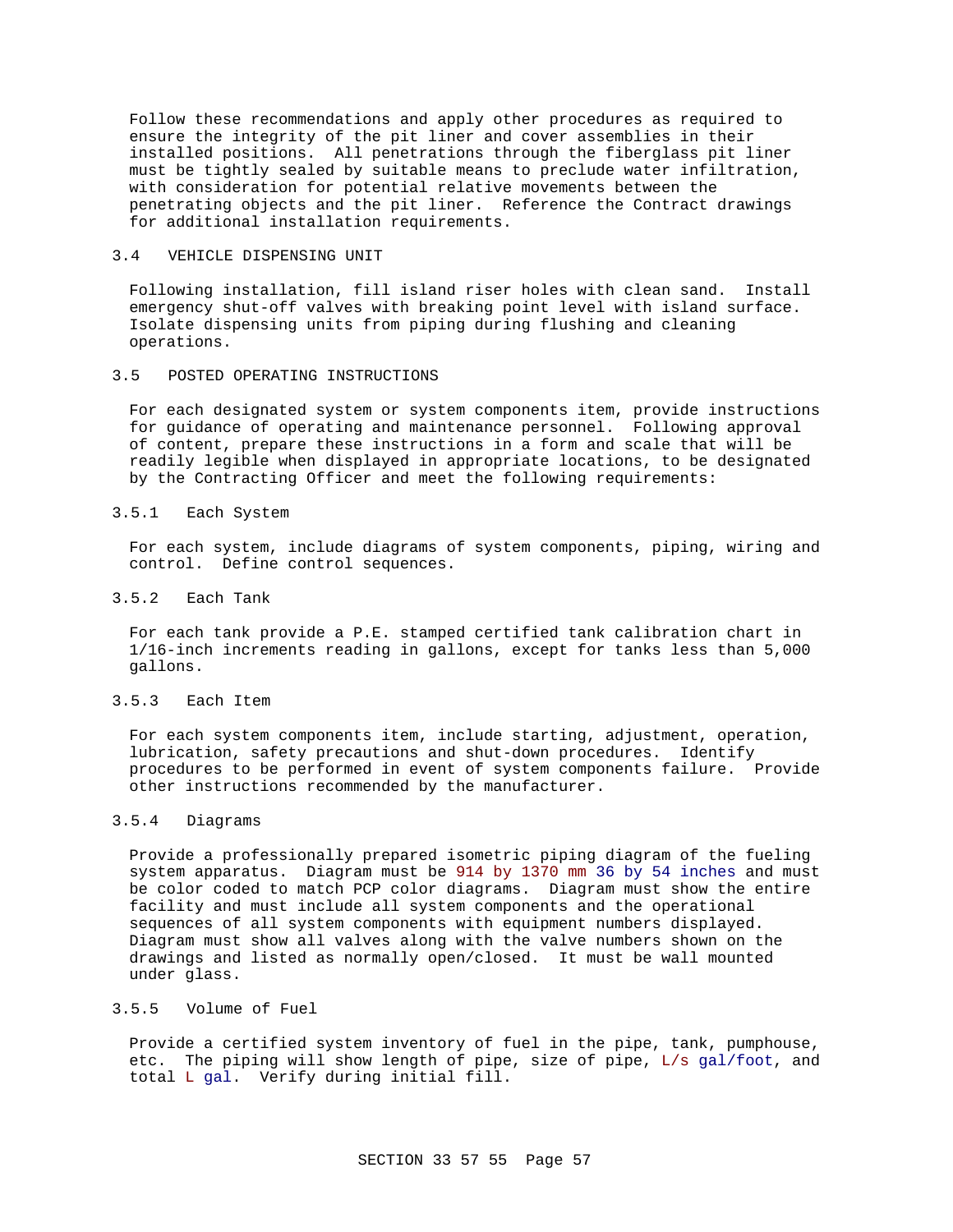Follow these recommendations and apply other procedures as required to ensure the integrity of the pit liner and cover assemblies in their installed positions. All penetrations through the fiberglass pit liner must be tightly sealed by suitable means to preclude water infiltration, with consideration for potential relative movements between the penetrating objects and the pit liner. Reference the Contract drawings for additional installation requirements.

## 3.4 VEHICLE DISPENSING UNIT

Following installation, fill island riser holes with clean sand. Install emergency shut-off valves with breaking point level with island surface. Isolate dispensing units from piping during flushing and cleaning operations.

## 3.5 POSTED OPERATING INSTRUCTIONS

For each designated system or system components item, provide instructions for guidance of operating and maintenance personnel. Following approval of content, prepare these instructions in a form and scale that will be readily legible when displayed in appropriate locations, to be designated by the Contracting Officer and meet the following requirements:

### 3.5.1 Each System

For each system, include diagrams of system components, piping, wiring and control. Define control sequences.

### 3.5.2 Each Tank

For each tank provide a P.E. stamped certified tank calibration chart in 1/16-inch increments reading in gallons, except for tanks less than 5,000 gallons.

### 3.5.3 Each Item

For each system components item, include starting, adjustment, operation, lubrication, safety precautions and shut-down procedures. Identify procedures to be performed in event of system components failure. Provide other instructions recommended by the manufacturer.

### 3.5.4 Diagrams

Provide a professionally prepared isometric piping diagram of the fueling system apparatus. Diagram must be 914 by 1370 mm 36 by 54 inches and must be color coded to match PCP color diagrams. Diagram must show the entire facility and must include all system components and the operational sequences of all system components with equipment numbers displayed. Diagram must show all valves along with the valve numbers shown on the drawings and listed as normally open/closed. It must be wall mounted under glass.

### 3.5.5 Volume of Fuel

Provide a certified system inventory of fuel in the pipe, tank, pumphouse, etc. The piping will show length of pipe, size of pipe, L/s gal/foot, and total L gal. Verify during initial fill.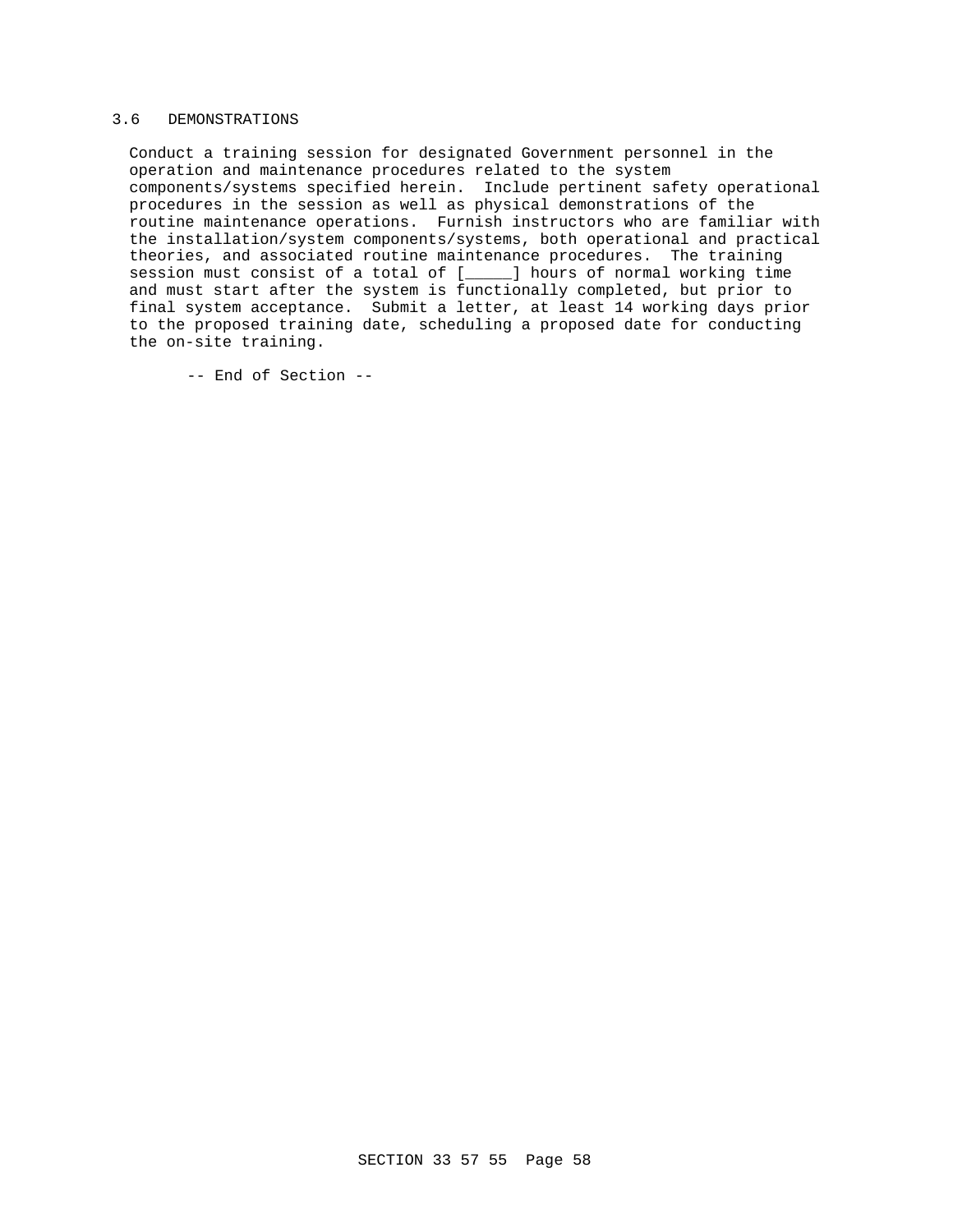## 3.6 DEMONSTRATIONS

Conduct a training session for designated Government personnel in the operation and maintenance procedures related to the system components/systems specified herein. Include pertinent safety operational procedures in the session as well as physical demonstrations of the routine maintenance operations. Furnish instructors who are familiar with the installation/system components/systems, both operational and practical theories, and associated routine maintenance procedures. The training session must consist of a total of [_____] hours of normal working time and must start after the system is functionally completed, but prior to final system acceptance. Submit a letter, at least 14 working days prior to the proposed training date, scheduling a proposed date for conducting the on-site training.

-- End of Section --